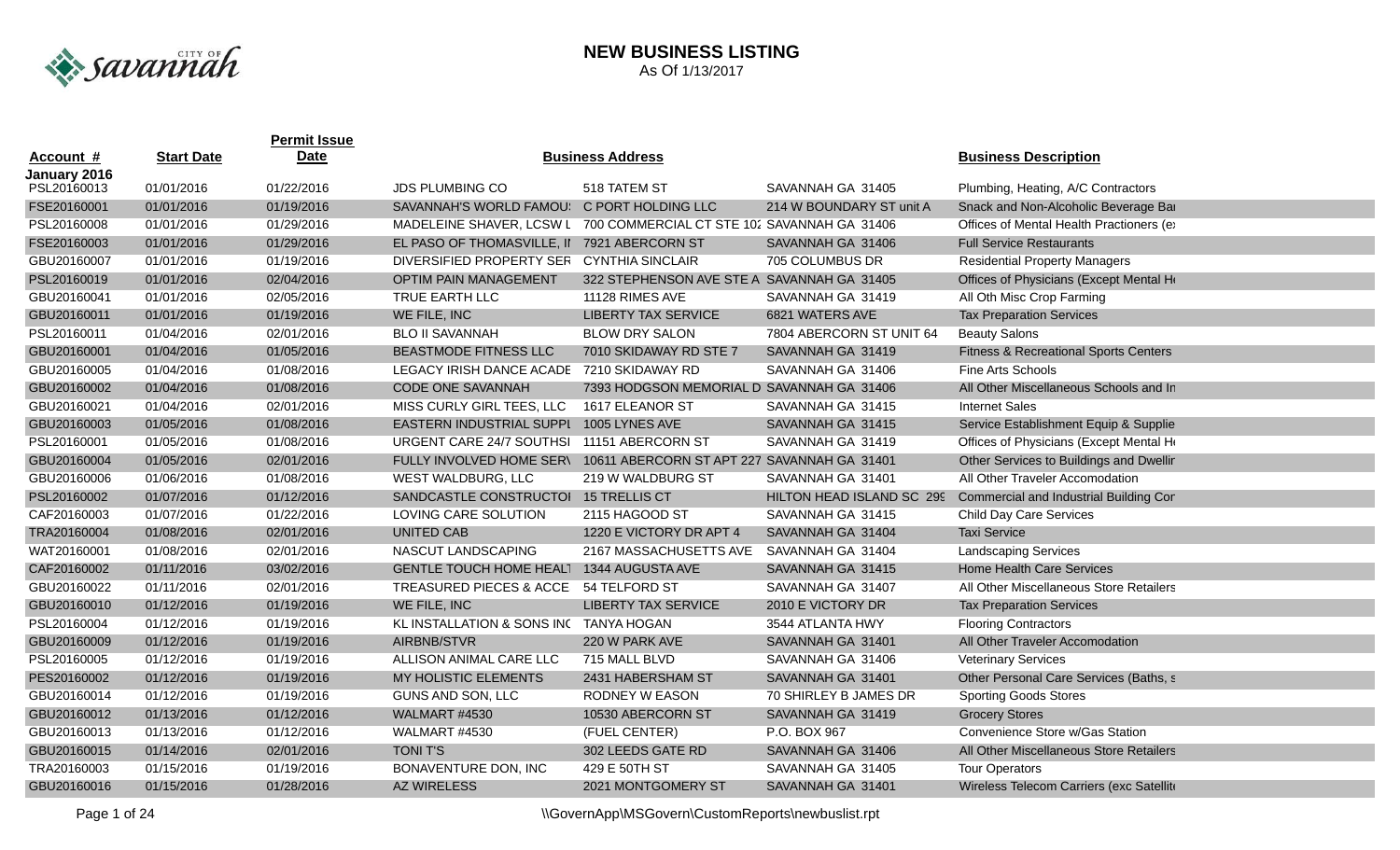# NEW BUSINESS LISTING

As Of 1/13/2017

| Account # | Start Date | Permit Issue Date | Business Address | | | Business Description |
|---|---|---|---|---|---|---|
| **January 2016** | | | | | | |
| PSL20160013 | 01/01/2016 | 01/22/2016 | JDS PLUMBING CO | 518 TATEM ST | SAVANNAH GA 31405 | Plumbing, Heating, A/C Contractors |
| FSE20160001 | 01/01/2016 | 01/19/2016 | SAVANNAH'S WORLD FAMOU: | C PORT HOLDING LLC | 214 W BOUNDARY ST unit A | Snack and Non-Alcoholic Beverage Bar |
| PSL20160008 | 01/01/2016 | 01/29/2016 | MADELEINE SHAVER, LCSW L | 700 COMMERCIAL CT STE 102 | SAVANNAH GA 31406 | Offices of Mental Health Practioners (ex |
| FSE20160003 | 01/01/2016 | 01/29/2016 | EL PASO OF THOMASVILLE, II | 7921 ABERCORN ST | SAVANNAH GA 31406 | Full Service Restaurants |
| GBU20160007 | 01/01/2016 | 01/19/2016 | DIVERSIFIED PROPERTY SER | CYNTHIA SINCLAIR | 705 COLUMBUS DR | Residential Property Managers |
| PSL20160019 | 01/01/2016 | 02/04/2016 | OPTIM PAIN MANAGEMENT | 322 STEPHENSON AVE STE A | SAVANNAH GA 31405 | Offices of Physicians (Except Mental He |
| GBU20160041 | 01/01/2016 | 02/05/2016 | TRUE EARTH LLC | 11128 RIMES AVE | SAVANNAH GA 31419 | All Oth Misc Crop Farming |
| GBU20160011 | 01/01/2016 | 01/19/2016 | WE FILE, INC | LIBERTY TAX SERVICE | 6821 WATERS AVE | Tax Preparation Services |
| PSL20160011 | 01/04/2016 | 02/01/2016 | BLO II SAVANNAH | BLOW DRY SALON | 7804 ABERCORN ST UNIT 64 | Beauty Salons |
| GBU20160001 | 01/04/2016 | 01/05/2016 | BEASTMODE FITNESS LLC | 7010 SKIDAWAY RD STE 7 | SAVANNAH GA 31419 | Fitness & Recreational Sports Centers |
| GBU20160005 | 01/04/2016 | 01/08/2016 | LEGACY IRISH DANCE ACADE | 7210 SKIDAWAY RD | SAVANNAH GA 31406 | Fine Arts Schools |
| GBU20160002 | 01/04/2016 | 01/08/2016 | CODE ONE SAVANNAH | 7393 HODGSON MEMORIAL D | SAVANNAH GA 31406 | All Other Miscellaneous Schools and In |
| GBU20160021 | 01/04/2016 | 02/01/2016 | MISS CURLY GIRL TEES, LLC | 1617 ELEANOR ST | SAVANNAH GA 31415 | Internet Sales |
| GBU20160003 | 01/05/2016 | 01/08/2016 | EASTERN INDUSTRIAL SUPPI | 1005 LYNES AVE | SAVANNAH GA 31415 | Service Establishment Equip & Supplie |
| PSL20160001 | 01/05/2016 | 01/08/2016 | URGENT CARE 24/7 SOUTHSI | 11151 ABERCORN ST | SAVANNAH GA 31419 | Offices of Physicians (Except Mental He |
| GBU20160004 | 01/05/2016 | 02/01/2016 | FULLY INVOLVED HOME SER\ | 10611 ABERCORN ST APT 227 | SAVANNAH GA 31401 | Other Services to Buildings and Dwellir |
| GBU20160006 | 01/06/2016 | 01/08/2016 | WEST WALDBURG, LLC | 219 W WALDBURG ST | SAVANNAH GA 31401 | All Other Traveler Accomodation |
| PSL20160002 | 01/07/2016 | 01/12/2016 | SANDCASTLE CONSTRUCTOI | 15 TRELLIS CT | HILTON HEAD ISLAND SC 299 | Commercial and Industrial Building Cor |
| CAF20160003 | 01/07/2016 | 01/22/2016 | LOVING CARE SOLUTION | 2115 HAGOOD ST | SAVANNAH GA 31415 | Child Day Care Services |
| TRA20160004 | 01/08/2016 | 02/01/2016 | UNITED CAB | 1220 E VICTORY DR APT 4 | SAVANNAH GA 31404 | Taxi Service |
| WAT20160001 | 01/08/2016 | 02/01/2016 | NASCUT LANDSCAPING | 2167 MASSACHUSETTS AVE | SAVANNAH GA 31404 | Landscaping Services |
| CAF20160002 | 01/11/2016 | 03/02/2016 | GENTLE TOUCH HOME HEALT | 1344 AUGUSTA AVE | SAVANNAH GA 31415 | Home Health Care Services |
| GBU20160022 | 01/11/2016 | 02/01/2016 | TREASURED PIECES & ACCE | 54 TELFORD ST | SAVANNAH GA 31407 | All Other Miscellaneous Store Retailers |
| GBU20160010 | 01/12/2016 | 01/19/2016 | WE FILE, INC | LIBERTY TAX SERVICE | 2010 E VICTORY DR | Tax Preparation Services |
| PSL20160004 | 01/12/2016 | 01/19/2016 | KL INSTALLATION & SONS INC | TANYA HOGAN | 3544 ATLANTA HWY | Flooring Contractors |
| GBU20160009 | 01/12/2016 | 01/19/2016 | AIRBNB/STVR | 220 W PARK AVE | SAVANNAH GA 31401 | All Other Traveler Accomodation |
| PSL20160005 | 01/12/2016 | 01/19/2016 | ALLISON ANIMAL CARE LLC | 715 MALL BLVD | SAVANNAH GA 31406 | Veterinary Services |
| PES20160002 | 01/12/2016 | 01/19/2016 | MY HOLISTIC ELEMENTS | 2431 HABERSHAM ST | SAVANNAH GA 31401 | Other Personal Care Services (Baths, s |
| GBU20160014 | 01/12/2016 | 01/19/2016 | GUNS AND SON, LLC | RODNEY W EASON | 70 SHIRLEY B JAMES DR | Sporting Goods Stores |
| GBU20160012 | 01/13/2016 | 01/12/2016 | WALMART #4530 | 10530 ABERCORN ST | SAVANNAH GA 31419 | Grocery Stores |
| GBU20160013 | 01/13/2016 | 01/12/2016 | WALMART #4530 | (FUEL CENTER) | P.O. BOX 967 | Convenience Store w/Gas Station |
| GBU20160015 | 01/14/2016 | 02/01/2016 | TONI T'S | 302 LEEDS GATE RD | SAVANNAH GA 31406 | All Other Miscellaneous Store Retailers |
| TRA20160003 | 01/15/2016 | 01/19/2016 | BONAVENTURE DON, INC | 429 E 50TH ST | SAVANNAH GA 31405 | Tour Operators |
| GBU20160016 | 01/15/2016 | 01/28/2016 | AZ WIRELESS | 2021 MONTGOMERY ST | SAVANNAH GA 31401 | Wireless Telecom Carriers (exc Satellite |

\\GovernApp\MSGovern\CustomReports\newbuslist.rpt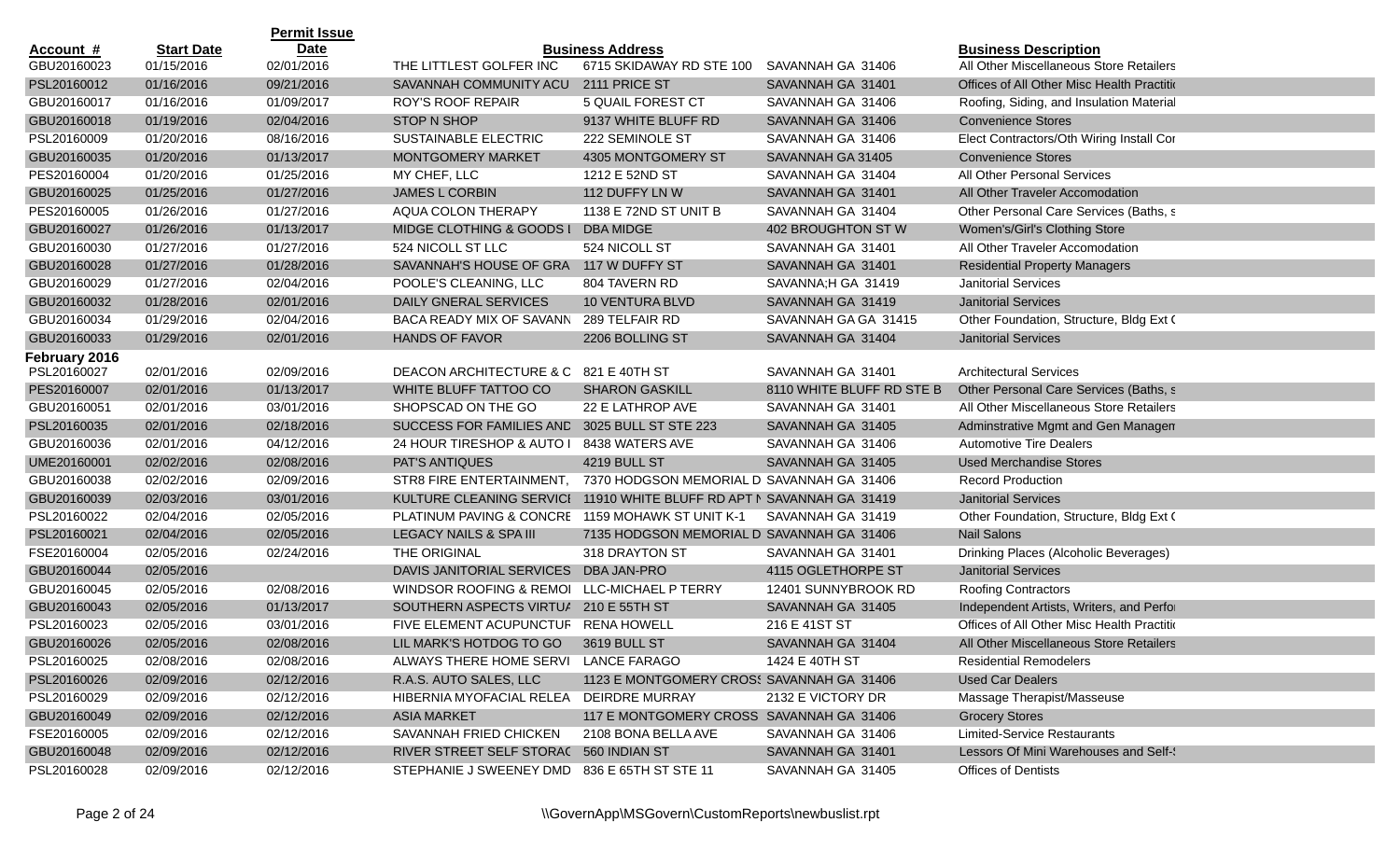| Account # | Start Date | Permit Issue Date | Business Address | | | Business Description |
|---|---|---|---|---|---|---|
| GBU20160023 | 01/15/2016 | 02/01/2016 | THE LITTLEST GOLFER INC | 6715 SKIDAWAY RD STE 100 | SAVANNAH GA 31406 | All Other Miscellaneous Store Retailers |
| PSL20160012 | 01/16/2016 | 09/21/2016 | SAVANNAH COMMUNITY ACU | 2111 PRICE ST | SAVANNAH GA 31401 | Offices of All Other Misc Health Practitio |
| GBU20160017 | 01/16/2016 | 01/09/2017 | ROY'S ROOF REPAIR | 5 QUAIL FOREST CT | SAVANNAH GA 31406 | Roofing, Siding, and Insulation Material |
| GBU20160018 | 01/19/2016 | 02/04/2016 | STOP N SHOP | 9137 WHITE BLUFF RD | SAVANNAH GA 31406 | Convenience Stores |
| PSL20160009 | 01/20/2016 | 08/16/2016 | SUSTAINABLE ELECTRIC | 222 SEMINOLE ST | SAVANNAH GA 31406 | Elect Contractors/Oth Wiring Install Cor |
| GBU20160035 | 01/20/2016 | 01/13/2017 | MONTGOMERY MARKET | 4305 MONTGOMERY ST | SAVANNAH GA 31405 | Convenience Stores |
| PES20160004 | 01/20/2016 | 01/25/2016 | MY CHEF, LLC | 1212 E 52ND ST | SAVANNAH GA 31404 | All Other Personal Services |
| GBU20160025 | 01/25/2016 | 01/27/2016 | JAMES L CORBIN | 112 DUFFY LN W | SAVANNAH GA 31401 | All Other Traveler Accomodation |
| PES20160005 | 01/26/2016 | 01/27/2016 | AQUA COLON THERAPY | 1138 E 72ND ST UNIT B | SAVANNAH GA 31404 | Other Personal Care Services (Baths, s |
| GBU20160027 | 01/26/2016 | 01/13/2017 | MIDGE CLOTHING & GOODS I | DBA MIDGE | 402 BROUGHTON ST W | Women's/Girl's Clothing Store |
| GBU20160030 | 01/27/2016 | 01/27/2016 | 524 NICOLL ST LLC | 524 NICOLL ST | SAVANNAH GA 31401 | All Other Traveler Accomodation |
| GBU20160028 | 01/27/2016 | 01/28/2016 | SAVANNAH'S HOUSE OF GRA | 117 W DUFFY ST | SAVANNAH GA 31401 | Residential Property Managers |
| GBU20160029 | 01/27/2016 | 02/04/2016 | POOLE'S CLEANING, LLC | 804 TAVERN RD | SAVANNA;H GA 31419 | Janitorial Services |
| GBU20160032 | 01/28/2016 | 02/01/2016 | DAILY GNERAL SERVICES | 10 VENTURA BLVD | SAVANNAH GA 31419 | Janitorial Services |
| GBU20160034 | 01/29/2016 | 02/04/2016 | BACA READY MIX OF SAVANN | 289 TELFAIR RD | SAVANNAH GA GA 31415 | Other Foundation, Structure, Bldg Ext ( |
| GBU20160033 | 01/29/2016 | 02/01/2016 | HANDS OF FAVOR | 2206 BOLLING ST | SAVANNAH GA 31404 | Janitorial Services |
| **February 2016** | | | | | | |
| PSL20160027 | 02/01/2016 | 02/09/2016 | DEACON ARCHITECTURE & C | 821 E 40TH ST | SAVANNAH GA 31401 | Architectural Services |
| PES20160007 | 02/01/2016 | 01/13/2017 | WHITE BLUFF TATTOO CO | SHARON GASKILL | 8110 WHITE BLUFF RD STE B | Other Personal Care Services (Baths, s |
| GBU20160051 | 02/01/2016 | 03/01/2016 | SHOPSCAD ON THE GO | 22 E LATHROP AVE | SAVANNAH GA 31401 | All Other Miscellaneous Store Retailers |
| PSL20160035 | 02/01/2016 | 02/18/2016 | SUCCESS FOR FAMILIES AND | 3025 BULL ST STE 223 | SAVANNAH GA 31405 | Adminstrative Mgmt and Gen Managem |
| GBU20160036 | 02/01/2016 | 04/12/2016 | 24 HOUR TIRESHOP & AUTO I | 8438 WATERS AVE | SAVANNAH GA 31406 | Automotive Tire Dealers |
| UME20160001 | 02/02/2016 | 02/08/2016 | PAT'S ANTIQUES | 4219 BULL ST | SAVANNAH GA 31405 | Used Merchandise Stores |
| GBU20160038 | 02/02/2016 | 02/09/2016 | STR8 FIRE ENTERTAINMENT, | 7370 HODGSON MEMORIAL D | SAVANNAH GA 31406 | Record Production |
| GBU20160039 | 02/03/2016 | 03/01/2016 | KULTURE CLEANING SERVICI | 11910 WHITE BLUFF RD APT N | SAVANNAH GA 31419 | Janitorial Services |
| PSL20160022 | 02/04/2016 | 02/05/2016 | PLATINUM PAVING & CONCRE | 1159 MOHAWK ST UNIT K-1 | SAVANNAH GA 31419 | Other Foundation, Structure, Bldg Ext ( |
| PSL20160021 | 02/04/2016 | 02/05/2016 | LEGACY NAILS & SPA III | 7135 HODGSON MEMORIAL D | SAVANNAH GA 31406 | Nail Salons |
| FSE20160004 | 02/05/2016 | 02/24/2016 | THE ORIGINAL | 318 DRAYTON ST | SAVANNAH GA 31401 | Drinking Places (Alcoholic Beverages) |
| GBU20160044 | 02/05/2016 | | DAVIS JANITORIAL SERVICES | DBA JAN-PRO | 4115 OGLETHORPE ST | Janitorial Services |
| GBU20160045 | 02/05/2016 | 02/08/2016 | WINDSOR ROOFING & REMOI | LLC-MICHAEL P TERRY | 12401 SUNNYBROOK RD | Roofing Contractors |
| GBU20160043 | 02/05/2016 | 01/13/2017 | SOUTHERN ASPECTS VIRTUA | 210 E 55TH ST | SAVANNAH GA 31405 | Independent Artists, Writers, and Perfo |
| PSL20160023 | 02/05/2016 | 03/01/2016 | FIVE ELEMENT ACUPUNCTUF | RENA HOWELL | 216 E 41ST ST | Offices of All Other Misc Health Practitio |
| GBU20160026 | 02/05/2016 | 02/08/2016 | LIL MARK'S HOTDOG TO GO | 3619 BULL ST | SAVANNAH GA 31404 | All Other Miscellaneous Store Retailers |
| PSL20160025 | 02/08/2016 | 02/08/2016 | ALWAYS THERE HOME SERVI | LANCE FARAGO | 1424 E 40TH ST | Residential Remodelers |
| PSL20160026 | 02/09/2016 | 02/12/2016 | R.A.S. AUTO SALES, LLC | 1123 E MONTGOMERY CROSS | SAVANNAH GA 31406 | Used Car Dealers |
| PSL20160029 | 02/09/2016 | 02/12/2016 | HIBERNIA MYOFACIAL RELEA | DEIRDRE MURRAY | 2132 E VICTORY DR | Massage Therapist/Masseuse |
| GBU20160049 | 02/09/2016 | 02/12/2016 | ASIA MARKET | 117 E MONTGOMERY CROSS | SAVANNAH GA 31406 | Grocery Stores |
| FSE20160005 | 02/09/2016 | 02/12/2016 | SAVANNAH FRIED CHICKEN | 2108 BONA BELLA AVE | SAVANNAH GA 31406 | Limited-Service Restaurants |
| GBU20160048 | 02/09/2016 | 02/12/2016 | RIVER STREET SELF STORAC | 560 INDIAN ST | SAVANNAH GA 31401 | Lessors Of Mini Warehouses and Self-S |
| PSL20160028 | 02/09/2016 | 02/12/2016 | STEPHANIE J SWEENEY DMD | 836 E 65TH ST STE 11 | SAVANNAH GA 31405 | Offices of Dentists |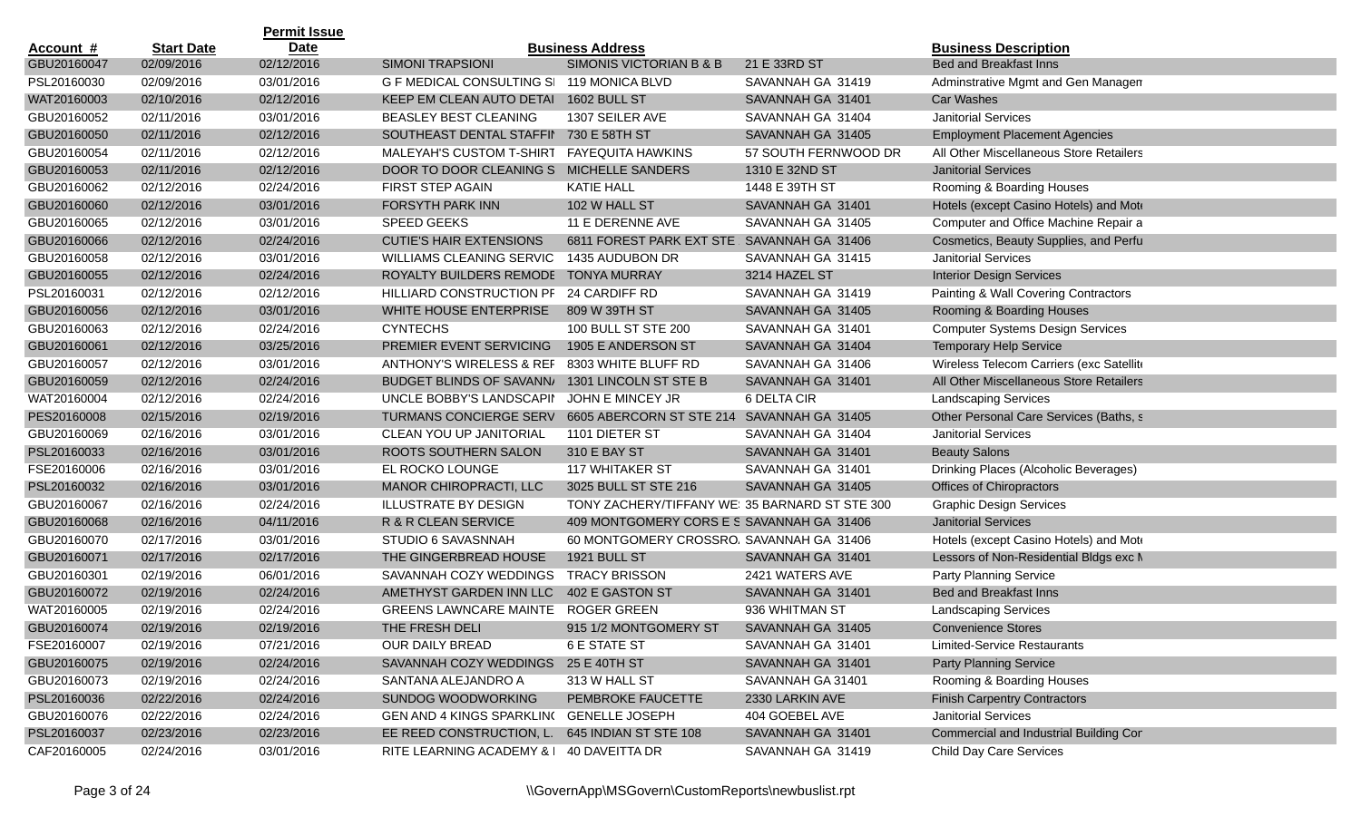| Account # | Start Date | Permit Issue Date | Business Address | | | Business Description |
|---|---|---|---|---|---|---|
| GBU20160047 | 02/09/2016 | 02/12/2016 | SIMONI TRAPSIONI | SIMONIS VICTORIAN B & B | 21 E 33RD ST | Bed and Breakfast Inns |
| PSL20160030 | 02/09/2016 | 03/01/2016 | G F MEDICAL CONSULTING SI | 119 MONICA BLVD | SAVANNAH GA 31419 | Adminstrative Mgmt and Gen Managem |
| WAT20160003 | 02/10/2016 | 02/12/2016 | KEEP EM CLEAN AUTO DETAI | 1602 BULL ST | SAVANNAH GA 31401 | Car Washes |
| GBU20160052 | 02/11/2016 | 03/01/2016 | BEASLEY BEST CLEANING | 1307 SEILER AVE | SAVANNAH GA 31404 | Janitorial Services |
| GBU20160050 | 02/11/2016 | 02/12/2016 | SOUTHEAST DENTAL STAFFIN | 730 E 58TH ST | SAVANNAH GA 31405 | Employment Placement Agencies |
| GBU20160054 | 02/11/2016 | 02/12/2016 | MALEYAH'S CUSTOM T-SHIRT | FAYEQUITA HAWKINS | 57 SOUTH FERNWOOD DR | All Other Miscellaneous Store Retailers |
| GBU20160053 | 02/11/2016 | 02/12/2016 | DOOR TO DOOR CLEANING S | MICHELLE SANDERS | 1310 E 32ND ST | Janitorial Services |
| GBU20160062 | 02/12/2016 | 02/24/2016 | FIRST STEP AGAIN | KATIE HALL | 1448 E 39TH ST | Rooming & Boarding Houses |
| GBU20160060 | 02/12/2016 | 03/01/2016 | FORSYTH PARK INN | 102 W HALL ST | SAVANNAH GA 31401 | Hotels (except Casino Hotels) and Mote |
| GBU20160065 | 02/12/2016 | 03/01/2016 | SPEED GEEKS | 11 E DERENNE AVE | SAVANNAH GA 31405 | Computer and Office Machine Repair a |
| GBU20160066 | 02/12/2016 | 02/24/2016 | CUTIE'S HAIR EXTENSIONS | 6811 FOREST PARK EXT STE | SAVANNAH GA 31406 | Cosmetics, Beauty Supplies, and Perfu |
| GBU20160058 | 02/12/2016 | 03/01/2016 | WILLIAMS CLEANING SERVIC | 1435 AUDUBON DR | SAVANNAH GA 31415 | Janitorial Services |
| GBU20160055 | 02/12/2016 | 02/24/2016 | ROYALTY BUILDERS REMODE | TONYA MURRAY | 3214 HAZEL ST | Interior Design Services |
| PSL20160031 | 02/12/2016 | 02/12/2016 | HILLIARD CONSTRUCTION PF | 24 CARDIFF RD | SAVANNAH GA 31419 | Painting & Wall Covering Contractors |
| GBU20160056 | 02/12/2016 | 03/01/2016 | WHITE HOUSE ENTERPRISE | 809 W 39TH ST | SAVANNAH GA 31405 | Rooming & Boarding Houses |
| GBU20160063 | 02/12/2016 | 02/24/2016 | CYNTECHS | 100 BULL ST STE 200 | SAVANNAH GA 31401 | Computer Systems Design Services |
| GBU20160061 | 02/12/2016 | 03/25/2016 | PREMIER EVENT SERVICING | 1905 E ANDERSON ST | SAVANNAH GA 31404 | Temporary Help Service |
| GBU20160057 | 02/12/2016 | 03/01/2016 | ANTHONY'S WIRELESS & REF | 8303 WHITE BLUFF RD | SAVANNAH GA 31406 | Wireless Telecom Carriers (exc Satellite |
| GBU20160059 | 02/12/2016 | 02/24/2016 | BUDGET BLINDS OF SAVANN/ | 1301 LINCOLN ST STE B | SAVANNAH GA 31401 | All Other Miscellaneous Store Retailers |
| WAT20160004 | 02/12/2016 | 02/24/2016 | UNCLE BOBBY'S LANDSCAPII | JOHN E MINCEY JR | 6 DELTA CIR | Landscaping Services |
| PES20160008 | 02/15/2016 | 02/19/2016 | TURMANS CONCIERGE SERV | 6605 ABERCORN ST STE 214 | SAVANNAH GA 31405 | Other Personal Care Services (Baths, s |
| GBU20160069 | 02/16/2016 | 03/01/2016 | CLEAN YOU UP JANITORIAL | 1101 DIETER ST | SAVANNAH GA 31404 | Janitorial Services |
| PSL20160033 | 02/16/2016 | 03/01/2016 | ROOTS SOUTHERN SALON | 310 E BAY ST | SAVANNAH GA 31401 | Beauty Salons |
| FSE20160006 | 02/16/2016 | 03/01/2016 | EL ROCKO LOUNGE | 117 WHITAKER ST | SAVANNAH GA 31401 | Drinking Places (Alcoholic Beverages) |
| PSL20160032 | 02/16/2016 | 03/01/2016 | MANOR CHIROPRACTI, LLC | 3025 BULL ST STE 216 | SAVANNAH GA 31405 | Offices of Chiropractors |
| GBU20160067 | 02/16/2016 | 02/24/2016 | ILLUSTRATE BY DESIGN | TONY ZACHERY/TIFFANY WE | 35 BARNARD ST STE 300 | Graphic Design Services |
| GBU20160068 | 02/16/2016 | 04/11/2016 | R & R CLEAN SERVICE | 409 MONTGOMERY CORS E S | SAVANNAH GA 31406 | Janitorial Services |
| GBU20160070 | 02/17/2016 | 03/01/2016 | STUDIO 6 SAVASNNAH | 60 MONTGOMERY CROSSRO. | SAVANNAH GA 31406 | Hotels (except Casino Hotels) and Mote |
| GBU20160071 | 02/17/2016 | 02/17/2016 | THE GINGERBREAD HOUSE | 1921 BULL ST | SAVANNAH GA 31401 | Lessors of Non-Residential Bldgs exc M |
| GBU20160301 | 02/19/2016 | 06/01/2016 | SAVANNAH COZY WEDDINGS | TRACY BRISSON | 2421 WATERS AVE | Party Planning Service |
| GBU20160072 | 02/19/2016 | 02/24/2016 | AMETHYST GARDEN INN LLC | 402 E GASTON ST | SAVANNAH GA 31401 | Bed and Breakfast Inns |
| WAT20160005 | 02/19/2016 | 02/24/2016 | GREENS LAWNCARE MAINTE | ROGER GREEN | 936 WHITMAN ST | Landscaping Services |
| GBU20160074 | 02/19/2016 | 02/19/2016 | THE FRESH DELI | 915 1/2 MONTGOMERY ST | SAVANNAH GA 31405 | Convenience Stores |
| FSE20160007 | 02/19/2016 | 07/21/2016 | OUR DAILY BREAD | 6 E STATE ST | SAVANNAH GA 31401 | Limited-Service Restaurants |
| GBU20160075 | 02/19/2016 | 02/24/2016 | SAVANNAH COZY WEDDINGS | 25 E 40TH ST | SAVANNAH GA 31401 | Party Planning Service |
| GBU20160073 | 02/19/2016 | 02/24/2016 | SANTANA ALEJANDRO A | 313 W HALL ST | SAVANNAH GA 31401 | Rooming & Boarding Houses |
| PSL20160036 | 02/22/2016 | 02/24/2016 | SUNDOG WOODWORKING | PEMBROKE FAUCETTE | 2330 LARKIN AVE | Finish Carpentry Contractors |
| GBU20160076 | 02/22/2016 | 02/24/2016 | GEN AND 4 KINGS SPARKLIN( | GENELLE JOSEPH | 404 GOEBEL AVE | Janitorial Services |
| PSL20160037 | 02/23/2016 | 02/23/2016 | EE REED CONSTRUCTION, L. | 645 INDIAN ST STE 108 | SAVANNAH GA 31401 | Commercial and Industrial Building Cor |
| CAF20160005 | 02/24/2016 | 03/01/2016 | RITE LEARNING ACADEMY & I | 40 DAVEITTA DR | SAVANNAH GA 31419 | Child Day Care Services |

\\GovernApp\MSGovern\CustomReports\newbuslist.rpt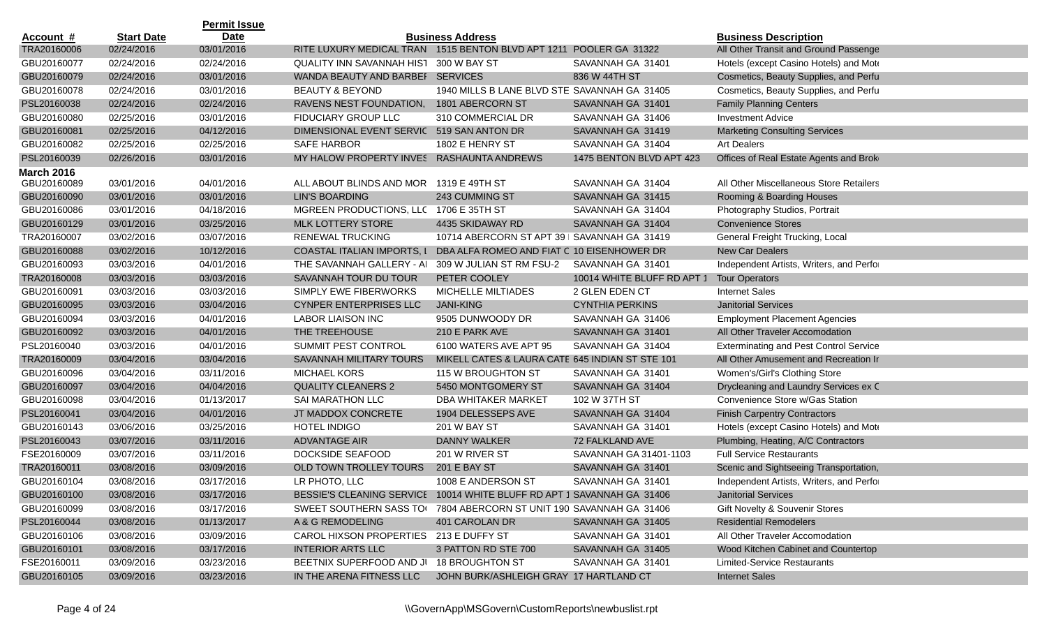| Account # | Start Date | Permit Issue Date | | Business Address | | Business Description |
|---|---|---|---|---|---|---|
| TRA20160006 | 02/24/2016 | 03/01/2016 | RITE LUXURY MEDICAL TRAN | 1515 BENTON BLVD APT 1211 | POOLER GA 31322 | All Other Transit and Ground Passenge |
| GBU20160077 | 02/24/2016 | 02/24/2016 | QUALITY INN SAVANNAH HIST | 300 W BAY ST | SAVANNAH GA 31401 | Hotels (except Casino Hotels) and Mote |
| GBU20160079 | 02/24/2016 | 03/01/2016 | WANDA BEAUTY AND BARBEI | SERVICES | 836 W 44TH ST | Cosmetics, Beauty Supplies, and Perfu |
| GBU20160078 | 02/24/2016 | 03/01/2016 | BEAUTY & BEYOND | 1940 MILLS B LANE BLVD STE | SAVANNAH GA 31405 | Cosmetics, Beauty Supplies, and Perfu |
| PSL20160038 | 02/24/2016 | 02/24/2016 | RAVENS NEST FOUNDATION, | 1801 ABERCORN ST | SAVANNAH GA 31401 | Family Planning Centers |
| GBU20160080 | 02/25/2016 | 03/01/2016 | FIDUCIARY GROUP LLC | 310 COMMERCIAL DR | SAVANNAH GA 31406 | Investment Advice |
| GBU20160081 | 02/25/2016 | 04/12/2016 | DIMENSIONAL EVENT SERVIC | 519 SAN ANTON DR | SAVANNAH GA 31419 | Marketing Consulting Services |
| GBU20160082 | 02/25/2016 | 02/25/2016 | SAFE HARBOR | 1802 E HENRY ST | SAVANNAH GA 31404 | Art Dealers |
| PSL20160039 | 02/26/2016 | 03/01/2016 | MY HALOW PROPERTY INVES | RASHAUNTA ANDREWS | 1475 BENTON BLVD APT 423 | Offices of Real Estate Agents and Brok |
| **March 2016** | | | | | | |
| GBU20160089 | 03/01/2016 | 04/01/2016 | ALL ABOUT BLINDS AND MOR | 1319 E 49TH ST | SAVANNAH GA 31404 | All Other Miscellaneous Store Retailers |
| GBU20160090 | 03/01/2016 | 03/01/2016 | LIN'S BOARDING | 243 CUMMING ST | SAVANNAH GA 31415 | Rooming & Boarding Houses |
| GBU20160086 | 03/01/2016 | 04/18/2016 | MGREEN PRODUCTIONS, LLC | 1706 E 35TH ST | SAVANNAH GA 31404 | Photography Studios, Portrait |
| GBU20160129 | 03/01/2016 | 03/25/2016 | MLK LOTTERY STORE | 4435 SKIDAWAY RD | SAVANNAH GA 31404 | Convenience Stores |
| TRA20160007 | 03/02/2016 | 03/07/2016 | RENEWAL TRUCKING | 10714 ABERCORN ST APT 39 | SAVANNAH GA 31419 | General Freight Trucking, Local |
| GBU20160088 | 03/02/2016 | 10/12/2016 | COASTAL ITALIAN IMPORTS, L | DBA ALFA ROMEO AND FIAT C | 10 EISENHOWER DR | New Car Dealers |
| GBU20160093 | 03/03/2016 | 04/01/2016 | THE SAVANNAH GALLERY - AI | 309 W JULIAN ST RM FSU-2 | SAVANNAH GA 31401 | Independent Artists, Writers, and Perfo |
| TRA20160008 | 03/03/2016 | 03/03/2016 | SAVANNAH TOUR DU TOUR | PETER COOLEY | 10014 WHITE BLUFF RD APT 1 | Tour Operators |
| GBU20160091 | 03/03/2016 | 03/03/2016 | SIMPLY EWE FIBERWORKS | MICHELLE MILTIADES | 2 GLEN EDEN CT | Internet Sales |
| GBU20160095 | 03/03/2016 | 03/04/2016 | CYNPER ENTERPRISES LLC | JANI-KING | CYNTHIA PERKINS | Janitorial Services |
| GBU20160094 | 03/03/2016 | 04/01/2016 | LABOR LIAISON INC | 9505 DUNWOODY DR | SAVANNAH GA 31406 | Employment Placement Agencies |
| GBU20160092 | 03/03/2016 | 04/01/2016 | THE TREEHOUSE | 210 E PARK AVE | SAVANNAH GA 31401 | All Other Traveler Accomodation |
| PSL20160040 | 03/03/2016 | 04/01/2016 | SUMMIT PEST CONTROL | 6100 WATERS AVE APT 95 | SAVANNAH GA 31404 | Exterminating and Pest Control Service |
| TRA20160009 | 03/04/2016 | 03/04/2016 | SAVANNAH MILITARY TOURS | MIKELL CATES & LAURA CATE | 645 INDIAN ST STE 101 | All Other Amusement and Recreation Ir |
| GBU20160096 | 03/04/2016 | 03/11/2016 | MICHAEL KORS | 115 W BROUGHTON ST | SAVANNAH GA 31401 | Women's/Girl's Clothing Store |
| GBU20160097 | 03/04/2016 | 04/04/2016 | QUALITY CLEANERS 2 | 5450 MONTGOMERY ST | SAVANNAH GA 31404 | Drycleaning and Laundry Services ex C |
| GBU20160098 | 03/04/2016 | 01/13/2017 | SAI MARATHON LLC | DBA WHITAKER MARKET | 102 W 37TH ST | Convenience Store w/Gas Station |
| PSL20160041 | 03/04/2016 | 04/01/2016 | JT MADDOX CONCRETE | 1904 DELESSEPS AVE | SAVANNAH GA 31404 | Finish Carpentry Contractors |
| GBU20160143 | 03/06/2016 | 03/25/2016 | HOTEL INDIGO | 201 W BAY ST | SAVANNAH GA 31401 | Hotels (except Casino Hotels) and Mote |
| PSL20160043 | 03/07/2016 | 03/11/2016 | ADVANTAGE AIR | DANNY WALKER | 72 FALKLAND AVE | Plumbing, Heating, A/C Contractors |
| FSE20160009 | 03/07/2016 | 03/11/2016 | DOCKSIDE SEAFOOD | 201 W RIVER ST | SAVANNAH GA 31401-1103 | Full Service Restaurants |
| TRA20160011 | 03/08/2016 | 03/09/2016 | OLD TOWN TROLLEY TOURS | 201 E BAY ST | SAVANNAH GA 31401 | Scenic and Sightseeing Transportation, |
| GBU20160104 | 03/08/2016 | 03/17/2016 | LR PHOTO, LLC | 1008 E ANDERSON ST | SAVANNAH GA 31401 | Independent Artists, Writers, and Perfo |
| GBU20160100 | 03/08/2016 | 03/17/2016 | BESSIE'S CLEANING SERVICE | 10014 WHITE BLUFF RD APT 1 | SAVANNAH GA 31406 | Janitorial Services |
| GBU20160099 | 03/08/2016 | 03/17/2016 | SWEET SOUTHERN SASS TO | 7804 ABERCORN ST UNIT 190 | SAVANNAH GA 31406 | Gift Novelty & Souvenir Stores |
| PSL20160044 | 03/08/2016 | 01/13/2017 | A & G REMODELING | 401 CAROLAN DR | SAVANNAH GA 31405 | Residential Remodelers |
| GBU20160106 | 03/08/2016 | 03/09/2016 | CAROL HIXSON PROPERTIES | 213 E DUFFY ST | SAVANNAH GA 31401 | All Other Traveler Accomodation |
| GBU20160101 | 03/08/2016 | 03/17/2016 | INTERIOR ARTS LLC | 3 PATTON RD STE 700 | SAVANNAH GA 31405 | Wood Kitchen Cabinet and Countertop |
| FSE20160011 | 03/09/2016 | 03/23/2016 | BEETNIX SUPERFOOD AND JI | 18 BROUGHTON ST | SAVANNAH GA 31401 | Limited-Service Restaurants |
| GBU20160105 | 03/09/2016 | 03/23/2016 | IN THE ARENA FITNESS LLC | JOHN BURK/ASHLEIGH GRAY | 17 HARTLAND CT | Internet Sales |

\\GovernApp\MSGovern\CustomReports\newbuslist.rpt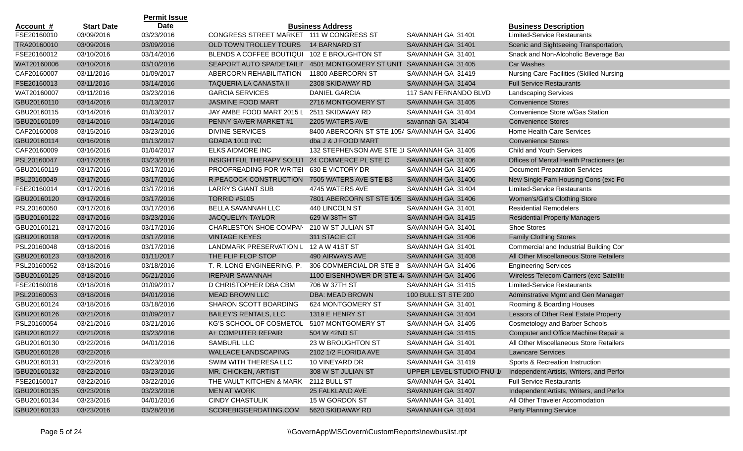| Account # | Start Date | Permit Issue Date | | Business Address | | Business Description |
|---|---|---|---|---|---|---|
| FSE20160010 | 03/09/2016 | 03/23/2016 | CONGRESS STREET MARKET | 111 W CONGRESS ST | SAVANNAH GA 31401 | Limited-Service Restaurants |
| TRA20160010 | 03/09/2016 | 03/09/2016 | OLD TOWN TROLLEY TOURS | 14 BARNARD ST | SAVANNAH GA 31401 | Scenic and Sightseeing Transportation, |
| FSE20160012 | 03/10/2016 | 03/14/2016 | BLENDS A COFFEE BOUTIQUI | 102 E BROUGHTON ST | SAVANNAH GA 31401 | Snack and Non-Alcoholic Beverage Bar |
| WAT20160006 | 03/10/2016 | 03/10/2016 | SEAPORT AUTO SPA/DETAILI | 4501 MONTGOMERY ST UNIT | SAVANNAH GA 31405 | Car Washes |
| CAF20160007 | 03/11/2016 | 01/09/2017 | ABERCORN REHABILITATION | 11800 ABERCORN ST | SAVANNAH GA 31419 | Nursing Care Facilities (Skilled Nursing |
| FSE20160013 | 03/11/2016 | 03/14/2016 | TAQUERIA LA CANASTA II | 2308 SKIDAWAY RD | SAVANNAH GA 31404 | Full Service Restaurants |
| WAT20160007 | 03/11/2016 | 03/23/2016 | GARCIA SERVICES | DANIEL GARCIA | 117 SAN FERNANDO BLVD | Landscaping Services |
| GBU20160110 | 03/14/2016 | 01/13/2017 | JASMINE FOOD MART | 2716 MONTGOMERY ST | SAVANNAH GA 31405 | Convenience Stores |
| GBU20160115 | 03/14/2016 | 01/03/2017 | JAY AMBE FOOD MART 2015 L | 2511 SKIDAWAY RD | SAVANNAH GA 31404 | Convenience Store w/Gas Station |
| GBU20160109 | 03/14/2016 | 03/14/2016 | PENNY SAVER MARKET #1 | 2205 WATERS AVE | savannah GA 31404 | Convenience Stores |
| CAF20160008 | 03/15/2016 | 03/23/2016 | DIVINE SERVICES | 8400 ABERCORN ST STE 105/ | SAVANNAH GA 31406 | Home Health Care Services |
| GBU20160114 | 03/16/2016 | 01/13/2017 | GDADA 1010 INC | dba J & J FOOD MART | | Convenience Stores |
| CAF20160009 | 03/16/2016 | 01/04/2017 | ELKS AIDMORE INC | 132 STEPHENSON AVE STE 1( | SAVANNAH GA 31405 | Child and Youth Services |
| PSL20160047 | 03/17/2016 | 03/23/2016 | INSIGHTFUL THERAPY SOLUT | 24 COMMERCE PL STE C | SAVANNAH GA 31406 | Offices of Mental Health Practioners (ex |
| GBU20160119 | 03/17/2016 | 03/17/2016 | PROOFREADING FOR WRITEI | 630 E VICTORY DR | SAVANNAH GA 31405 | Document Preparation Services |
| PSL20160049 | 03/17/2016 | 03/17/2016 | R.PEACOCK CONSTRUCTION | 7505 WATERS AVE STE B3 | SAVANNAH GA 31406 | New Single Fam Housing Cons (exc Fo |
| FSE20160014 | 03/17/2016 | 03/17/2016 | LARRY'S GIANT SUB | 4745 WATERS AVE | SAVANNAH GA 31404 | Limited-Service Restaurants |
| GBU20160120 | 03/17/2016 | 03/17/2016 | TORRID #5105 | 7801 ABERCORN ST STE 105 | SAVANNAH GA 31406 | Women's/Girl's Clothing Store |
| PSL20160050 | 03/17/2016 | 03/17/2016 | BELLA SAVANNAH LLC | 440 LINCOLN ST | SAVANNAH GA 31401 | Residential Remodelers |
| GBU20160122 | 03/17/2016 | 03/23/2016 | JACQUELYN TAYLOR | 629 W 38TH ST | SAVANNAH GA 31415 | Residential Property Managers |
| GBU20160121 | 03/17/2016 | 03/17/2016 | CHARLESTON SHOE COMPAN | 210 W ST JULIAN ST | SAVANNAH GA 31401 | Shoe Stores |
| GBU20160118 | 03/17/2016 | 03/17/2016 | VINTAGE KEYES | 311 STACIE CT | SAVANNAH GA 31406 | Family Clothing Stores |
| PSL20160048 | 03/18/2016 | 03/17/2016 | LANDMARK PRESERVATION L | 12 A W 41ST ST | SAVANNAH GA 31401 | Commercial and Industrial Building Con |
| GBU20160123 | 03/18/2016 | 01/11/2017 | THE FLIP FLOP STOP | 490 AIRWAYS AVE | SAVANNAH GA 31408 | All Other Miscellaneous Store Retailers |
| PSL20160052 | 03/18/2016 | 03/18/2016 | T. R. LONG ENGINEERING, P. | 306 COMMERCIAL DR STE B | SAVANNAH GA 31406 | Engineering Services |
| GBU20160125 | 03/18/2016 | 06/21/2016 | IREPAIR SAVANNAH | 1100 EISENHOWER DR STE 4, | SAVANNAH GA 31406 | Wireless Telecom Carriers (exc Satellite |
| FSE20160016 | 03/18/2016 | 01/09/2017 | D CHRISTOPHER DBA CBM | 706 W 37TH ST | SAVANNAH GA 31415 | Limited-Service Restaurants |
| PSL20160053 | 03/18/2016 | 04/01/2016 | MEAD BROWN LLC | DBA: MEAD BROWN | 100 BULL ST STE 200 | Adminstrative Mgmt and Gen Managem |
| GBU20160124 | 03/18/2016 | 03/18/2016 | SHARON SCOTT BOARDING | 624 MONTGOMERY ST | SAVANNAH GA 31401 | Rooming & Boarding Houses |
| GBU20160126 | 03/21/2016 | 01/09/2017 | BAILEY'S RENTALS, LLC | 1319 E HENRY ST | SAVANNAH GA 31404 | Lessors of Other Real Estate Property |
| PSL20160054 | 03/21/2016 | 03/21/2016 | KG'S SCHOOL OF COSMETOL | 5107 MONTGOMERY ST | SAVANNAH GA 31405 | Cosmetology and Barber Schools |
| GBU20160127 | 03/21/2016 | 03/23/2016 | A+ COMPUTER REPAIR | 504 W 42ND ST | SAVANNAH GA 31415 | Computer and Office Machine Repair a |
| GBU20160130 | 03/22/2016 | 04/01/2016 | SAMBURL LLC | 23 W BROUGHTON ST | SAVANNAH GA 31401 | All Other Miscellaneous Store Retailers |
| GBU20160128 | 03/22/2016 | | WALLACE LANDSCAPING | 2102 1/2 FLORIDA AVE | SAVANNAH GA 31404 | Lawncare Services |
| GBU20160131 | 03/22/2016 | 03/23/2016 | SWIM WITH THERESA LLC | 10 VINEYARD DR | SAVANNAH GA 31419 | Sports & Recreation Instruction |
| GBU20160132 | 03/22/2016 | 03/23/2016 | MR. CHICKEN, ARTIST | 308 W ST JULIAN ST | UPPER LEVEL STUDIO FNU-1( | Independent Artists, Writers, and Perfo |
| FSE20160017 | 03/22/2016 | 03/22/2016 | THE VAULT KITCHEN & MARK | 2112 BULL ST | SAVANNAH GA 31401 | Full Service Restaurants |
| GBU20160135 | 03/23/2016 | 03/23/2016 | MEN AT WORK | 25 FALKLAND AVE | SAVANNAH GA 31407 | Independent Artists, Writers, and Perfo |
| GBU20160134 | 03/23/2016 | 04/01/2016 | CINDY CHASTULIK | 15 W GORDON ST | SAVANNAH GA 31401 | All Other Traveler Accomodation |
| GBU20160133 | 03/23/2016 | 03/28/2016 | SCOREBIGGERDATING.COM | 5620 SKIDAWAY RD | SAVANNAH GA 31404 | Party Planning Service |

\\GovernApp\MSGovern\CustomReports\newbuslist.rpt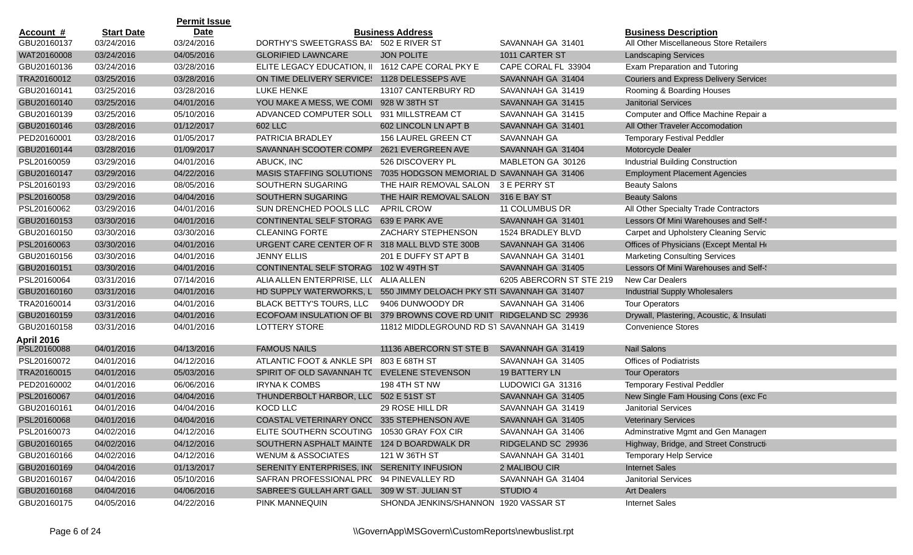| Account # | Start Date | Permit Issue Date | | Business Address | | Business Description |
|---|---|---|---|---|---|---|
| GBU20160137 | 03/24/2016 | 03/24/2016 | DORTHY'S SWEETGRASS BA: | 502 E RIVER ST | SAVANNAH GA 31401 | All Other Miscellaneous Store Retailers |
| WAT20160008 | 03/24/2016 | 04/05/2016 | GLORIFIED LAWNCARE | JON POLITE | 1011 CARTER ST | Landscaping Services |
| GBU20160136 | 03/24/2016 | 03/28/2016 | ELITE LEGACY EDUCATION, II | 1612 CAPE CORAL PKY E | CAPE CORAL FL 33904 | Exam Preparation and Tutoring |
| TRA20160012 | 03/25/2016 | 03/28/2016 | ON TIME DELIVERY SERVICE! | 1128 DELESSEPS AVE | SAVANNAH GA 31404 | Couriers and Express Delivery Services |
| GBU20160141 | 03/25/2016 | 03/28/2016 | LUKE HENKE | 13107 CANTERBURY RD | SAVANNAH GA 31419 | Rooming & Boarding Houses |
| GBU20160140 | 03/25/2016 | 04/01/2016 | YOU MAKE A MESS, WE COMI | 928 W 38TH ST | SAVANNAH GA 31415 | Janitorial Services |
| GBU20160139 | 03/25/2016 | 05/10/2016 | ADVANCED COMPUTER SOLU | 931 MILLSTREAM CT | SAVANNAH GA 31415 | Computer and Office Machine Repair a |
| GBU20160146 | 03/28/2016 | 01/12/2017 | 602 LLC | 602 LINCOLN LN APT B | SAVANNAH GA 31401 | All Other Traveler Accomodation |
| PED20160001 | 03/28/2016 | 01/05/2017 | PATRICIA BRADLEY | 156 LAUREL GREEN CT | SAVANNAH GA | Temporary Festival Peddler |
| GBU20160144 | 03/28/2016 | 01/09/2017 | SAVANNAH SCOOTER COMPA | 2621 EVERGREEN AVE | SAVANNAH GA 31404 | Motorcycle Dealer |
| PSL20160059 | 03/29/2016 | 04/01/2016 | ABUCK, INC | 526 DISCOVERY PL | MABLETON GA 30126 | Industrial Building Construction |
| GBU20160147 | 03/29/2016 | 04/22/2016 | MASIS STAFFING SOLUTIONS | 7035 HODGSON MEMORIAL D | SAVANNAH GA 31406 | Employment Placement Agencies |
| PSL20160193 | 03/29/2016 | 08/05/2016 | SOUTHERN SUGARING | THE HAIR REMOVAL SALON | 3 E PERRY ST | Beauty Salons |
| PSL20160058 | 03/29/2016 | 04/04/2016 | SOUTHERN SUGARING | THE HAIR REMOVAL SALON | 316 E BAY ST | Beauty Salons |
| PSL20160062 | 03/29/2016 | 04/01/2016 | SUN DRENCHED POOLS LLC | APRIL CROW | 11 COLUMBUS DR | All Other Specialty Trade Contractors |
| GBU20160153 | 03/30/2016 | 04/01/2016 | CONTINENTAL SELF STORAG | 639 E PARK AVE | SAVANNAH GA 31401 | Lessors Of Mini Warehouses and Self-! |
| GBU20160150 | 03/30/2016 | 03/30/2016 | CLEANING FORTE | ZACHARY STEPHENSON | 1524 BRADLEY BLVD | Carpet and Upholstery Cleaning Servic |
| PSL20160063 | 03/30/2016 | 04/01/2016 | URGENT CARE CENTER OF R | 318 MALL BLVD STE 300B | SAVANNAH GA 31406 | Offices of Physicians (Except Mental He |
| GBU20160156 | 03/30/2016 | 04/01/2016 | JENNY ELLIS | 201 E DUFFY ST APT B | SAVANNAH GA 31401 | Marketing Consulting Services |
| GBU20160151 | 03/30/2016 | 04/01/2016 | CONTINENTAL SELF STORAG | 102 W 49TH ST | SAVANNAH GA 31405 | Lessors Of Mini Warehouses and Self-! |
| PSL20160064 | 03/31/2016 | 07/14/2016 | ALIA ALLEN ENTERPRISE, LL( | ALIA ALLEN | 6205 ABERCORN ST STE 219 | New Car Dealers |
| GBU20160160 | 03/31/2016 | 04/01/2016 | HD SUPPLY WATERWORKS, L | 550 JIMMY DELOACH PKY STI | SAVANNAH GA 31407 | Industrial Supply Wholesalers |
| TRA20160014 | 03/31/2016 | 04/01/2016 | BLACK BETTY'S TOURS, LLC | 9406 DUNWOODY DR | SAVANNAH GA 31406 | Tour Operators |
| GBU20160159 | 03/31/2016 | 04/01/2016 | ECOFOAM INSULATION OF BL | 379 BROWNS COVE RD UNIT | RIDGELAND SC 29936 | Drywall, Plastering, Acoustic, & Insulati |
| GBU20160158 | 03/31/2016 | 04/01/2016 | LOTTERY STORE | 11812 MIDDLEGROUND RD ST | SAVANNAH GA 31419 | Convenience Stores |
| **April 2016** | | | | | | |
| PSL20160088 | 04/01/2016 | 04/13/2016 | FAMOUS NAILS | 11136 ABERCORN ST STE B | SAVANNAH GA 31419 | Nail Salons |
| PSL20160072 | 04/01/2016 | 04/12/2016 | ATLANTIC FOOT & ANKLE SPI | 803 E 68TH ST | SAVANNAH GA 31405 | Offices of Podiatrists |
| TRA20160015 | 04/01/2016 | 05/03/2016 | SPIRIT OF OLD SAVANNAH TC | EVELENE STEVENSON | 19 BATTERY LN | Tour Operators |
| PED20160002 | 04/01/2016 | 06/06/2016 | IRYNA K COMBS | 198 4TH ST NW | LUDOWICI GA 31316 | Temporary Festival Peddler |
| PSL20160067 | 04/01/2016 | 04/04/2016 | THUNDERBOLT HARBOR, LLC | 502 E 51ST ST | SAVANNAH GA 31405 | New Single Fam Housing Cons (exc Fo |
| GBU20160161 | 04/01/2016 | 04/04/2016 | KOCD LLC | 29 ROSE HILL DR | SAVANNAH GA 31419 | Janitorial Services |
| PSL20160068 | 04/01/2016 | 04/04/2016 | COASTAL VETERINARY ONCC | 335 STEPHENSON AVE | SAVANNAH GA 31405 | Veterinary Services |
| PSL20160073 | 04/02/2016 | 04/12/2016 | ELITE SOUTHERN SCOUTING | 10530 GRAY FOX CIR | SAVANNAH GA 31406 | Adminstrative Mgmt and Gen Managen |
| GBU20160165 | 04/02/2016 | 04/12/2016 | SOUTHERN ASPHALT MAINTE | 124 D BOARDWALK DR | RIDGELAND SC 29936 | Highway, Bridge, and Street Constructi |
| GBU20160166 | 04/02/2016 | 04/12/2016 | WENUM & ASSOCIATES | 121 W 36TH ST | SAVANNAH GA 31401 | Temporary Help Service |
| GBU20160169 | 04/04/2016 | 01/13/2017 | SERENITY ENTERPRISES, IN( | SERENITY INFUSION | 2 MALIBOU CIR | Internet Sales |
| GBU20160167 | 04/04/2016 | 05/10/2016 | SAFRAN PROFESSIONAL PRC | 94 PINEVALLEY RD | SAVANNAH GA 31404 | Janitorial Services |
| GBU20160168 | 04/04/2016 | 04/06/2016 | SABREE'S GULLAH ART GALL | 309 W ST. JULIAN ST | STUDIO 4 | Art Dealers |
| GBU20160175 | 04/05/2016 | 04/22/2016 | PINK MANNEQUIN | SHONDA JENKINS/SHANNON | 1920 VASSAR ST | Internet Sales |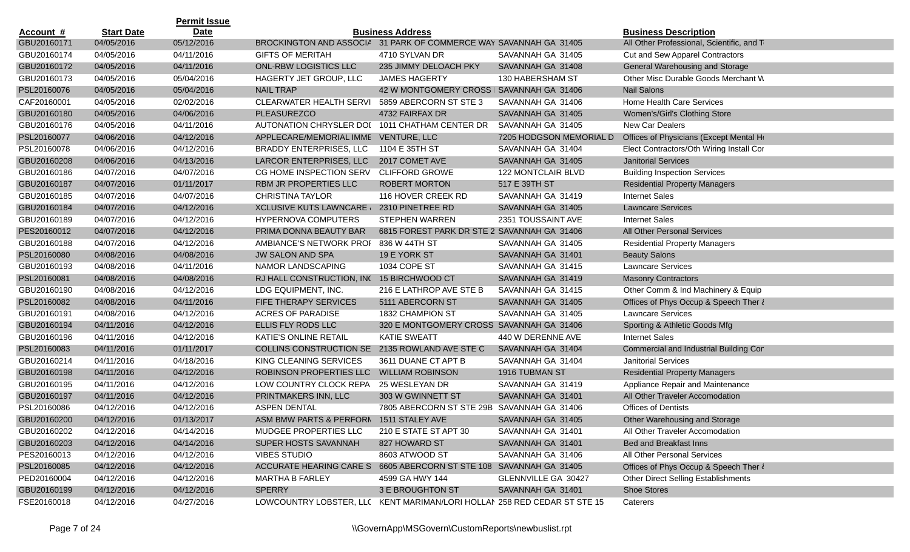| Account # | Start Date | Permit Issue Date | | Business Address | | Business Description |
|---|---|---|---|---|---|---|
| GBU20160171 | 04/05/2016 | 05/12/2016 | BROCKINGTON AND ASSOCIA | 31 PARK OF COMMERCE WAY | SAVANNAH GA 31405 | All Other Professional, Scientific, and T |
| GBU20160174 | 04/05/2016 | 04/11/2016 | GIFTS OF MERITAH | 4710 SYLVAN DR | SAVANNAH GA 31405 | Cut and Sew Apparel Contractors |
| GBU20160172 | 04/05/2016 | 04/11/2016 | ONL-RBW LOGISTICS LLC | 235 JIMMY DELOACH PKY | SAVANNAH GA 31408 | General Warehousing and Storage |
| GBU20160173 | 04/05/2016 | 05/04/2016 | HAGERTY JET GROUP, LLC | JAMES HAGERTY | 130 HABERSHAM ST | Other Misc Durable Goods Merchant W |
| PSL20160076 | 04/05/2016 | 05/04/2016 | NAIL TRAP | 42 W MONTGOMERY CROSS | SAVANNAH GA 31406 | Nail Salons |
| CAF20160001 | 04/05/2016 | 02/02/2016 | CLEARWATER HEALTH SERVI | 5859 ABERCORN ST STE 3 | SAVANNAH GA 31406 | Home Health Care Services |
| GBU20160180 | 04/05/2016 | 04/06/2016 | PLEASUREZCO | 4732 FAIRFAX DR | SAVANNAH GA 31405 | Women's/Girl's Clothing Store |
| GBU20160176 | 04/05/2016 | 04/11/2016 | AUTONATION CHRYSLER DOI | 1011 CHATHAM CENTER DR | SAVANNAH GA 31405 | New Car Dealers |
| PSL20160077 | 04/06/2016 | 04/12/2016 | APPLECARE/MEMORIAL IMME | VENTURE, LLC | 7205 HODGSON MEMORIAL D | Offices of Physicians (Except Mental He |
| PSL20160078 | 04/06/2016 | 04/12/2016 | BRADDY ENTERPRISES, LLC | 1104 E 35TH ST | SAVANNAH GA 31404 | Elect Contractors/Oth Wiring Install Cor |
| GBU20160208 | 04/06/2016 | 04/13/2016 | LARCOR ENTERPRISES, LLC | 2017 COMET AVE | SAVANNAH GA 31405 | Janitorial Services |
| GBU20160186 | 04/07/2016 | 04/07/2016 | CG HOME INSPECTION SERV | CLIFFORD GROWE | 122 MONTCLAIR BLVD | Building Inspection Services |
| GBU20160187 | 04/07/2016 | 01/11/2017 | RBM JR PROPERTIES LLC | ROBERT MORTON | 517 E 39TH ST | Residential Property Managers |
| GBU20160185 | 04/07/2016 | 04/07/2016 | CHRISTINA TAYLOR | 116 HOVER CREEK RD | SAVANNAH GA 31419 | Internet Sales |
| GBU20160184 | 04/07/2016 | 04/12/2016 | XCLUSIVE KUTS LAWNCARE | 2310 PINETREE RD | SAVANNAH GA 31405 | Lawncare Services |
| GBU20160189 | 04/07/2016 | 04/12/2016 | HYPERNOVA COMPUTERS | STEPHEN WARREN | 2351 TOUSSAINT AVE | Internet Sales |
| PES20160012 | 04/07/2016 | 04/12/2016 | PRIMA DONNA BEAUTY BAR | 6815 FOREST PARK DR STE 2 | SAVANNAH GA 31406 | All Other Personal Services |
| GBU20160188 | 04/07/2016 | 04/12/2016 | AMBIANCE'S NETWORK PROI | 836 W 44TH ST | SAVANNAH GA 31405 | Residential Property Managers |
| PSL20160080 | 04/08/2016 | 04/08/2016 | JW SALON AND SPA | 19 E YORK ST | SAVANNAH GA 31401 | Beauty Salons |
| GBU20160193 | 04/08/2016 | 04/11/2016 | NAMOR LANDSCAPING | 1034 COPE ST | SAVANNAH GA 31415 | Lawncare Services |
| PSL20160081 | 04/08/2016 | 04/08/2016 | RJ HALL CONSTRUCTION, INC | 15 BIRCHWOOD CT | SAVANNAH GA 31419 | Masonry Contractors |
| GBU20160190 | 04/08/2016 | 04/12/2016 | LDG EQUIPMENT, INC. | 216 E LATHROP AVE STE B | SAVANNAH GA 31415 | Other Comm & Ind Machinery & Equip |
| PSL20160082 | 04/08/2016 | 04/11/2016 | FIFE THERAPY SERVICES | 5111 ABERCORN ST | SAVANNAH GA 31405 | Offices of Phys Occup & Speech Ther & |
| GBU20160191 | 04/08/2016 | 04/12/2016 | ACRES OF PARADISE | 1832 CHAMPION ST | SAVANNAH GA 31405 | Lawncare Services |
| GBU20160194 | 04/11/2016 | 04/12/2016 | ELLIS FLY RODS LLC | 320 E MONTGOMERY CROSS | SAVANNAH GA 31406 | Sporting & Athletic Goods Mfg |
| GBU20160196 | 04/11/2016 | 04/12/2016 | KATIE'S ONLINE RETAIL | KATIE SWEATT | 440 W DERENNE AVE | Internet Sales |
| PSL20160083 | 04/11/2016 | 01/11/2017 | COLLINS CONSTRUCTION SE | 2135 ROWLAND AVE STE C | SAVANNAH GA 31404 | Commercial and Industrial Building Cor |
| GBU20160214 | 04/11/2016 | 04/18/2016 | KING CLEANING SERVICES | 3611 DUANE CT APT B | SAVANNAH GA 31404 | Janitorial Services |
| GBU20160198 | 04/11/2016 | 04/12/2016 | ROBINSON PROPERTIES LLC | WILLIAM ROBINSON | 1916 TUBMAN ST | Residential Property Managers |
| GBU20160195 | 04/11/2016 | 04/12/2016 | LOW COUNTRY CLOCK REPA | 25 WESLEYAN DR | SAVANNAH GA 31419 | Appliance Repair and Maintenance |
| GBU20160197 | 04/11/2016 | 04/12/2016 | PRINTMAKERS INN, LLC | 303 W GWINNETT ST | SAVANNAH GA 31401 | All Other Traveler Accomodation |
| PSL20160086 | 04/12/2016 | 04/12/2016 | ASPEN DENTAL | 7805 ABERCORN ST STE 29B | SAVANNAH GA 31406 | Offices of Dentists |
| GBU20160200 | 04/12/2016 | 01/13/2017 | ASM BMW PARTS & PERFORM | 1511 STALEY AVE | SAVANNAH GA 31405 | Other Warehousing and Storage |
| GBU20160202 | 04/12/2016 | 04/14/2016 | MUDGEE PROPERTIES LLC | 210 E STATE ST APT 30 | SAVANNAH GA 31401 | All Other Traveler Accomodation |
| GBU20160203 | 04/12/2016 | 04/14/2016 | SUPER HOSTS SAVANNAH | 827 HOWARD ST | SAVANNAH GA 31401 | Bed and Breakfast Inns |
| PES20160013 | 04/12/2016 | 04/12/2016 | VIBES STUDIO | 8603 ATWOOD ST | SAVANNAH GA 31406 | All Other Personal Services |
| PSL20160085 | 04/12/2016 | 04/12/2016 | ACCURATE HEARING CARE S | 6605 ABERCORN ST STE 108 | SAVANNAH GA 31405 | Offices of Phys Occup & Speech Ther & |
| PED20160004 | 04/12/2016 | 04/12/2016 | MARTHA B FARLEY | 4599 GA HWY 144 | GLENNVILLE GA 30427 | Other Direct Selling Establishments |
| GBU20160199 | 04/12/2016 | 04/12/2016 | SPERRY | 3 E BROUGHTON ST | SAVANNAH GA 31401 | Shoe Stores |
| FSE20160018 | 04/12/2016 | 04/27/2016 | LOWCOUNTRY LOBSTER, LLC | KENT MARIMAN/LORI HOLLAN | 258 RED CEDAR ST STE 15 | Caterers |

\\GovernApp\MSGovern\CustomReports\newbuslist.rpt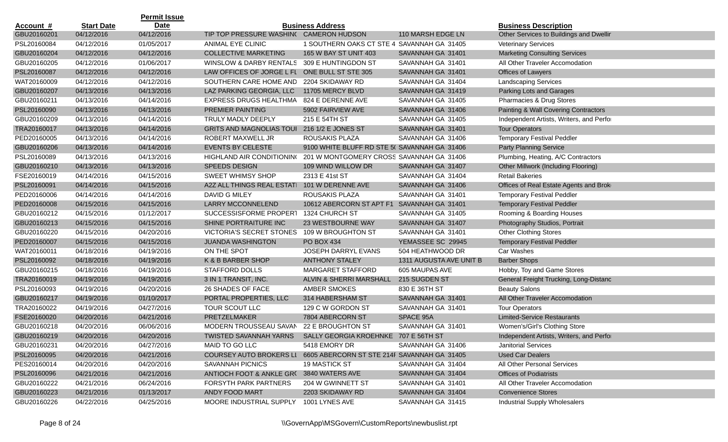| Account # | Start Date | Permit Issue Date | Business Address | | | Business Description |
|---|---|---|---|---|---|---|
| GBU20160201 | 04/12/2016 | 04/12/2016 | TIP TOP PRESSURE WASHIN( | CAMERON HUDSON | 110 MARSH EDGE LN | Other Services to Buildings and Dwellir |
| PSL20160084 | 04/12/2016 | 01/05/2017 | ANIMAL EYE CLINIC | 1 SOUTHERN OAKS CT STE 4 | SAVANNAH GA 31405 | Veterinary Services |
| GBU20160204 | 04/12/2016 | 04/12/2016 | COLLECTIVE MARKETING | 165 W BAY ST UNIT 403 | SAVANNAH GA 31401 | Marketing Consulting Services |
| GBU20160205 | 04/12/2016 | 01/06/2017 | WINSLOW & DARBY RENTALS | 309 E HUNTINGDON ST | SAVANNAH GA 31401 | All Other Traveler Accomodation |
| PSL20160087 | 04/12/2016 | 04/12/2016 | LAW OFFICES OF JORGE L FL | ONE BULL ST STE 305 | SAVANNAH GA 31401 | Offices of Lawyers |
| WAT20160009 | 04/12/2016 | 04/12/2016 | SOUTHERN CARE HOME AND | 2204 SKIDAWAY RD | SAVANNAH GA 31404 | Landscaping Services |
| GBU20160207 | 04/13/2016 | 04/13/2016 | LAZ PARKING GEORGIA, LLC | 11705 MERCY BLVD | SAVANNAH GA 31419 | Parking Lots and Garages |
| GBU20160211 | 04/13/2016 | 04/14/2016 | EXPRESS DRUGS HEALTHMA | 824 E DERENNE AVE | SAVANNAH GA 31405 | Pharmacies & Drug Stores |
| PSL20160090 | 04/13/2016 | 04/13/2016 | PREMIER PAINTING | 5902 FAIRVIEW AVE | SAVANNAH GA 31406 | Painting & Wall Covering Contractors |
| GBU20160209 | 04/13/2016 | 04/14/2016 | TRULY MADLY DEEPLY | 215 E 54TH ST | SAVANNAH GA 31405 | Independent Artists, Writers, and Perfo |
| TRA20160017 | 04/13/2016 | 04/14/2016 | GRITS AND MAGNOLIAS TOUI | 216 1/2 E JONES ST | SAVANNAH GA 31401 | Tour Operators |
| PED20160005 | 04/13/2016 | 04/14/2016 | ROBERT MAXWELL JR | ROUSAKIS PLAZA | SAVANNAH GA 31406 | Temporary Festival Peddler |
| GBU20160206 | 04/13/2016 | 04/14/2016 | EVENTS BY CELESTE | 9100 WHITE BLUFF RD STE 5( | SAVANNAH GA 31406 | Party Planning Service |
| PSL20160089 | 04/13/2016 | 04/13/2016 | HIGHLAND AIR CONDITIONIN( | 201 W MONTGOMERY CROSS | SAVANNAH GA 31406 | Plumbing, Heating, A/C Contractors |
| GBU20160210 | 04/13/2016 | 04/13/2016 | SPEEDS DESIGN | 109 WIND WILLOW DR | SAVANNAH GA 31407 | Other Millwork (Including Flooring) |
| FSE20160019 | 04/14/2016 | 04/15/2016 | SWEET WHIMSY SHOP | 2313 E 41st ST | SAVANNAH GA 31404 | Retail Bakeries |
| PSL20160091 | 04/14/2016 | 04/15/2016 | A2Z ALL THINGS REAL ESTATI | 101 W DERENNE AVE | SAVANNAH GA 31406 | Offices of Real Estate Agents and Brok |
| PED20160006 | 04/14/2016 | 04/14/2016 | DAVID G MILEY | ROUSAKIS PLAZA | SAVANNAH GA 31401 | Temporary Festival Peddler |
| PED20160008 | 04/15/2016 | 04/15/2016 | LARRY MCCONNELEND | 10612 ABERCORN ST APT F1 | SAVANNAH GA 31401 | Temporary Festival Peddler |
| GBU20160212 | 04/15/2016 | 01/12/2017 | SUCCESSISFORME PROPERT | 1324 CHURCH ST | SAVANNAH GA 31405 | Rooming & Boarding Houses |
| GBU20160213 | 04/15/2016 | 04/15/2016 | SHINE PORTRAITURE INC | 23 WESTBOURNE WAY | SAVANNAH GA 31407 | Photography Studios, Portrait |
| GBU20160220 | 04/15/2016 | 04/20/2016 | VICTORIA'S SECRET STONES | 109 W BROUGHTON ST | SAVANNAH GA 31401 | Other Clothing Stores |
| PED20160007 | 04/15/2016 | 04/15/2016 | JUANDA WASHINGTON | PO BOX 434 | YEMASSEE SC 29945 | Temporary Festival Peddler |
| WAT20160011 | 04/18/2016 | 04/19/2016 | ON THE SPOT | JOSEPH DARRYL EVANS | 504 HEATHWOOD DR | Car Washes |
| PSL20160092 | 04/18/2016 | 04/19/2016 | K & B BARBER SHOP | ANTHONY STALEY | 1311 AUGUSTA AVE UNIT B | Barber Shops |
| GBU20160215 | 04/18/2016 | 04/19/2016 | STAFFORD DOLLS | MARGARET STAFFORD | 605 MAUPAS AVE | Hobby, Toy and Game Stores |
| TRA20160019 | 04/19/2016 | 04/19/2016 | 3 IN 1 TRANSIT, INC. | ALVIN & SHERRI MARSHALL | 215 SUGDEN ST | General Freight Trucking, Long-Distanc |
| PSL20160093 | 04/19/2016 | 04/20/2016 | 26 SHADES OF FACE | AMBER SMOKES | 830 E 36TH ST | Beauty Salons |
| GBU20160217 | 04/19/2016 | 01/10/2017 | PORTAL PROPERTIES, LLC | 314 HABERSHAM ST | SAVANNAH GA 31401 | All Other Traveler Accomodation |
| TRA20160022 | 04/19/2016 | 04/27/2016 | TOUR SCOUT LLC | 129 C W GORDON ST | SAVANNAH GA 31401 | Tour Operators |
| FSE20160020 | 04/20/2016 | 04/21/2016 | PRETZELMAKER | 7804 ABERCORN ST | SPACE 95A | Limited-Service Restaurants |
| GBU20160218 | 04/20/2016 | 06/06/2016 | MODERN TROUSSEAU SAVAN | 22 E BROUGHTON ST | SAVANNAH GA 31401 | Women's/Girl's Clothing Store |
| GBU20160219 | 04/20/2016 | 04/20/2016 | TWISTED SAVANNAH YARNS | SALLY GEORGIA KROEHNKE | 707 E 56TH ST | Independent Artists, Writers, and Perfo |
| GBU20160231 | 04/20/2016 | 04/27/2016 | MAID TO GO LLC | 5418 EMORY DR | SAVANNAH GA 31406 | Janitorial Services |
| PSL20160095 | 04/20/2016 | 04/21/2016 | COURSEY AUTO BROKERS LI | 6605 ABERCORN ST STE 214F | SAVANNAH GA 31405 | Used Car Dealers |
| PES20160014 | 04/20/2016 | 04/20/2016 | SAVANNAH PICNICS | 19 MASTICK ST | SAVANNAH GA 31404 | All Other Personal Services |
| PSL20160096 | 04/21/2016 | 04/21/2016 | ANTIOCH FOOT & ANKLE GR( | 3840 WATERS AVE | SAVANNAH GA 31404 | Offices of Podiatrists |
| GBU20160222 | 04/21/2016 | 06/24/2016 | FORSYTH PARK PARTNERS | 204 W GWINNETT ST | SAVANNAH GA 31401 | All Other Traveler Accomodation |
| GBU20160223 | 04/21/2016 | 01/13/2017 | ANDY FOOD MART | 2203 SKIDAWAY RD | SAVANNAH GA 31404 | Convenience Stores |
| GBU20160226 | 04/22/2016 | 04/25/2016 | MOORE INDUSTRIAL SUPPLY | 1001 LYNES AVE | SAVANNAH GA 31415 | Industrial Supply Wholesalers |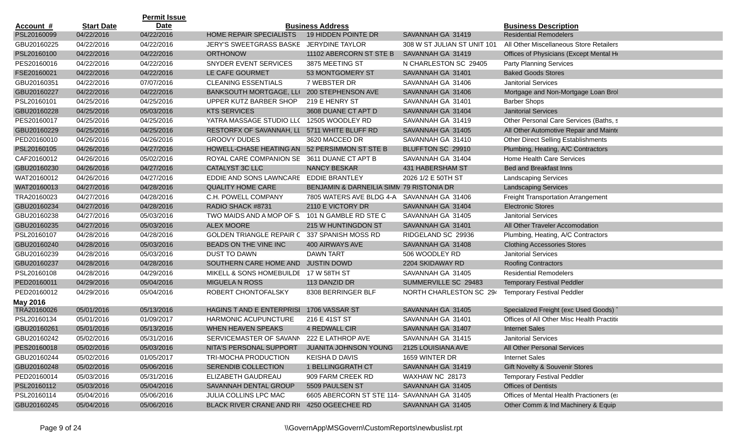| Account # | Start Date | Permit Issue Date | | Business Address | | Business Description |
|---|---|---|---|---|---|---|
| PSL20160099 | 04/22/2016 | 04/22/2016 | HOME REPAIR SPECIALISTS | 19 HIDDEN POINTE DR | SAVANNAH GA 31419 | Residential Remodelers |
| GBU20160225 | 04/22/2016 | 04/22/2016 | JERY'S SWEETGRASS BASKE | JERYDINE TAYLOR | 308 W ST JULIAN ST UNIT 101 | All Other Miscellaneous Store Retailers |
| PSL20160100 | 04/22/2016 | 04/22/2016 | ORTHONOW | 11102 ABERCORN ST STE B | SAVANNAH GA 31419 | Offices of Physicians (Except Mental He |
| PES20160016 | 04/22/2016 | 04/22/2016 | SNYDER EVENT SERVICES | 3875 MEETING ST | N CHARLESTON SC 29405 | Party Planning Services |
| FSE20160021 | 04/22/2016 | 04/22/2016 | LE CAFE GOURMET | 53 MONTGOMERY ST | SAVANNAH GA 31401 | Baked Goods Stores |
| GBU20160351 | 04/22/2016 | 07/07/2016 | CLEANING ESSENTIALS | 7 WEBSTER DR | SAVANNAH GA 31406 | Janitorial Services |
| GBU20160227 | 04/22/2016 | 04/22/2016 | BANKSOUTH MORTGAGE, LL | 200 STEPHENSON AVE | SAVANNAH GA 31406 | Mortgage and Non-Mortgage Loan Brol |
| PSL20160101 | 04/25/2016 | 04/25/2016 | UPPER KUTZ BARBER SHOP | 219 E HENRY ST | SAVANNAH GA 31401 | Barber Shops |
| GBU20160228 | 04/25/2016 | 05/03/2016 | KTS SERVICES | 3608 DUANE CT APT D | SAVANNAH GA 31404 | Janitorial Services |
| PES20160017 | 04/25/2016 | 04/25/2016 | YATRA MASSAGE STUDIO LL | 12505 WOODLEY RD | SAVANNAH GA 31419 | Other Personal Care Services (Baths, s |
| GBU20160229 | 04/25/2016 | 04/25/2016 | RESTORFX OF SAVANNAH, LL | 5711 WHITE BLUFF RD | SAVANNAH GA 31405 | All Other Automotive Repair and Mainte |
| PED20160010 | 04/26/2016 | 04/26/2016 | GROOVY DUDES | 3620 MACCEO DR | SAVANNAH GA 31410 | Other Direct Selling Establishments |
| PSL20160105 | 04/26/2016 | 04/27/2016 | HOWELL-CHASE HEATING AN | 52 PERSIMMON ST STE B | BLUFFTON SC 29910 | Plumbing, Heating, A/C Contractors |
| CAF20160012 | 04/26/2016 | 05/02/2016 | ROYAL CARE COMPANION SE | 3611 DUANE CT APT B | SAVANNAH GA 31404 | Home Health Care Services |
| GBU20160230 | 04/26/2016 | 04/27/2016 | CATALYST 3C LLC | NANCY BESKAR | 431 HABERSHAM ST | Bed and Breakfast Inns |
| WAT20160012 | 04/26/2016 | 04/27/2016 | EDDIE AND SONS LAWNCARE | EDDIE BRANTLEY | 2026 1/2 E 50TH ST | Landscaping Services |
| WAT20160013 | 04/27/2016 | 04/28/2016 | QUALITY HOME CARE | BENJAMIN & DARNEILIA SIMN | 79 RISTONIA DR | Landscaping Services |
| TRA20160023 | 04/27/2016 | 04/28/2016 | C.H. POWELL COMPANY | 7805 WATERS AVE BLDG 4-A | SAVANNAH GA 31406 | Freight Transportation Arrangement |
| GBU20160234 | 04/27/2016 | 04/28/2016 | RADIO SHACK #8731 | 2110 E VICTORY DR | SAVANNAH GA 31404 | Electronic Stores |
| GBU20160238 | 04/27/2016 | 05/03/2016 | TWO MAIDS AND A MOP OF S. | 101 N GAMBLE RD STE C | SAVANNAH GA 31405 | Janitorial Services |
| GBU20160235 | 04/27/2016 | 05/03/2016 | ALEX MOORE | 215 W HUNTINGDON ST | SAVANNAH GA 31401 | All Other Traveler Accomodation |
| PSL20160107 | 04/28/2016 | 04/28/2016 | GOLDEN TRIANGLE REPAIR C | 337 SPANISH MOSS RD | RIDGELAND SC 29936 | Plumbing, Heating, A/C Contractors |
| GBU20160240 | 04/28/2016 | 05/03/2016 | BEADS ON THE VINE INC | 400 AIRWAYS AVE | SAVANNAH GA 31408 | Clothing Accessories Stores |
| GBU20160239 | 04/28/2016 | 05/03/2016 | DUST TO DAWN | DAWN TART | 506 WOODLEY RD | Janitorial Services |
| GBU20160237 | 04/28/2016 | 04/28/2016 | SOUTHERN CARE HOME AND | JUSTIN DOWD | 2204 SKIDAWAY RD | Roofing Contractors |
| PSL20160108 | 04/28/2016 | 04/29/2016 | MIKELL & SONS HOMEBUILDE | 17 W 58TH ST | SAVANNAH GA 31405 | Residential Remodelers |
| PED20160011 | 04/29/2016 | 05/04/2016 | MIGUELA N ROSS | 113 DANZID DR | SUMMERVILLE SC 29483 | Temporary Festival Peddler |
| PED20160012 | 04/29/2016 | 05/04/2016 | ROBERT CHONTOFALSKY | 8308 BERRINGER BLF | NORTH CHARLESTON SC 294 | Temporary Festival Peddler |
| **May 2016** | | | | | | |
| TRA20160026 | 05/01/2016 | 05/13/2016 | HAGINS T AND E ENTERPRISI | 1706 VASSAR ST | SAVANNAH GA 31405 | Specialized Freight (exc Used Goods) |
| PSL20160134 | 05/01/2016 | 01/09/2017 | HARMONIC ACUPUNCTURE | 216 E 41ST ST | SAVANNAH GA 31401 | Offices of All Other Misc Health Practitio |
| GBU20160261 | 05/01/2016 | 05/13/2016 | WHEN HEAVEN SPEAKS | 4 REDWALL CIR | SAVANNAH GA 31407 | Internet Sales |
| GBU20160242 | 05/02/2016 | 05/31/2016 | SERVICEMASTER OF SAVANN | 222 E LATHROP AVE | SAVANNAH GA 31415 | Janitorial Services |
| PES20160018 | 05/02/2016 | 05/03/2016 | NITA'S PERSONAL SUPPORT | JUANITA JOHNSON YOUNG | 2125 LOUISIANA AVE | All Other Personal Services |
| GBU20160244 | 05/02/2016 | 01/05/2017 | TRI-MOCHA PRODUCTION | KEISHA D DAVIS | 1659 WINTER DR | Internet Sales |
| GBU20160248 | 05/02/2016 | 05/06/2016 | SERENDIB COLLECTION | 1 BELLINGGRATH CT | SAVANNAH GA 31419 | Gift Novelty & Souvenir Stores |
| PED20160014 | 05/03/2016 | 05/31/2016 | ELIZABETH GAUDREAU | 909 FARM CREEK RD | WAXHAW NC 28173 | Temporary Festival Peddler |
| PSL20160112 | 05/03/2016 | 05/04/2016 | SAVANNAH DENTAL GROUP | 5509 PAULSEN ST | SAVANNAH GA 31405 | Offices of Dentists |
| PSL20160114 | 05/04/2016 | 05/06/2016 | JULIA COLLINS LPC MAC | 6605 ABERCORN ST STE 114- | SAVANNAH GA 31405 | Offices of Mental Health Practioners (e) |
| GBU20160245 | 05/04/2016 | 05/06/2016 | BLACK RIVER CRANE AND RI | 4250 OGEECHEE RD | SAVANNAH GA 31405 | Other Comm & Ind Machinery & Equip |

\\GovernApp\MSGovern\CustomReports\newbuslist.rpt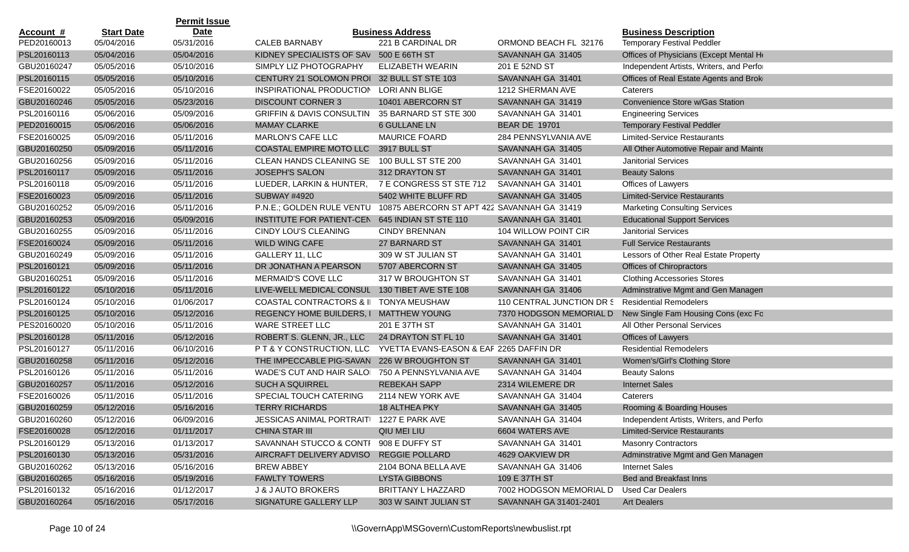| Account # | Start Date | Permit Issue Date | | Business Address | | Business Description |
|---|---|---|---|---|---|---|
| PED20160013 | 05/04/2016 | 05/31/2016 | CALEB BARNABY | 221 B CARDINAL DR | ORMOND BEACH FL 32176 | Temporary Festival Peddler |
| PSL20160113 | 05/04/2016 | 05/04/2016 | KIDNEY SPECIALISTS OF SAV | 500 E 66TH ST | SAVANNAH GA 31405 | Offices of Physicians (Except Mental He |
| GBU20160247 | 05/05/2016 | 05/10/2016 | SIMPLY LIZ PHOTOGRAPHY | ELIZABETH WEARIN | 201 E 52ND ST | Independent Artists, Writers, and Perfo |
| PSL20160115 | 05/05/2016 | 05/10/2016 | CENTURY 21 SOLOMON PROI | 32 BULL ST STE 103 | SAVANNAH GA 31401 | Offices of Real Estate Agents and Brok |
| FSE20160022 | 05/05/2016 | 05/10/2016 | INSPIRATIONAL PRODUCTION | LORI ANN BLIGE | 1212 SHERMAN AVE | Caterers |
| GBU20160246 | 05/05/2016 | 05/23/2016 | DISCOUNT CORNER 3 | 10401 ABERCORN ST | SAVANNAH GA 31419 | Convenience Store w/Gas Station |
| PSL20160116 | 05/06/2016 | 05/09/2016 | GRIFFIN & DAVIS CONSULTIN | 35 BARNARD ST STE 300 | SAVANNAH GA 31401 | Engineering Services |
| PED20160015 | 05/06/2016 | 05/06/2016 | MAMAY CLARKE | 6 GULLANE LN | BEAR DE 19701 | Temporary Festival Peddler |
| FSE20160025 | 05/09/2016 | 05/11/2016 | MARLON'S CAFE LLC | MAURICE FOARD | 284 PENNSYLVANIA AVE | Limited-Service Restaurants |
| GBU20160250 | 05/09/2016 | 05/11/2016 | COASTAL EMPIRE MOTO LLC | 3917 BULL ST | SAVANNAH GA 31405 | All Other Automotive Repair and Mainte |
| GBU20160256 | 05/09/2016 | 05/11/2016 | CLEAN HANDS CLEANING SE | 100 BULL ST STE 200 | SAVANNAH GA 31401 | Janitorial Services |
| PSL20160117 | 05/09/2016 | 05/11/2016 | JOSEPH'S SALON | 312 DRAYTON ST | SAVANNAH GA 31401 | Beauty Salons |
| PSL20160118 | 05/09/2016 | 05/11/2016 | LUEDER, LARKIN & HUNTER, | 7 E CONGRESS ST STE 712 | SAVANNAH GA 31401 | Offices of Lawyers |
| FSE20160023 | 05/09/2016 | 05/11/2016 | SUBWAY #4920 | 5402 WHITE BLUFF RD | SAVANNAH GA 31405 | Limited-Service Restaurants |
| GBU20160252 | 05/09/2016 | 05/11/2016 | P.N.E.; GOLDEN RULE VENTU | 10875 ABERCORN ST APT 422 | SAVANNAH GA 31419 | Marketing Consulting Services |
| GBU20160253 | 05/09/2016 | 05/09/2016 | INSTITUTE FOR PATIENT-CEN | 645 INDIAN ST STE 110 | SAVANNAH GA 31401 | Educational Support Services |
| GBU20160255 | 05/09/2016 | 05/11/2016 | CINDY LOU'S CLEANING | CINDY BRENNAN | 104 WILLOW POINT CIR | Janitorial Services |
| FSE20160024 | 05/09/2016 | 05/11/2016 | WILD WING CAFE | 27 BARNARD ST | SAVANNAH GA 31401 | Full Service Restaurants |
| GBU20160249 | 05/09/2016 | 05/11/2016 | GALLERY 11, LLC | 309 W ST JULIAN ST | SAVANNAH GA 31401 | Lessors of Other Real Estate Property |
| PSL20160121 | 05/09/2016 | 05/11/2016 | DR JONATHAN A PEARSON | 5707 ABERCORN ST | SAVANNAH GA 31405 | Offices of Chiropractors |
| GBU20160251 | 05/09/2016 | 05/11/2016 | MERMAID'S COVE LLC | 317 W BROUGHTON ST | SAVANNAH GA 31401 | Clothing Accessories Stores |
| PSL20160122 | 05/10/2016 | 05/11/2016 | LIVE-WELL MEDICAL CONSUL | 130 TIBET AVE STE 108 | SAVANNAH GA 31406 | Adminstrative Mgmt and Gen Managem |
| PSL20160124 | 05/10/2016 | 01/06/2017 | COASTAL CONTRACTORS & II | TONYA MEUSHAW | 110 CENTRAL JUNCTION DR S | Residential Remodelers |
| PSL20160125 | 05/10/2016 | 05/12/2016 | REGENCY HOME BUILDERS, I | MATTHEW YOUNG | 7370 HODGSON MEMORIAL D | New Single Fam Housing Cons (exc Fo |
| PES20160020 | 05/10/2016 | 05/11/2016 | WARE STREET LLC | 201 E 37TH ST | SAVANNAH GA 31401 | All Other Personal Services |
| PSL20160128 | 05/11/2016 | 05/12/2016 | ROBERT S. GLENN, JR., LLC | 24 DRAYTON ST FL 10 | SAVANNAH GA 31401 | Offices of Lawyers |
| PSL20160127 | 05/11/2016 | 06/10/2016 | P T & Y CONSTRUCTION, LLC | YVETTA EVANS-EASON & EAF | 2265 DAFFIN DR | Residential Remodelers |
| GBU20160258 | 05/11/2016 | 05/12/2016 | THE IMPECCABLE PIG-SAVAN | 226 W BROUGHTON ST | SAVANNAH GA 31401 | Women's/Girl's Clothing Store |
| PSL20160126 | 05/11/2016 | 05/11/2016 | WADE'S CUT AND HAIR SALO | 750 A PENNSYLVANIA AVE | SAVANNAH GA 31404 | Beauty Salons |
| GBU20160257 | 05/11/2016 | 05/12/2016 | SUCH A SQUIRREL | REBEKAH SAPP | 2314 WILEMERE DR | Internet Sales |
| FSE20160026 | 05/11/2016 | 05/11/2016 | SPECIAL TOUCH CATERING | 2114 NEW YORK AVE | SAVANNAH GA 31404 | Caterers |
| GBU20160259 | 05/12/2016 | 05/16/2016 | TERRY RICHARDS | 18 ALTHEA PKY | SAVANNAH GA 31405 | Rooming & Boarding Houses |
| GBU20160260 | 05/12/2016 | 06/09/2016 | JESSICAS ANIMAL PORTRAITI | 1227 E PARK AVE | SAVANNAH GA 31404 | Independent Artists, Writers, and Perfo |
| FSE20160028 | 05/12/2016 | 01/11/2017 | CHINA STAR III | QIU MEI LIU | 6604 WATERS AVE | Limited-Service Restaurants |
| PSL20160129 | 05/13/2016 | 01/13/2017 | SAVANNAH STUCCO & CONTI | 908 E DUFFY ST | SAVANNAH GA 31401 | Masonry Contractors |
| PSL20160130 | 05/13/2016 | 05/31/2016 | AIRCRAFT DELIVERY ADVISO | REGGIE POLLARD | 4629 OAKVIEW DR | Adminstrative Mgmt and Gen Managem |
| GBU20160262 | 05/13/2016 | 05/16/2016 | BREW ABBEY | 2104 BONA BELLA AVE | SAVANNAH GA 31406 | Internet Sales |
| GBU20160265 | 05/16/2016 | 05/19/2016 | FAWLTY TOWERS | LYSTA GIBBONS | 109 E 37TH ST | Bed and Breakfast Inns |
| PSL20160132 | 05/16/2016 | 01/12/2017 | J & J AUTO BROKERS | BRITTANY L HAZZARD | 7002 HODGSON MEMORIAL D | Used Car Dealers |
| GBU20160264 | 05/16/2016 | 05/17/2016 | SIGNATURE GALLERY LLP | 303 W SAINT JULIAN ST | SAVANNAH GA 31401-2401 | Art Dealers |

\\GovernApp\MSGovern\CustomReports\newbuslist.rpt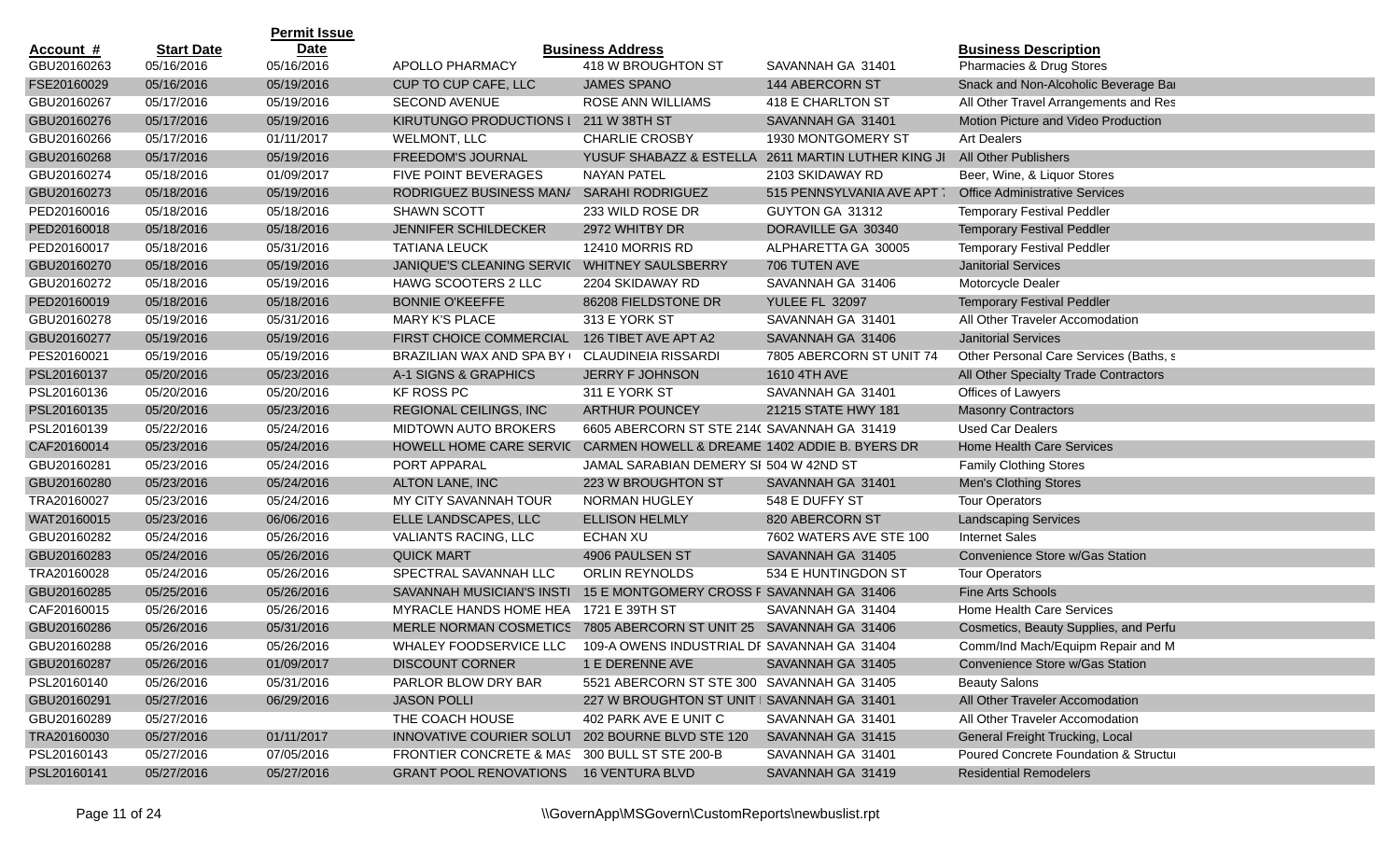| Account # | Start Date | Permit Issue Date | | Business Address | | Business Description |
|---|---|---|---|---|---|---|
| GBU20160263 | 05/16/2016 | 05/16/2016 | APOLLO PHARMACY | 418 W BROUGHTON ST | SAVANNAH GA 31401 | Pharmacies & Drug Stores |
| FSE20160029 | 05/16/2016 | 05/19/2016 | CUP TO CUP CAFE, LLC | JAMES SPANO | 144 ABERCORN ST | Snack and Non-Alcoholic Beverage Bar |
| GBU20160267 | 05/17/2016 | 05/19/2016 | SECOND AVENUE | ROSE ANN WILLIAMS | 418 E CHARLTON ST | All Other Travel Arrangements and Res |
| GBU20160276 | 05/17/2016 | 05/19/2016 | KIRUTUNGO PRODUCTIONS I | 211 W 38TH ST | SAVANNAH GA 31401 | Motion Picture and Video Production |
| GBU20160266 | 05/17/2016 | 01/11/2017 | WELMONT, LLC | CHARLIE CROSBY | 1930 MONTGOMERY ST | Art Dealers |
| GBU20160268 | 05/17/2016 | 05/19/2016 | FREEDOM'S JOURNAL | YUSUF SHABAZZ & ESTELLA | 2611 MARTIN LUTHER KING JI | All Other Publishers |
| GBU20160274 | 05/18/2016 | 01/09/2017 | FIVE POINT BEVERAGES | NAYAN PATEL | 2103 SKIDAWAY RD | Beer, Wine, & Liquor Stores |
| GBU20160273 | 05/18/2016 | 05/19/2016 | RODRIGUEZ BUSINESS MAN/ | SARAHI RODRIGUEZ | 515 PENNSYLVANIA AVE APT 1 | Office Administrative Services |
| PED20160016 | 05/18/2016 | 05/18/2016 | SHAWN SCOTT | 233 WILD ROSE DR | GUYTON GA 31312 | Temporary Festival Peddler |
| PED20160018 | 05/18/2016 | 05/18/2016 | JENNIFER SCHILDECKER | 2972 WHITBY DR | DORAVILLE GA 30340 | Temporary Festival Peddler |
| PED20160017 | 05/18/2016 | 05/31/2016 | TATIANA LEUCK | 12410 MORRIS RD | ALPHARETTA GA 30005 | Temporary Festival Peddler |
| GBU20160270 | 05/18/2016 | 05/19/2016 | JANIQUE'S CLEANING SERVIC | WHITNEY SAULSBERRY | 706 TUTEN AVE | Janitorial Services |
| GBU20160272 | 05/18/2016 | 05/19/2016 | HAWG SCOOTERS 2 LLC | 2204 SKIDAWAY RD | SAVANNAH GA 31406 | Motorcycle Dealer |
| PED20160019 | 05/18/2016 | 05/18/2016 | BONNIE O'KEEFFE | 86208 FIELDSTONE DR | YULEE FL 32097 | Temporary Festival Peddler |
| GBU20160278 | 05/19/2016 | 05/31/2016 | MARY K'S PLACE | 313 E YORK ST | SAVANNAH GA 31401 | All Other Traveler Accomodation |
| GBU20160277 | 05/19/2016 | 05/19/2016 | FIRST CHOICE COMMERCIAL | 126 TIBET AVE APT A2 | SAVANNAH GA 31406 | Janitorial Services |
| PES20160021 | 05/19/2016 | 05/19/2016 | BRAZILIAN WAX AND SPA BY | CLAUDINEIA RISSARDI | 7805 ABERCORN ST UNIT 74 | Other Personal Care Services (Baths, s |
| PSL20160137 | 05/20/2016 | 05/23/2016 | A-1 SIGNS & GRAPHICS | JERRY F JOHNSON | 1610 4TH AVE | All Other Specialty Trade Contractors |
| PSL20160136 | 05/20/2016 | 05/20/2016 | KF ROSS PC | 311 E YORK ST | SAVANNAH GA 31401 | Offices of Lawyers |
| PSL20160135 | 05/20/2016 | 05/23/2016 | REGIONAL CEILINGS, INC | ARTHUR POUNCEY | 21215 STATE HWY 181 | Masonry Contractors |
| PSL20160139 | 05/22/2016 | 05/24/2016 | MIDTOWN AUTO BROKERS | 6605 ABERCORN ST STE 214( | SAVANNAH GA 31419 | Used Car Dealers |
| CAF20160014 | 05/23/2016 | 05/24/2016 | HOWELL HOME CARE SERVIC | CARMEN HOWELL & DREAME | 1402 ADDIE B. BYERS DR | Home Health Care Services |
| GBU20160281 | 05/23/2016 | 05/24/2016 | PORT APPARAL | JAMAL SARABIAN DEMERY SI | 504 W 42ND ST | Family Clothing Stores |
| GBU20160280 | 05/23/2016 | 05/24/2016 | ALTON LANE, INC | 223 W BROUGHTON ST | SAVANNAH GA 31401 | Men's Clothing Stores |
| TRA20160027 | 05/23/2016 | 05/24/2016 | MY CITY SAVANNAH TOUR | NORMAN HUGLEY | 548 E DUFFY ST | Tour Operators |
| WAT20160015 | 05/23/2016 | 06/06/2016 | ELLE LANDSCAPES, LLC | ELLISON HELMLY | 820 ABERCORN ST | Landscaping Services |
| GBU20160282 | 05/24/2016 | 05/26/2016 | VALIANTS RACING, LLC | ECHAN XU | 7602 WATERS AVE STE 100 | Internet Sales |
| GBU20160283 | 05/24/2016 | 05/26/2016 | QUICK MART | 4906 PAULSEN ST | SAVANNAH GA 31405 | Convenience Store w/Gas Station |
| TRA20160028 | 05/24/2016 | 05/26/2016 | SPECTRAL SAVANNAH LLC | ORLIN REYNOLDS | 534 E HUNTINGDON ST | Tour Operators |
| GBU20160285 | 05/25/2016 | 05/26/2016 | SAVANNAH MUSICIAN'S INSTI | 15 E MONTGOMERY CROSS F | SAVANNAH GA 31406 | Fine Arts Schools |
| CAF20160015 | 05/26/2016 | 05/26/2016 | MYRACLE HANDS HOME HEA | 1721 E 39TH ST | SAVANNAH GA 31404 | Home Health Care Services |
| GBU20160286 | 05/26/2016 | 05/31/2016 | MERLE NORMAN COSMETICS | 7805 ABERCORN ST UNIT 25 | SAVANNAH GA 31406 | Cosmetics, Beauty Supplies, and Perfu |
| GBU20160288 | 05/26/2016 | 05/26/2016 | WHALEY FOODSERVICE LLC | 109-A OWENS INDUSTRIAL DF | SAVANNAH GA 31404 | Comm/Ind Mach/Equipm Repair and M |
| GBU20160287 | 05/26/2016 | 01/09/2017 | DISCOUNT CORNER | 1 E DERENNE AVE | SAVANNAH GA 31405 | Convenience Store w/Gas Station |
| PSL20160140 | 05/26/2016 | 05/31/2016 | PARLOR BLOW DRY BAR | 5521 ABERCORN ST STE 300 | SAVANNAH GA 31405 | Beauty Salons |
| GBU20160291 | 05/27/2016 | 06/29/2016 | JASON POLLI | 227 W BROUGHTON ST UNIT | SAVANNAH GA 31401 | All Other Traveler Accomodation |
| GBU20160289 | 05/27/2016 | | THE COACH HOUSE | 402 PARK AVE E UNIT C | SAVANNAH GA 31401 | All Other Traveler Accomodation |
| TRA20160030 | 05/27/2016 | 01/11/2017 | INNOVATIVE COURIER SOLUT | 202 BOURNE BLVD STE 120 | SAVANNAH GA 31415 | General Freight Trucking, Local |
| PSL20160143 | 05/27/2016 | 07/05/2016 | FRONTIER CONCRETE & MAS | 300 BULL ST STE 200-B | SAVANNAH GA 31401 | Poured Concrete Foundation & Structu |
| PSL20160141 | 05/27/2016 | 05/27/2016 | GRANT POOL RENOVATIONS | 16 VENTURA BLVD | SAVANNAH GA 31419 | Residential Remodelers |

\\GovernApp\MSGovern\CustomReports\newbuslist.rpt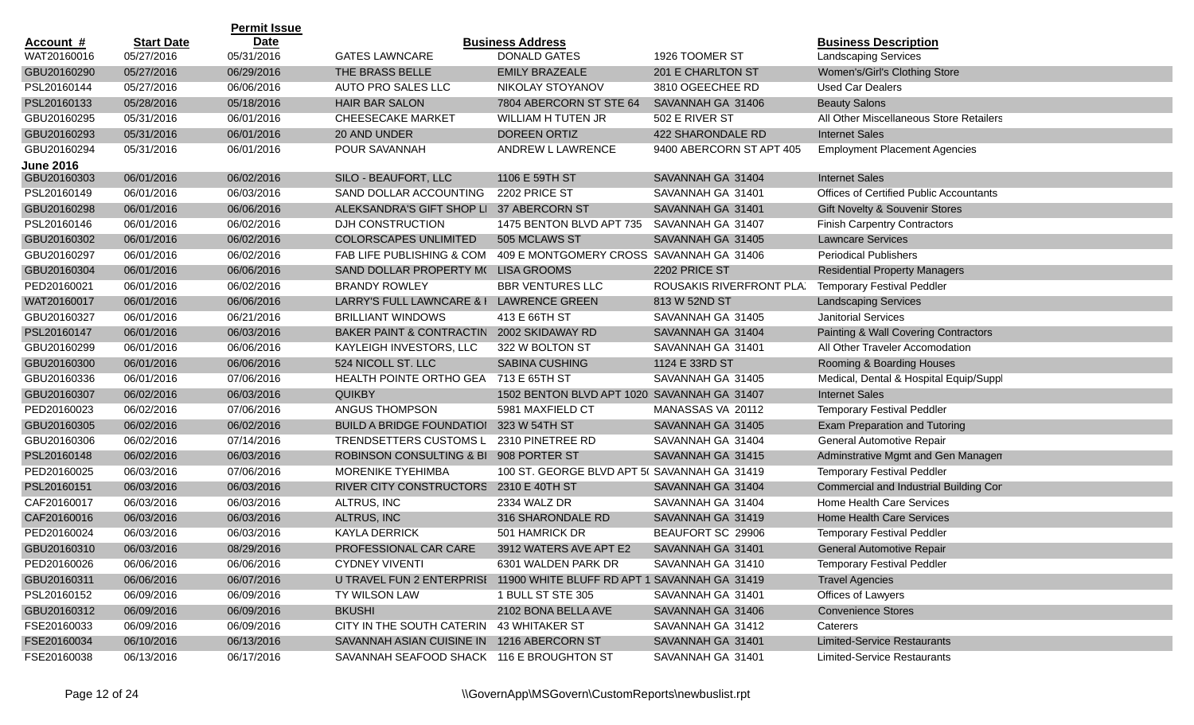| Account # | Start Date | Permit Issue Date | Business Address | | | Business Description |
|---|---|---|---|---|---|---|
| WAT20160016 | 05/27/2016 | 05/31/2016 | GATES LAWNCARE | DONALD GATES | 1926 TOOMER ST | Landscaping Services |
| GBU20160290 | 05/27/2016 | 06/29/2016 | THE BRASS BELLE | EMILY BRAZEALE | 201 E CHARLTON ST | Women's/Girl's Clothing Store |
| PSL20160144 | 05/27/2016 | 06/06/2016 | AUTO PRO SALES LLC | NIKOLAY STOYANOV | 3810 OGEECHEE RD | Used Car Dealers |
| PSL20160133 | 05/28/2016 | 05/18/2016 | HAIR BAR SALON | 7804 ABERCORN ST STE 64 | SAVANNAH GA 31406 | Beauty Salons |
| GBU20160295 | 05/31/2016 | 06/01/2016 | CHEESECAKE MARKET | WILLIAM H TUTEN JR | 502 E RIVER ST | All Other Miscellaneous Store Retailers |
| GBU20160293 | 05/31/2016 | 06/01/2016 | 20 AND UNDER | DOREEN ORTIZ | 422 SHARONDALE RD | Internet Sales |
| GBU20160294 | 05/31/2016 | 06/01/2016 | POUR SAVANNAH | ANDREW L LAWRENCE | 9400 ABERCORN ST APT 405 | Employment Placement Agencies |
| **June 2016** | | | | | | |
| GBU20160303 | 06/01/2016 | 06/02/2016 | SILO - BEAUFORT, LLC | 1106 E 59TH ST | SAVANNAH GA 31404 | Internet Sales |
| PSL20160149 | 06/01/2016 | 06/03/2016 | SAND DOLLAR ACCOUNTING | 2202 PRICE ST | SAVANNAH GA 31401 | Offices of Certified Public Accountants |
| GBU20160298 | 06/01/2016 | 06/06/2016 | ALEKSANDRA'S GIFT SHOP LI | 37 ABERCORN ST | SAVANNAH GA 31401 | Gift Novelty & Souvenir Stores |
| PSL20160146 | 06/01/2016 | 06/02/2016 | DJH CONSTRUCTION | 1475 BENTON BLVD APT 735 | SAVANNAH GA 31407 | Finish Carpentry Contractors |
| GBU20160302 | 06/01/2016 | 06/02/2016 | COLORSCAPES UNLIMITED | 505 MCLAWS ST | SAVANNAH GA 31405 | Lawncare Services |
| GBU20160297 | 06/01/2016 | 06/02/2016 | FAB LIFE PUBLISHING & COM | 409 E MONTGOMERY CROSS | SAVANNAH GA 31406 | Periodical Publishers |
| GBU20160304 | 06/01/2016 | 06/06/2016 | SAND DOLLAR PROPERTY M( | LISA GROOMS | 2202 PRICE ST | Residential Property Managers |
| PED20160021 | 06/01/2016 | 06/02/2016 | BRANDY ROWLEY | BBR VENTURES LLC | ROUSAKIS RIVERFRONT PLA: | Temporary Festival Peddler |
| WAT20160017 | 06/01/2016 | 06/06/2016 | LARRY'S FULL LAWNCARE & I | LAWRENCE GREEN | 813 W 52ND ST | Landscaping Services |
| GBU20160327 | 06/01/2016 | 06/21/2016 | BRILLIANT WINDOWS | 413 E 66TH ST | SAVANNAH GA 31405 | Janitorial Services |
| PSL20160147 | 06/01/2016 | 06/03/2016 | BAKER PAINT & CONTRACTIN | 2002 SKIDAWAY RD | SAVANNAH GA 31404 | Painting & Wall Covering Contractors |
| GBU20160299 | 06/01/2016 | 06/06/2016 | KAYLEIGH INVESTORS, LLC | 322 W BOLTON ST | SAVANNAH GA 31401 | All Other Traveler Accomodation |
| GBU20160300 | 06/01/2016 | 06/06/2016 | 524 NICOLL ST. LLC | SABINA CUSHING | 1124 E 33RD ST | Rooming & Boarding Houses |
| GBU20160336 | 06/01/2016 | 07/06/2016 | HEALTH POINTE ORTHO GEA | 713 E 65TH ST | SAVANNAH GA 31405 | Medical, Dental & Hospital Equip/Suppl |
| GBU20160307 | 06/02/2016 | 06/03/2016 | QUIKBY | 1502 BENTON BLVD APT 1020 | SAVANNAH GA 31407 | Internet Sales |
| PED20160023 | 06/02/2016 | 07/06/2016 | ANGUS THOMPSON | 5981 MAXFIELD CT | MANASSAS VA 20112 | Temporary Festival Peddler |
| GBU20160305 | 06/02/2016 | 06/02/2016 | BUILD A BRIDGE FOUNDATIOI | 323 W 54TH ST | SAVANNAH GA 31405 | Exam Preparation and Tutoring |
| GBU20160306 | 06/02/2016 | 07/14/2016 | TRENDSETTERS CUSTOMS L | 2310 PINETREE RD | SAVANNAH GA 31404 | General Automotive Repair |
| PSL20160148 | 06/02/2016 | 06/03/2016 | ROBINSON CONSULTING & BI | 908 PORTER ST | SAVANNAH GA 31415 | Adminstrative Mgmt and Gen Managen |
| PED20160025 | 06/03/2016 | 07/06/2016 | MORENIKE TYEHIMBA | 100 ST. GEORGE BLVD APT 5( | SAVANNAH GA 31419 | Temporary Festival Peddler |
| PSL20160151 | 06/03/2016 | 06/03/2016 | RIVER CITY CONSTRUCTORS | 2310 E 40TH ST | SAVANNAH GA 31404 | Commercial and Industrial Building Cor |
| CAF20160017 | 06/03/2016 | 06/03/2016 | ALTRUS, INC | 2334 WALZ DR | SAVANNAH GA 31404 | Home Health Care Services |
| CAF20160016 | 06/03/2016 | 06/03/2016 | ALTRUS, INC | 316 SHARONDALE RD | SAVANNAH GA 31419 | Home Health Care Services |
| PED20160024 | 06/03/2016 | 06/03/2016 | KAYLA DERRICK | 501 HAMRICK DR | BEAUFORT SC 29906 | Temporary Festival Peddler |
| GBU20160310 | 06/03/2016 | 08/29/2016 | PROFESSIONAL CAR CARE | 3912 WATERS AVE APT E2 | SAVANNAH GA 31401 | General Automotive Repair |
| PED20160026 | 06/06/2016 | 06/06/2016 | CYDNEY VIVENTI | 6301 WALDEN PARK DR | SAVANNAH GA 31410 | Temporary Festival Peddler |
| GBU20160311 | 06/06/2016 | 06/07/2016 | U TRAVEL FUN 2 ENTERPRISI | 11900 WHITE BLUFF RD APT 1 | SAVANNAH GA 31419 | Travel Agencies |
| PSL20160152 | 06/09/2016 | 06/09/2016 | TY WILSON LAW | 1 BULL ST STE 305 | SAVANNAH GA 31401 | Offices of Lawyers |
| GBU20160312 | 06/09/2016 | 06/09/2016 | BKUSHI | 2102 BONA BELLA AVE | SAVANNAH GA 31406 | Convenience Stores |
| FSE20160033 | 06/09/2016 | 06/09/2016 | CITY IN THE SOUTH CATERIN | 43 WHITAKER ST | SAVANNAH GA 31412 | Caterers |
| FSE20160034 | 06/10/2016 | 06/13/2016 | SAVANNAH ASIAN CUISINE IN | 1216 ABERCORN ST | SAVANNAH GA 31401 | Limited-Service Restaurants |
| FSE20160038 | 06/13/2016 | 06/17/2016 | SAVANNAH SEAFOOD SHACK | 116 E BROUGHTON ST | SAVANNAH GA 31401 | Limited-Service Restaurants |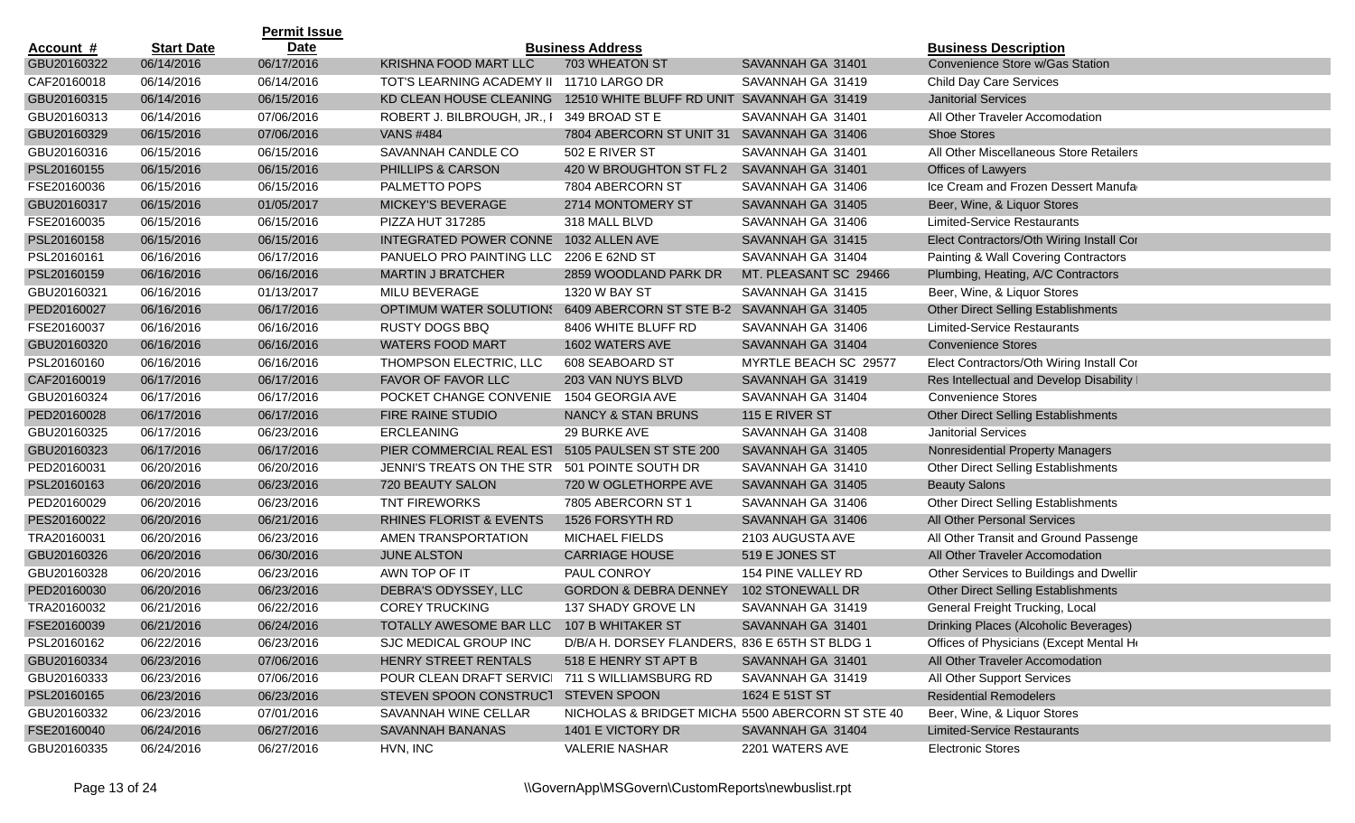| Account # | Start Date | Permit Issue Date | | Business Address | | Business Description |
|---|---|---|---|---|---|---|
| GBU20160322 | 06/14/2016 | 06/17/2016 | KRISHNA FOOD MART LLC | 703 WHEATON ST | SAVANNAH GA 31401 | Convenience Store w/Gas Station |
| CAF20160018 | 06/14/2016 | 06/14/2016 | TOT'S LEARNING ACADEMY II | 11710 LARGO DR | SAVANNAH GA 31419 | Child Day Care Services |
| GBU20160315 | 06/14/2016 | 06/15/2016 | KD CLEAN HOUSE CLEANING | 12510 WHITE BLUFF RD UNIT | SAVANNAH GA 31419 | Janitorial Services |
| GBU20160313 | 06/14/2016 | 07/06/2016 | ROBERT J. BILBROUGH, JR., I | 349 BROAD ST E | SAVANNAH GA 31401 | All Other Traveler Accomodation |
| GBU20160329 | 06/15/2016 | 07/06/2016 | VANS #484 | 7804 ABERCORN ST UNIT 31 | SAVANNAH GA 31406 | Shoe Stores |
| GBU20160316 | 06/15/2016 | 06/15/2016 | SAVANNAH CANDLE CO | 502 E RIVER ST | SAVANNAH GA 31401 | All Other Miscellaneous Store Retailers |
| PSL20160155 | 06/15/2016 | 06/15/2016 | PHILLIPS & CARSON | 420 W BROUGHTON ST FL 2 | SAVANNAH GA 31401 | Offices of Lawyers |
| FSE20160036 | 06/15/2016 | 06/15/2016 | PALMETTO POPS | 7804 ABERCORN ST | SAVANNAH GA 31406 | Ice Cream and Frozen Dessert Manufa |
| GBU20160317 | 06/15/2016 | 01/05/2017 | MICKEY'S BEVERAGE | 2714 MONTOMERY ST | SAVANNAH GA 31405 | Beer, Wine, & Liquor Stores |
| FSE20160035 | 06/15/2016 | 06/15/2016 | PIZZA HUT 317285 | 318 MALL BLVD | SAVANNAH GA 31406 | Limited-Service Restaurants |
| PSL20160158 | 06/15/2016 | 06/15/2016 | INTEGRATED POWER CONNE | 1032 ALLEN AVE | SAVANNAH GA 31415 | Elect Contractors/Oth Wiring Install Cor |
| PSL20160161 | 06/16/2016 | 06/17/2016 | PANUELO PRO PAINTING LLC | 2206 E 62ND ST | SAVANNAH GA 31404 | Painting & Wall Covering Contractors |
| PSL20160159 | 06/16/2016 | 06/16/2016 | MARTIN J BRATCHER | 2859 WOODLAND PARK DR | MT. PLEASANT SC 29466 | Plumbing, Heating, A/C Contractors |
| GBU20160321 | 06/16/2016 | 01/13/2017 | MILU BEVERAGE | 1320 W BAY ST | SAVANNAH GA 31415 | Beer, Wine, & Liquor Stores |
| PED20160027 | 06/16/2016 | 06/17/2016 | OPTIMUM WATER SOLUTIONS | 6409 ABERCORN ST STE B-2 | SAVANNAH GA 31405 | Other Direct Selling Establishments |
| FSE20160037 | 06/16/2016 | 06/16/2016 | RUSTY DOGS BBQ | 8406 WHITE BLUFF RD | SAVANNAH GA 31406 | Limited-Service Restaurants |
| GBU20160320 | 06/16/2016 | 06/16/2016 | WATERS FOOD MART | 1602 WATERS AVE | SAVANNAH GA 31404 | Convenience Stores |
| PSL20160160 | 06/16/2016 | 06/16/2016 | THOMPSON ELECTRIC, LLC | 608 SEABOARD ST | MYRTLE BEACH SC 29577 | Elect Contractors/Oth Wiring Install Cor |
| CAF20160019 | 06/17/2016 | 06/17/2016 | FAVOR OF FAVOR LLC | 203 VAN NUYS BLVD | SAVANNAH GA 31419 | Res Intellectual and Develop Disability |
| GBU20160324 | 06/17/2016 | 06/17/2016 | POCKET CHANGE CONVENIE | 1504 GEORGIA AVE | SAVANNAH GA 31404 | Convenience Stores |
| PED20160028 | 06/17/2016 | 06/17/2016 | FIRE RAINE STUDIO | NANCY & STAN BRUNS | 115 E RIVER ST | Other Direct Selling Establishments |
| GBU20160325 | 06/17/2016 | 06/23/2016 | ERCLEANING | 29 BURKE AVE | SAVANNAH GA 31408 | Janitorial Services |
| GBU20160323 | 06/17/2016 | 06/17/2016 | PIER COMMERCIAL REAL EST | 5105 PAULSEN ST STE 200 | SAVANNAH GA 31405 | Nonresidential Property Managers |
| PED20160031 | 06/20/2016 | 06/20/2016 | JENNI'S TREATS ON THE STR | 501 POINTE SOUTH DR | SAVANNAH GA 31410 | Other Direct Selling Establishments |
| PSL20160163 | 06/20/2016 | 06/23/2016 | 720 BEAUTY SALON | 720 W OGLETHORPE AVE | SAVANNAH GA 31405 | Beauty Salons |
| PED20160029 | 06/20/2016 | 06/23/2016 | TNT FIREWORKS | 7805 ABERCORN ST 1 | SAVANNAH GA 31406 | Other Direct Selling Establishments |
| PES20160022 | 06/20/2016 | 06/21/2016 | RHINES FLORIST & EVENTS | 1526 FORSYTH RD | SAVANNAH GA 31406 | All Other Personal Services |
| TRA20160031 | 06/20/2016 | 06/23/2016 | AMEN TRANSPORTATION | MICHAEL FIELDS | 2103 AUGUSTA AVE | All Other Transit and Ground Passenge |
| GBU20160326 | 06/20/2016 | 06/30/2016 | JUNE ALSTON | CARRIAGE HOUSE | 519 E JONES ST | All Other Traveler Accomodation |
| GBU20160328 | 06/20/2016 | 06/23/2016 | AWN TOP OF IT | PAUL CONROY | 154 PINE VALLEY RD | Other Services to Buildings and Dwellir |
| PED20160030 | 06/20/2016 | 06/23/2016 | DEBRA'S ODYSSEY, LLC | GORDON & DEBRA DENNEY | 102 STONEWALL DR | Other Direct Selling Establishments |
| TRA20160032 | 06/21/2016 | 06/22/2016 | COREY TRUCKING | 137 SHADY GROVE LN | SAVANNAH GA 31419 | General Freight Trucking, Local |
| FSE20160039 | 06/21/2016 | 06/24/2016 | TOTALLY AWESOME BAR LLC | 107 B WHITAKER ST | SAVANNAH GA 31401 | Drinking Places (Alcoholic Beverages) |
| PSL20160162 | 06/22/2016 | 06/23/2016 | SJC MEDICAL GROUP INC | D/B/A H. DORSEY FLANDERS, | 836 E 65TH ST BLDG 1 | Offices of Physicians (Except Mental He |
| GBU20160334 | 06/23/2016 | 07/06/2016 | HENRY STREET RENTALS | 518 E HENRY ST APT B | SAVANNAH GA 31401 | All Other Traveler Accomodation |
| GBU20160333 | 06/23/2016 | 07/06/2016 | POUR CLEAN DRAFT SERVICI | 711 S WILLIAMSBURG RD | SAVANNAH GA 31419 | All Other Support Services |
| PSL20160165 | 06/23/2016 | 06/23/2016 | STEVEN SPOON CONSTRUCT | STEVEN SPOON | 1624 E 51ST ST | Residential Remodelers |
| GBU20160332 | 06/23/2016 | 07/01/2016 | SAVANNAH WINE CELLAR | NICHOLAS & BRIDGET MICHA | 5500 ABERCORN ST STE 40 | Beer, Wine, & Liquor Stores |
| FSE20160040 | 06/24/2016 | 06/27/2016 | SAVANNAH BANANAS | 1401 E VICTORY DR | SAVANNAH GA 31404 | Limited-Service Restaurants |
| GBU20160335 | 06/24/2016 | 06/27/2016 | HVN, INC | VALERIE NASHAR | 2201 WATERS AVE | Electronic Stores |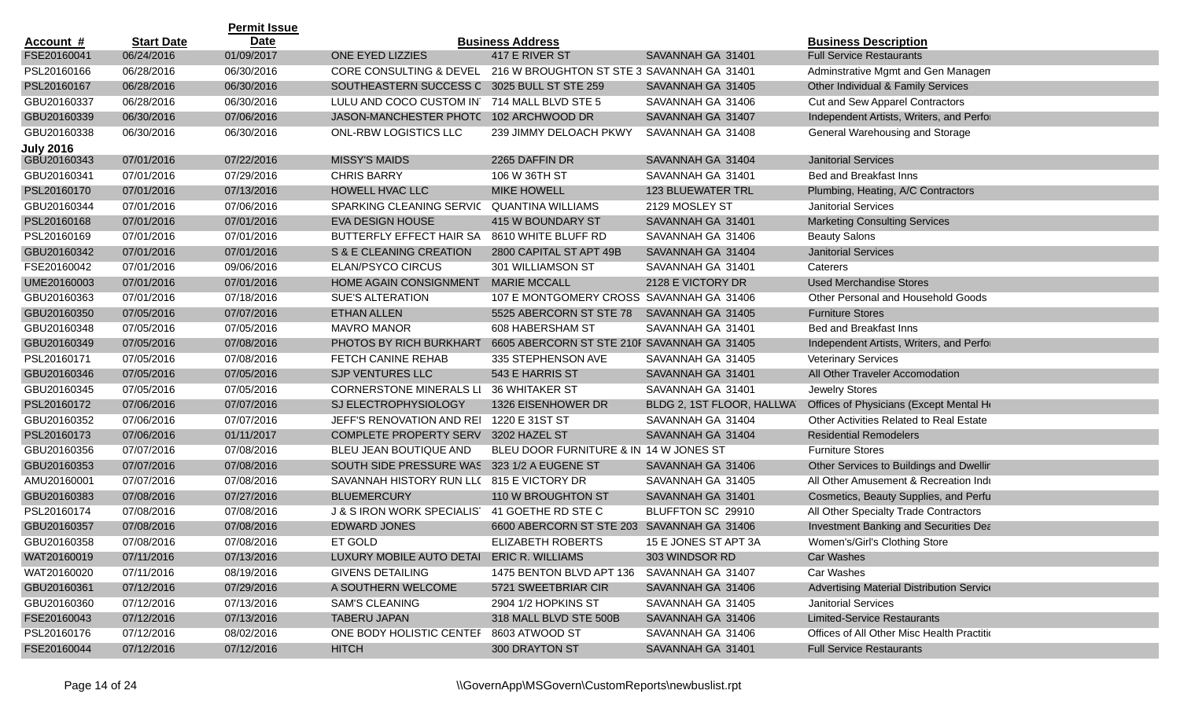| Account # | Start Date | Permit Issue Date | | Business Address | | Business Description |
|---|---|---|---|---|---|---|
| FSE20160041 | 06/24/2016 | 01/09/2017 | ONE EYED LIZZIES | 417 E RIVER ST | SAVANNAH GA 31401 | Full Service Restaurants |
| PSL20160166 | 06/28/2016 | 06/30/2016 | CORE CONSULTING & DEVEL | 216 W BROUGHTON ST STE 3 | SAVANNAH GA 31401 | Adminstrative Mgmt and Gen Managem |
| PSL20160167 | 06/28/2016 | 06/30/2016 | SOUTHEASTERN SUCCESS C | 3025 BULL ST STE 259 | SAVANNAH GA 31405 | Other Individual & Family Services |
| GBU20160337 | 06/28/2016 | 06/30/2016 | LULU AND COCO CUSTOM IN | 714 MALL BLVD STE 5 | SAVANNAH GA 31406 | Cut and Sew Apparel Contractors |
| GBU20160339 | 06/30/2016 | 07/06/2016 | JASON-MANCHESTER PHOTC | 102 ARCHWOOD DR | SAVANNAH GA 31407 | Independent Artists, Writers, and Perfo |
| GBU20160338 | 06/30/2016 | 06/30/2016 | ONL-RBW LOGISTICS LLC | 239 JIMMY DELOACH PKWY | SAVANNAH GA 31408 | General Warehousing and Storage |
| **July 2016** | | | | | | |
| GBU20160343 | 07/01/2016 | 07/22/2016 | MISSY'S MAIDS | 2265 DAFFIN DR | SAVANNAH GA 31404 | Janitorial Services |
| GBU20160341 | 07/01/2016 | 07/29/2016 | CHRIS BARRY | 106 W 36TH ST | SAVANNAH GA 31401 | Bed and Breakfast Inns |
| PSL20160170 | 07/01/2016 | 07/13/2016 | HOWELL HVAC LLC | MIKE HOWELL | 123 BLUEWATER TRL | Plumbing, Heating, A/C Contractors |
| GBU20160344 | 07/01/2016 | 07/06/2016 | SPARKING CLEANING SERVIC | QUANTINA WILLIAMS | 2129 MOSLEY ST | Janitorial Services |
| PSL20160168 | 07/01/2016 | 07/01/2016 | EVA DESIGN HOUSE | 415 W BOUNDARY ST | SAVANNAH GA 31401 | Marketing Consulting Services |
| PSL20160169 | 07/01/2016 | 07/01/2016 | BUTTERFLY EFFECT HAIR SA | 8610 WHITE BLUFF RD | SAVANNAH GA 31406 | Beauty Salons |
| GBU20160342 | 07/01/2016 | 07/01/2016 | S & E CLEANING CREATION | 2800 CAPITAL ST APT 49B | SAVANNAH GA 31404 | Janitorial Services |
| FSE20160042 | 07/01/2016 | 09/06/2016 | ELAN/PSYCO CIRCUS | 301 WILLIAMSON ST | SAVANNAH GA 31401 | Caterers |
| UME20160003 | 07/01/2016 | 07/01/2016 | HOME AGAIN CONSIGNMENT | MARIE MCCALL | 2128 E VICTORY DR | Used Merchandise Stores |
| GBU20160363 | 07/01/2016 | 07/18/2016 | SUE'S ALTERATION | 107 E MONTGOMERY CROSS | SAVANNAH GA 31406 | Other Personal and Household Goods |
| GBU20160350 | 07/05/2016 | 07/07/2016 | ETHAN ALLEN | 5525 ABERCORN ST STE 78 | SAVANNAH GA 31405 | Furniture Stores |
| GBU20160348 | 07/05/2016 | 07/05/2016 | MAVRO MANOR | 608 HABERSHAM ST | SAVANNAH GA 31401 | Bed and Breakfast Inns |
| GBU20160349 | 07/05/2016 | 07/08/2016 | PHOTOS BY RICH BURKHART | 6605 ABERCORN ST STE 210F | SAVANNAH GA 31405 | Independent Artists, Writers, and Perfo |
| PSL20160171 | 07/05/2016 | 07/08/2016 | FETCH CANINE REHAB | 335 STEPHENSON AVE | SAVANNAH GA 31405 | Veterinary Services |
| GBU20160346 | 07/05/2016 | 07/05/2016 | SJP VENTURES LLC | 543 E HARRIS ST | SAVANNAH GA 31401 | All Other Traveler Accomodation |
| GBU20160345 | 07/05/2016 | 07/05/2016 | CORNERSTONE MINERALS LI | 36 WHITAKER ST | SAVANNAH GA 31401 | Jewelry Stores |
| PSL20160172 | 07/06/2016 | 07/07/2016 | SJ ELECTROPHYSIOLOGY | 1326 EISENHOWER DR | BLDG 2, 1ST FLOOR, HALLWA | Offices of Physicians (Except Mental He |
| GBU20160352 | 07/06/2016 | 07/07/2016 | JEFF'S RENOVATION AND REI | 1220 E 31ST ST | SAVANNAH GA 31404 | Other Activities Related to Real Estate |
| PSL20160173 | 07/06/2016 | 01/11/2017 | COMPLETE PROPERTY SERV | 3202 HAZEL ST | SAVANNAH GA 31404 | Residential Remodelers |
| GBU20160356 | 07/07/2016 | 07/08/2016 | BLEU JEAN BOUTIQUE AND | BLEU DOOR FURNITURE & IN | 14 W JONES ST | Furniture Stores |
| GBU20160353 | 07/07/2016 | 07/08/2016 | SOUTH SIDE PRESSURE WAS | 323 1/2 A EUGENE ST | SAVANNAH GA 31406 | Other Services to Buildings and Dwellir |
| AMU20160001 | 07/07/2016 | 07/08/2016 | SAVANNAH HISTORY RUN LL( | 815 E VICTORY DR | SAVANNAH GA 31405 | All Other Amusement & Recreation Indu |
| GBU20160383 | 07/08/2016 | 07/27/2016 | BLUEMERCURY | 110 W BROUGHTON ST | SAVANNAH GA 31401 | Cosmetics, Beauty Supplies, and Perfu |
| PSL20160174 | 07/08/2016 | 07/08/2016 | J & S IRON WORK SPECIALIS | 41 GOETHE RD STE C | BLUFFTON SC 29910 | All Other Specialty Trade Contractors |
| GBU20160357 | 07/08/2016 | 07/08/2016 | EDWARD JONES | 6600 ABERCORN ST STE 203 | SAVANNAH GA 31406 | Investment Banking and Securities Dea |
| GBU20160358 | 07/08/2016 | 07/08/2016 | ET GOLD | ELIZABETH ROBERTS | 15 E JONES ST APT 3A | Women's/Girl's Clothing Store |
| WAT20160019 | 07/11/2016 | 07/13/2016 | LUXURY MOBILE AUTO DETAI | ERIC R. WILLIAMS | 303 WINDSOR RD | Car Washes |
| WAT20160020 | 07/11/2016 | 08/19/2016 | GIVENS DETAILING | 1475 BENTON BLVD APT 136 | SAVANNAH GA 31407 | Car Washes |
| GBU20160361 | 07/12/2016 | 07/29/2016 | A SOUTHERN WELCOME | 5721 SWEETBRIAR CIR | SAVANNAH GA 31406 | Advertising Material Distribution Servic |
| GBU20160360 | 07/12/2016 | 07/13/2016 | SAM'S CLEANING | 2904 1/2 HOPKINS ST | SAVANNAH GA 31405 | Janitorial Services |
| FSE20160043 | 07/12/2016 | 07/13/2016 | TABERU JAPAN | 318 MALL BLVD STE 500B | SAVANNAH GA 31406 | Limited-Service Restaurants |
| PSL20160176 | 07/12/2016 | 08/02/2016 | ONE BODY HOLISTIC CENTEF | 8603 ATWOOD ST | SAVANNAH GA 31406 | Offices of All Other Misc Health Practitic |
| FSE20160044 | 07/12/2016 | 07/12/2016 | HITCH | 300 DRAYTON ST | SAVANNAH GA 31401 | Full Service Restaurants |

\\GovernApp\MSGovern\CustomReports\newbuslist.rpt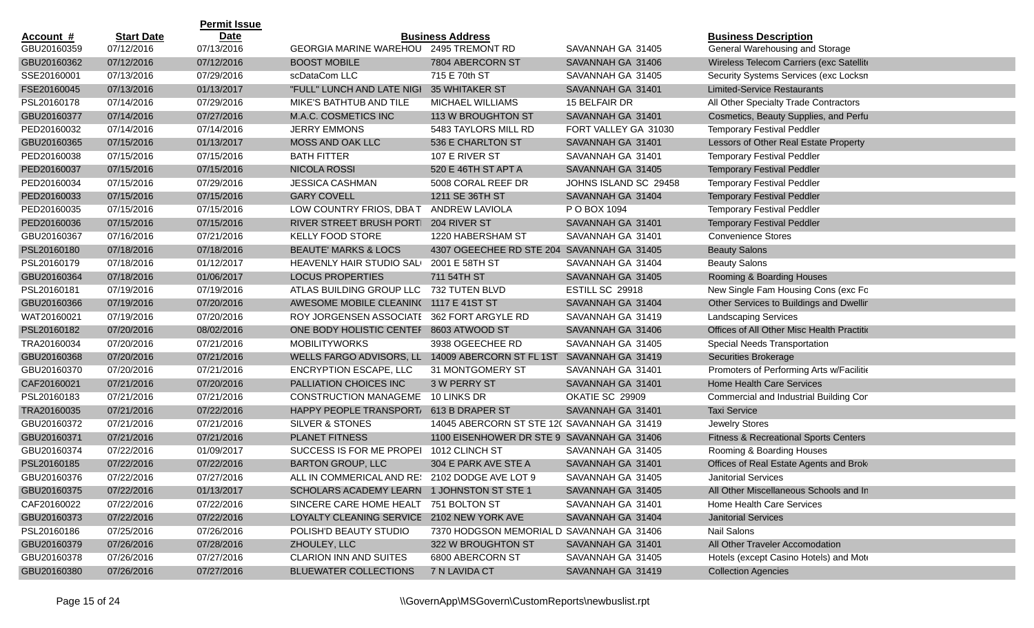| Account # | Start Date | Permit Issue Date | Business Address | | | Business Description |
|---|---|---|---|---|---|---|
| GBU20160359 | 07/12/2016 | 07/13/2016 | GEORGIA MARINE WAREHOU | 2495 TREMONT RD | SAVANNAH GA 31405 | General Warehousing and Storage |
| GBU20160362 | 07/12/2016 | 07/12/2016 | BOOST MOBILE | 7804 ABERCORN ST | SAVANNAH GA 31406 | Wireless Telecom Carriers (exc Satellite |
| SSE20160001 | 07/13/2016 | 07/29/2016 | scDataCom LLC | 715 E 70th ST | SAVANNAH GA 31405 | Security Systems Services (exc Locksn |
| FSE20160045 | 07/13/2016 | 01/13/2017 | "FULL" LUNCH AND LATE NIGI | 35 WHITAKER ST | SAVANNAH GA 31401 | Limited-Service Restaurants |
| PSL20160178 | 07/14/2016 | 07/29/2016 | MIKE'S BATHTUB AND TILE | MICHAEL WILLIAMS | 15 BELFAIR DR | All Other Specialty Trade Contractors |
| GBU20160377 | 07/14/2016 | 07/27/2016 | M.A.C. COSMETICS INC | 113 W BROUGHTON ST | SAVANNAH GA 31401 | Cosmetics, Beauty Supplies, and Perfu |
| PED20160032 | 07/14/2016 | 07/14/2016 | JERRY EMMONS | 5483 TAYLORS MILL RD | FORT VALLEY GA 31030 | Temporary Festival Peddler |
| GBU20160365 | 07/15/2016 | 01/13/2017 | MOSS AND OAK LLC | 536 E CHARLTON ST | SAVANNAH GA 31401 | Lessors of Other Real Estate Property |
| PED20160038 | 07/15/2016 | 07/15/2016 | BATH FITTER | 107 E RIVER ST | SAVANNAH GA 31401 | Temporary Festival Peddler |
| PED20160037 | 07/15/2016 | 07/15/2016 | NICOLA ROSSI | 520 E 46TH ST APT A | SAVANNAH GA 31405 | Temporary Festival Peddler |
| PED20160034 | 07/15/2016 | 07/29/2016 | JESSICA CASHMAN | 5008 CORAL REEF DR | JOHNS ISLAND SC 29458 | Temporary Festival Peddler |
| PED20160033 | 07/15/2016 | 07/15/2016 | GARY COVELL | 1211 SE 36TH ST | SAVANNAH GA 31404 | Temporary Festival Peddler |
| PED20160035 | 07/15/2016 | 07/15/2016 | LOW COUNTRY FRIOS, DBA T | ANDREW LAVIOLA | P O BOX 1094 | Temporary Festival Peddler |
| PED20160036 | 07/15/2016 | 07/15/2016 | RIVER STREET BRUSH PORTI | 204 RIVER ST | SAVANNAH GA 31401 | Temporary Festival Peddler |
| GBU20160367 | 07/16/2016 | 07/21/2016 | KELLY FOOD STORE | 1220 HABERSHAM ST | SAVANNAH GA 31401 | Convenience Stores |
| PSL20160180 | 07/18/2016 | 07/18/2016 | BEAUTE' MARKS & LOCS | 4307 OGEECHEE RD STE 204 | SAVANNAH GA 31405 | Beauty Salons |
| PSL20160179 | 07/18/2016 | 01/12/2017 | HEAVENLY HAIR STUDIO SAL | 2001 E 58TH ST | SAVANNAH GA 31404 | Beauty Salons |
| GBU20160364 | 07/18/2016 | 01/06/2017 | LOCUS PROPERTIES | 711 54TH ST | SAVANNAH GA 31405 | Rooming & Boarding Houses |
| PSL20160181 | 07/19/2016 | 07/19/2016 | ATLAS BUILDING GROUP LLC | 732 TUTEN BLVD | ESTILL SC 29918 | New Single Fam Housing Cons (exc Fo |
| GBU20160366 | 07/19/2016 | 07/20/2016 | AWESOME MOBILE CLEANING | 1117 E 41ST ST | SAVANNAH GA 31404 | Other Services to Buildings and Dwellir |
| WAT20160021 | 07/19/2016 | 07/20/2016 | ROY JORGENSEN ASSOCIATI | 362 FORT ARGYLE RD | SAVANNAH GA 31419 | Landscaping Services |
| PSL20160182 | 07/20/2016 | 08/02/2016 | ONE BODY HOLISTIC CENTEF | 8603 ATWOOD ST | SAVANNAH GA 31406 | Offices of All Other Misc Health Practitio |
| TRA20160034 | 07/20/2016 | 07/21/2016 | MOBILITYWORKS | 3938 OGEECHEE RD | SAVANNAH GA 31405 | Special Needs Transportation |
| GBU20160368 | 07/20/2016 | 07/21/2016 | WELLS FARGO ADVISORS, LL | 14009 ABERCORN ST FL 1ST | SAVANNAH GA 31419 | Securities Brokerage |
| GBU20160370 | 07/20/2016 | 07/21/2016 | ENCRYPTION ESCAPE, LLC | 31 MONTGOMERY ST | SAVANNAH GA 31401 | Promoters of Performing Arts w/Facilitie |
| CAF20160021 | 07/21/2016 | 07/20/2016 | PALLIATION CHOICES INC | 3 W PERRY ST | SAVANNAH GA 31401 | Home Health Care Services |
| PSL20160183 | 07/21/2016 | 07/21/2016 | CONSTRUCTION MANAGEME | 10 LINKS DR | OKATIE SC 29909 | Commercial and Industrial Building Cor |
| TRA20160035 | 07/21/2016 | 07/22/2016 | HAPPY PEOPLE TRANSPORT/ | 613 B DRAPER ST | SAVANNAH GA 31401 | Taxi Service |
| GBU20160372 | 07/21/2016 | 07/21/2016 | SILVER & STONES | 14045 ABERCORN ST STE 12( | SAVANNAH GA 31419 | Jewelry Stores |
| GBU20160371 | 07/21/2016 | 07/21/2016 | PLANET FITNESS | 1100 EISENHOWER DR STE 9 | SAVANNAH GA 31406 | Fitness & Recreational Sports Centers |
| GBU20160374 | 07/22/2016 | 01/09/2017 | SUCCESS IS FOR ME PROPEI | 1012 CLINCH ST | SAVANNAH GA 31405 | Rooming & Boarding Houses |
| PSL20160185 | 07/22/2016 | 07/22/2016 | BARTON GROUP, LLC | 304 E PARK AVE STE A | SAVANNAH GA 31401 | Offices of Real Estate Agents and Brok |
| GBU20160376 | 07/22/2016 | 07/27/2016 | ALL IN COMMERICAL AND RE: | 2102 DODGE AVE LOT 9 | SAVANNAH GA 31405 | Janitorial Services |
| GBU20160375 | 07/22/2016 | 01/13/2017 | SCHOLARS ACADEMY LEARN | 1 JOHNSTON ST STE 1 | SAVANNAH GA 31405 | All Other Miscellaneous Schools and In |
| CAF20160022 | 07/22/2016 | 07/22/2016 | SINCERE CARE HOME HEALT | 751 BOLTON ST | SAVANNAH GA 31401 | Home Health Care Services |
| GBU20160373 | 07/22/2016 | 07/22/2016 | LOYALTY CLEANING SERVICE | 2102 NEW YORK AVE | SAVANNAH GA 31404 | Janitorial Services |
| PSL20160186 | 07/25/2016 | 07/26/2016 | POLISH'D BEAUTY STUDIO | 7370 HODGSON MEMORIAL D | SAVANNAH GA 31406 | Nail Salons |
| GBU20160379 | 07/26/2016 | 07/28/2016 | ZHOULEY, LLC | 322 W BROUGHTON ST | SAVANNAH GA 31401 | All Other Traveler Accomodation |
| GBU20160378 | 07/26/2016 | 07/27/2016 | CLARION INN AND SUITES | 6800 ABERCORN ST | SAVANNAH GA 31405 | Hotels (except Casino Hotels) and Mote |
| GBU20160380 | 07/26/2016 | 07/27/2016 | BLUEWATER COLLECTIONS | 7 N LAVIDA CT | SAVANNAH GA 31419 | Collection Agencies |

\\GovernApp\MSGovern\CustomReports\newbuslist.rpt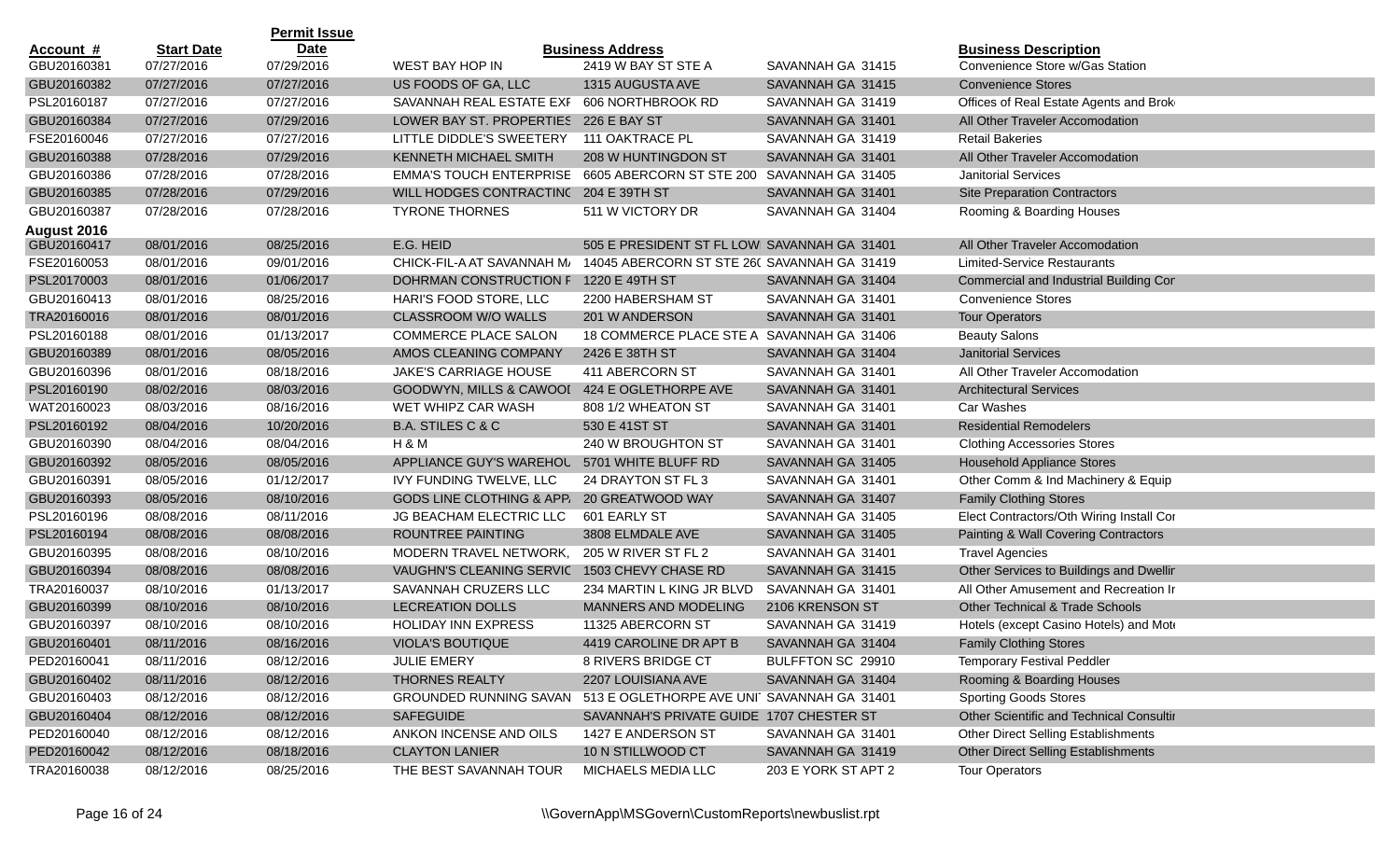| Account # | Start Date | Permit Issue Date | | Business Address | | Business Description |
|---|---|---|---|---|---|---|
| GBU20160381 | 07/27/2016 | 07/29/2016 | WEST BAY HOP IN | 2419 W BAY ST STE A | SAVANNAH GA 31415 | Convenience Store w/Gas Station |
| GBU20160382 | 07/27/2016 | 07/27/2016 | US FOODS OF GA, LLC | 1315 AUGUSTA AVE | SAVANNAH GA 31415 | Convenience Stores |
| PSL20160187 | 07/27/2016 | 07/27/2016 | SAVANNAH REAL ESTATE EXI | 606 NORTHBROOK RD | SAVANNAH GA 31419 | Offices of Real Estate Agents and Brok |
| GBU20160384 | 07/27/2016 | 07/29/2016 | LOWER BAY ST. PROPERTIES | 226 E BAY ST | SAVANNAH GA 31401 | All Other Traveler Accomodation |
| FSE20160046 | 07/27/2016 | 07/27/2016 | LITTLE DIDDLE'S SWEETERY | 111 OAKTRACE PL | SAVANNAH GA 31419 | Retail Bakeries |
| GBU20160388 | 07/28/2016 | 07/29/2016 | KENNETH MICHAEL SMITH | 208 W HUNTINGDON ST | SAVANNAH GA 31401 | All Other Traveler Accomodation |
| GBU20160386 | 07/28/2016 | 07/28/2016 | EMMA'S TOUCH ENTERPRISE | 6605 ABERCORN ST STE 200 | SAVANNAH GA 31405 | Janitorial Services |
| GBU20160385 | 07/28/2016 | 07/29/2016 | WILL HODGES CONTRACTING | 204 E 39TH ST | SAVANNAH GA 31401 | Site Preparation Contractors |
| GBU20160387 | 07/28/2016 | 07/28/2016 | TYRONE THORNES | 511 W VICTORY DR | SAVANNAH GA 31404 | Rooming & Boarding Houses |
| **August 2016** | | | | | | |
| GBU20160417 | 08/01/2016 | 08/25/2016 | E.G. HEID | 505 E PRESIDENT ST FL LOW | SAVANNAH GA 31401 | All Other Traveler Accomodation |
| FSE20160053 | 08/01/2016 | 09/01/2016 | CHICK-FIL-A AT SAVANNAH M | 14045 ABERCORN ST STE 260 | SAVANNAH GA 31419 | Limited-Service Restaurants |
| PSL20170003 | 08/01/2016 | 01/06/2017 | DOHRMAN CONSTRUCTION F | 1220 E 49TH ST | SAVANNAH GA 31404 | Commercial and Industrial Building Cor |
| GBU20160413 | 08/01/2016 | 08/25/2016 | HARI'S FOOD STORE, LLC | 2200 HABERSHAM ST | SAVANNAH GA 31401 | Convenience Stores |
| TRA20160016 | 08/01/2016 | 08/01/2016 | CLASSROOM W/O WALLS | 201 W ANDERSON | SAVANNAH GA 31401 | Tour Operators |
| PSL20160188 | 08/01/2016 | 01/13/2017 | COMMERCE PLACE SALON | 18 COMMERCE PLACE STE A | SAVANNAH GA 31406 | Beauty Salons |
| GBU20160389 | 08/01/2016 | 08/05/2016 | AMOS CLEANING COMPANY | 2426 E 38TH ST | SAVANNAH GA 31404 | Janitorial Services |
| GBU20160396 | 08/01/2016 | 08/18/2016 | JAKE'S CARRIAGE HOUSE | 411 ABERCORN ST | SAVANNAH GA 31401 | All Other Traveler Accomodation |
| PSL20160190 | 08/02/2016 | 08/03/2016 | GOODWYN, MILLS & CAWOOI | 424 E OGLETHORPE AVE | SAVANNAH GA 31401 | Architectural Services |
| WAT20160023 | 08/03/2016 | 08/16/2016 | WET WHIPZ CAR WASH | 808 1/2 WHEATON ST | SAVANNAH GA 31401 | Car Washes |
| PSL20160192 | 08/04/2016 | 10/20/2016 | B.A. STILES C & C | 530 E 41ST ST | SAVANNAH GA 31401 | Residential Remodelers |
| GBU20160390 | 08/04/2016 | 08/04/2016 | H & M | 240 W BROUGHTON ST | SAVANNAH GA 31401 | Clothing Accessories Stores |
| GBU20160392 | 08/05/2016 | 08/05/2016 | APPLIANCE GUY'S WAREHOU | 5701 WHITE BLUFF RD | SAVANNAH GA 31405 | Household Appliance Stores |
| GBU20160391 | 08/05/2016 | 01/12/2017 | IVY FUNDING TWELVE, LLC | 24 DRAYTON ST FL 3 | SAVANNAH GA 31401 | Other Comm & Ind Machinery & Equip |
| GBU20160393 | 08/05/2016 | 08/10/2016 | GODS LINE CLOTHING & APP | 20 GREATWOOD WAY | SAVANNAH GA 31407 | Family Clothing Stores |
| PSL20160196 | 08/08/2016 | 08/11/2016 | JG BEACHAM ELECTRIC LLC | 601 EARLY ST | SAVANNAH GA 31405 | Elect Contractors/Oth Wiring Install Cor |
| PSL20160194 | 08/08/2016 | 08/08/2016 | ROUNTREE PAINTING | 3808 ELMDALE AVE | SAVANNAH GA 31405 | Painting & Wall Covering Contractors |
| GBU20160395 | 08/08/2016 | 08/10/2016 | MODERN TRAVEL NETWORK, | 205 W RIVER ST FL 2 | SAVANNAH GA 31401 | Travel Agencies |
| GBU20160394 | 08/08/2016 | 08/08/2016 | VAUGHN'S CLEANING SERVIC | 1503 CHEVY CHASE RD | SAVANNAH GA 31415 | Other Services to Buildings and Dwellir |
| TRA20160037 | 08/10/2016 | 01/13/2017 | SAVANNAH CRUZERS LLC | 234 MARTIN L KING JR BLVD | SAVANNAH GA 31401 | All Other Amusement and Recreation Ir |
| GBU20160399 | 08/10/2016 | 08/10/2016 | LECREATION DOLLS | MANNERS AND MODELING | 2106 KRENSON ST | Other Technical & Trade Schools |
| GBU20160397 | 08/10/2016 | 08/10/2016 | HOLIDAY INN EXPRESS | 11325 ABERCORN ST | SAVANNAH GA 31419 | Hotels (except Casino Hotels) and Mot |
| GBU20160401 | 08/11/2016 | 08/16/2016 | VIOLA'S BOUTIQUE | 4419 CAROLINE DR APT B | SAVANNAH GA 31404 | Family Clothing Stores |
| PED20160041 | 08/11/2016 | 08/12/2016 | JULIE EMERY | 8 RIVERS BRIDGE CT | BULFFTON SC 29910 | Temporary Festival Peddler |
| GBU20160402 | 08/11/2016 | 08/12/2016 | THORNES REALTY | 2207 LOUISIANA AVE | SAVANNAH GA 31404 | Rooming & Boarding Houses |
| GBU20160403 | 08/12/2016 | 08/12/2016 | GROUNDED RUNNING SAVAN | 513 E OGLETHORPE AVE UNI | SAVANNAH GA 31401 | Sporting Goods Stores |
| GBU20160404 | 08/12/2016 | 08/12/2016 | SAFEGUIDE | SAVANNAH'S PRIVATE GUIDE | 1707 CHESTER ST | Other Scientific and Technical Consultir |
| PED20160040 | 08/12/2016 | 08/12/2016 | ANKON INCENSE AND OILS | 1427 E ANDERSON ST | SAVANNAH GA 31401 | Other Direct Selling Establishments |
| PED20160042 | 08/12/2016 | 08/18/2016 | CLAYTON LANIER | 10 N STILLWOOD CT | SAVANNAH GA 31419 | Other Direct Selling Establishments |
| TRA20160038 | 08/12/2016 | 08/25/2016 | THE BEST SAVANNAH TOUR | MICHAELS MEDIA LLC | 203 E YORK ST APT 2 | Tour Operators |

\\GovernApp\MSGovern\CustomReports\newbuslist.rpt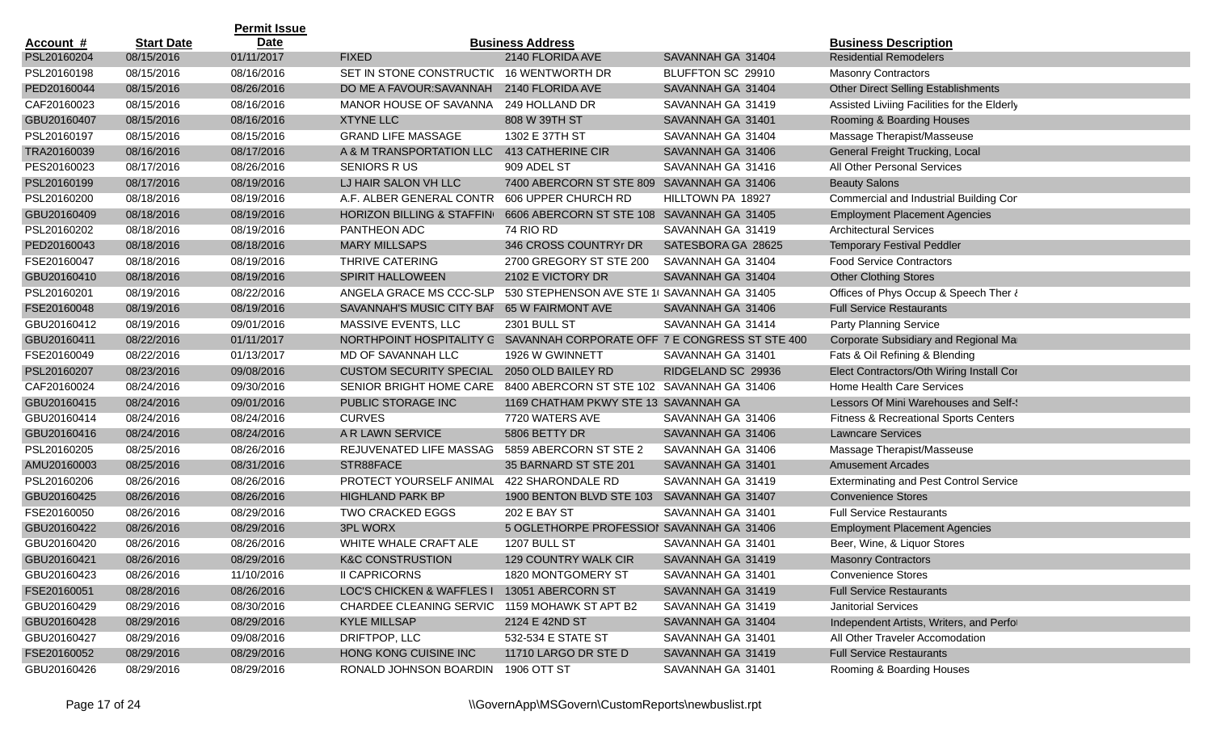| Account # | Start Date | Permit Issue Date | | Business Address | | Business Description |
|---|---|---|---|---|---|---|
| PSL20160204 | 08/15/2016 | 01/11/2017 | FIXED | 2140 FLORIDA AVE | SAVANNAH GA 31404 | Residential Remodelers |
| PSL20160198 | 08/15/2016 | 08/16/2016 | SET IN STONE CONSTRUCTIC | 16 WENTWORTH DR | BLUFFTON SC 29910 | Masonry Contractors |
| PED20160044 | 08/15/2016 | 08/26/2016 | DO ME A FAVOUR:SAVANNAH | 2140 FLORIDA AVE | SAVANNAH GA 31404 | Other Direct Selling Establishments |
| CAF20160023 | 08/15/2016 | 08/16/2016 | MANOR HOUSE OF SAVANNA | 249 HOLLAND DR | SAVANNAH GA 31419 | Assisted Liviing Facilities for the Elderly |
| GBU20160407 | 08/15/2016 | 08/16/2016 | XTYNE LLC | 808 W 39TH ST | SAVANNAH GA 31401 | Rooming & Boarding Houses |
| PSL20160197 | 08/15/2016 | 08/15/2016 | GRAND LIFE MASSAGE | 1302 E 37TH ST | SAVANNAH GA 31404 | Massage Therapist/Masseuse |
| TRA20160039 | 08/16/2016 | 08/17/2016 | A & M TRANSPORTATION LLC | 413 CATHERINE CIR | SAVANNAH GA 31406 | General Freight Trucking, Local |
| PES20160023 | 08/17/2016 | 08/26/2016 | SENIORS R US | 909 ADEL ST | SAVANNAH GA 31416 | All Other Personal Services |
| PSL20160199 | 08/17/2016 | 08/19/2016 | LJ HAIR SALON VH LLC | 7400 ABERCORN ST STE 809 | SAVANNAH GA 31406 | Beauty Salons |
| PSL20160200 | 08/18/2016 | 08/19/2016 | A.F. ALBER GENERAL CONTR | 606 UPPER CHURCH RD | HILLTOWN PA 18927 | Commercial and Industrial Building Cor |
| GBU20160409 | 08/18/2016 | 08/19/2016 | HORIZON BILLING & STAFFIN | 6606 ABERCORN ST STE 108 | SAVANNAH GA 31405 | Employment Placement Agencies |
| PSL20160202 | 08/18/2016 | 08/19/2016 | PANTHEON ADC | 74 RIO RD | SAVANNAH GA 31419 | Architectural Services |
| PED20160043 | 08/18/2016 | 08/18/2016 | MARY MILLSAPS | 346 CROSS COUNTRYr DR | SATESBORA GA 28625 | Temporary Festival Peddler |
| FSE20160047 | 08/18/2016 | 08/19/2016 | THRIVE CATERING | 2700 GREGORY ST STE 200 | SAVANNAH GA 31404 | Food Service Contractors |
| GBU20160410 | 08/18/2016 | 08/19/2016 | SPIRIT HALLOWEEN | 2102 E VICTORY DR | SAVANNAH GA 31404 | Other Clothing Stores |
| PSL20160201 | 08/19/2016 | 08/22/2016 | ANGELA GRACE MS CCC-SLP | 530 STEPHENSON AVE STE 1 | SAVANNAH GA 31405 | Offices of Phys Occup & Speech Ther & |
| FSE20160048 | 08/19/2016 | 08/19/2016 | SAVANNAH'S MUSIC CITY BAF | 65 W FAIRMONT AVE | SAVANNAH GA 31406 | Full Service Restaurants |
| GBU20160412 | 08/19/2016 | 09/01/2016 | MASSIVE EVENTS, LLC | 2301 BULL ST | SAVANNAH GA 31414 | Party Planning Service |
| GBU20160411 | 08/22/2016 | 01/11/2017 | NORTHPOINT HOSPITALITY G | SAVANNAH CORPORATE OFF | 7 E CONGRESS ST STE 400 | Corporate Subsidiary and Regional Ma |
| FSE20160049 | 08/22/2016 | 01/13/2017 | MD OF SAVANNAH LLC | 1926 W GWINNETT | SAVANNAH GA 31401 | Fats & Oil Refining & Blending |
| PSL20160207 | 08/23/2016 | 09/08/2016 | CUSTOM SECURITY SPECIAL | 2050 OLD BAILEY RD | RIDGELAND SC 29936 | Elect Contractors/Oth Wiring Install Cor |
| CAF20160024 | 08/24/2016 | 09/30/2016 | SENIOR BRIGHT HOME CARE | 8400 ABERCORN ST STE 102 | SAVANNAH GA 31406 | Home Health Care Services |
| GBU20160415 | 08/24/2016 | 09/01/2016 | PUBLIC STORAGE INC | 1169 CHATHAM PKWY STE 13 | SAVANNAH GA | Lessors Of Mini Warehouses and Self-S |
| GBU20160414 | 08/24/2016 | 08/24/2016 | CURVES | 7720 WATERS AVE | SAVANNAH GA 31406 | Fitness & Recreational Sports Centers |
| GBU20160416 | 08/24/2016 | 08/24/2016 | A R LAWN SERVICE | 5806 BETTY DR | SAVANNAH GA 31406 | Lawncare Services |
| PSL20160205 | 08/25/2016 | 08/26/2016 | REJUVENATED LIFE MASSAG | 5859 ABERCORN ST STE 2 | SAVANNAH GA 31406 | Massage Therapist/Masseuse |
| AMU20160003 | 08/25/2016 | 08/31/2016 | STR88FACE | 35 BARNARD ST STE 201 | SAVANNAH GA 31401 | Amusement Arcades |
| PSL20160206 | 08/26/2016 | 08/26/2016 | PROTECT YOURSELF ANIMAL | 422 SHARONDALE RD | SAVANNAH GA 31419 | Exterminating and Pest Control Service |
| GBU20160425 | 08/26/2016 | 08/26/2016 | HIGHLAND PARK BP | 1900 BENTON BLVD STE 103 | SAVANNAH GA 31407 | Convenience Stores |
| FSE20160050 | 08/26/2016 | 08/29/2016 | TWO CRACKED EGGS | 202 E BAY ST | SAVANNAH GA 31401 | Full Service Restaurants |
| GBU20160422 | 08/26/2016 | 08/29/2016 | 3PL WORX | 5 OGLETHORPE PROFESSIOI | SAVANNAH GA 31406 | Employment Placement Agencies |
| GBU20160420 | 08/26/2016 | 08/26/2016 | WHITE WHALE CRAFT ALE | 1207 BULL ST | SAVANNAH GA 31401 | Beer, Wine, & Liquor Stores |
| GBU20160421 | 08/26/2016 | 08/29/2016 | K&C CONSTRUSTION | 129 COUNTRY WALK CIR | SAVANNAH GA 31419 | Masonry Contractors |
| GBU20160423 | 08/26/2016 | 11/10/2016 | II CAPRICORNS | 1820 MONTGOMERY ST | SAVANNAH GA 31401 | Convenience Stores |
| FSE20160051 | 08/28/2016 | 08/26/2016 | LOC'S CHICKEN & WAFFLES I | 13051 ABERCORN ST | SAVANNAH GA 31419 | Full Service Restaurants |
| GBU20160429 | 08/29/2016 | 08/30/2016 | CHARDEE CLEANING SERVIC | 1159 MOHAWK ST APT B2 | SAVANNAH GA 31419 | Janitorial Services |
| GBU20160428 | 08/29/2016 | 08/29/2016 | KYLE MILLSAP | 2124 E 42ND ST | SAVANNAH GA 31404 | Independent Artists, Writers, and Perfo |
| GBU20160427 | 08/29/2016 | 09/08/2016 | DRIFTPOP, LLC | 532-534 E STATE ST | SAVANNAH GA 31401 | All Other Traveler Accomodation |
| FSE20160052 | 08/29/2016 | 08/29/2016 | HONG KONG CUISINE INC | 11710 LARGO DR STE D | SAVANNAH GA 31419 | Full Service Restaurants |
| GBU20160426 | 08/29/2016 | 08/29/2016 | RONALD JOHNSON BOARDIN | 1906 OTT ST | SAVANNAH GA 31401 | Rooming & Boarding Houses |

\\GovernApp\MSGovern\CustomReports\newbuslist.rpt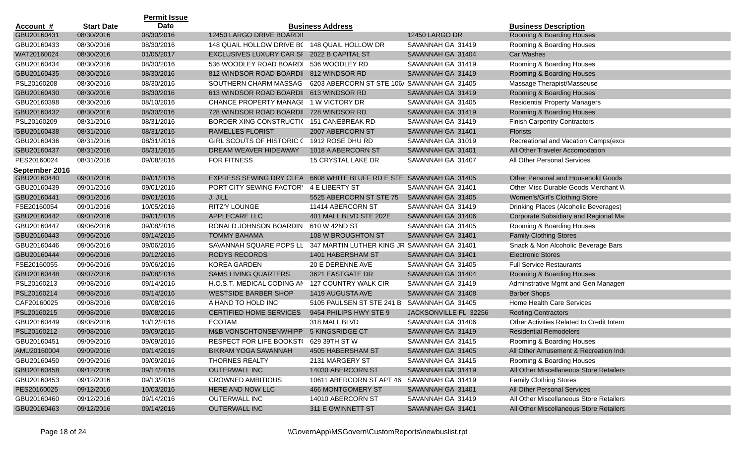| Account # | Start Date | Permit Issue Date | Business Address | | | Business Description |
|---|---|---|---|---|---|---|
| GBU20160431 | 08/30/2016 | 08/30/2016 | 12450 LARGO DRIVE BOARDII | | 12450 LARGO DR | Rooming & Boarding Houses |
| GBU20160433 | 08/30/2016 | 08/30/2016 | 148 QUAIL HOLLOW DRIVE BC | 148 QUAIL HOLLOW DR | SAVANNAH GA 31419 | Rooming & Boarding Houses |
| WAT20160024 | 08/30/2016 | 01/05/2017 | EXCLUSIVES LUXURY CAR SF | 2022 B CAPITAL ST | SAVANNAH GA 31404 | Car Washes |
| GBU20160434 | 08/30/2016 | 08/30/2016 | 536 WOODLEY ROAD BOARDI | 536 WOODLEY RD | SAVANNAH GA 31419 | Rooming & Boarding Houses |
| GBU20160435 | 08/30/2016 | 08/30/2016 | 812 WINDSOR ROAD BOARDII | 812 WINDSOR RD | SAVANNAH GA 31419 | Rooming & Boarding Houses |
| PSL20160208 | 08/30/2016 | 08/30/2016 | SOUTHERN CHARM MASSAG | 6203 ABERCORN ST STE 106/ | SAVANNAH GA 31405 | Massage Therapist/Masseuse |
| GBU20160430 | 08/30/2016 | 08/30/2016 | 613 WINDSOR ROAD BOARDII | 613 WINDSOR RD | SAVANNAH GA 31419 | Rooming & Boarding Houses |
| GBU20160398 | 08/30/2016 | 08/10/2016 | CHANCE PROPERTY MANAGE | 1 W VICTORY DR | SAVANNAH GA 31405 | Residential Property Managers |
| GBU20160432 | 08/30/2016 | 08/30/2016 | 728 WINDSOR ROAD BOARDII | 728 WINDSOR RD | SAVANNAH GA 31419 | Rooming & Boarding Houses |
| PSL20160209 | 08/31/2016 | 08/31/2016 | BORDER XING CONSTRUCTI( | 151 CANEBREAK RD | SAVANNAH GA 31419 | Finish Carpentry Contractors |
| GBU20160438 | 08/31/2016 | 08/31/2016 | RAMELLES FLORIST | 2007 ABERCORN ST | SAVANNAH GA 31401 | Florists |
| GBU20160436 | 08/31/2016 | 08/31/2016 | GIRL SCOUTS OF HISTORIC ( | 1912 ROSE DHU RD | SAVANNAH GA 31019 | Recreational and Vacation Camps(exce |
| GBU20160437 | 08/31/2016 | 08/31/2016 | DREAM WEAVER HIDEAWAY | 1018 A ABERCORN ST | SAVANNAH GA 31401 | All Other Traveler Accomodation |
| PES20160024 | 08/31/2016 | 09/08/2016 | FOR FITNESS | 15 CRYSTAL LAKE DR | SAVANNAH GA 31407 | All Other Personal Services |
| **September 2016** | | | | | | |
| GBU20160440 | 09/01/2016 | 09/01/2016 | EXPRESS SEWING DRY CLEA | 6608 WHITE BLUFF RD E STE | SAVANNAH GA 31405 | Other Personal and Household Goods |
| GBU20160439 | 09/01/2016 | 09/01/2016 | PORT CITY SEWING FACTORY | 4 E LIBERTY ST | SAVANNAH GA 31401 | Other Misc Durable Goods Merchant W |
| GBU20160441 | 09/01/2016 | 09/01/2016 | J. JILL | 5525 ABERCORN ST STE 75 | SAVANNAH GA 31405 | Women's/Girl's Clothing Store |
| FSE20160054 | 09/01/2016 | 10/05/2016 | RITZ'Y LOUNGE | 11414 ABERCORN ST | SAVANNAH GA 31419 | Drinking Places (Alcoholic Beverages) |
| GBU20160442 | 09/01/2016 | 09/01/2016 | APPLECARE LLC | 401 MALL BLVD STE 202E | SAVANNAH GA 31406 | Corporate Subsidiary and Regional Ma |
| GBU20160447 | 09/06/2016 | 09/08/2016 | RONALD JOHNSON BOARDIN | 610 W 42ND ST | SAVANNAH GA 31405 | Rooming & Boarding Houses |
| GBU20160443 | 09/06/2016 | 09/14/2016 | TOMMY BAHAMA | 108 W BROUGHTON ST | SAVANNAH GA 31401 | Family Clothing Stores |
| GBU20160446 | 09/06/2016 | 09/06/2016 | SAVANNAH SQUARE POPS LL | 347 MARTIN LUTHER KING JR | SAVANNAH GA 31401 | Snack & Non Alcoholic Beverage Bars |
| GBU20160444 | 09/06/2016 | 09/12/2016 | RODYS RECORDS | 1401 HABERSHAM ST | SAVANNAH GA 31401 | Electronic Stores |
| FSE20160055 | 09/06/2016 | 09/06/2016 | KOREA GARDEN | 20 E DERENNE AVE | SAVANNAH GA 31405 | Full Service Restaurants |
| GBU20160448 | 09/07/2016 | 09/08/2016 | SAMS LIVING QUARTERS | 3621 EASTGATE DR | SAVANNAH GA 31404 | Rooming & Boarding Houses |
| PSL20160213 | 09/08/2016 | 09/14/2016 | H.O.S.T. MEDICAL CODING AN | 127 COUNTRY WALK CIR | SAVANNAH GA 31419 | Adminstrative Mgmt and Gen Managen |
| PSL20160214 | 09/08/2016 | 09/14/2016 | WESTSIDE BARBER SHOP | 1419 AUGUSTA AVE | SAVANNAH GA 31408 | Barber Shops |
| CAF20160025 | 09/08/2016 | 09/08/2016 | A HAND TO HOLD INC | 5105 PAULSEN ST STE 241 B | SAVANNAH GA 31405 | Home Health Care Services |
| PSL20160215 | 09/08/2016 | 09/08/2016 | CERTIFIED HOME SERVICES | 9454 PHILIPS HWY STE 9 | JACKSONVILLE FL 32256 | Roofing Contractors |
| GBU20160449 | 09/08/2016 | 10/12/2016 | ECOTAM | 318 MALL BLVD | SAVANNAH GA 31406 | Other Activities Related to Credit Intern |
| PSL20160212 | 09/08/2016 | 09/09/2016 | M&B VONSCHTONSENWHIPP | 5 KINGSRIDGE CT | SAVANNAH GA 31419 | Residential Remodelers |
| GBU20160451 | 09/09/2016 | 09/09/2016 | RESPECT FOR LIFE BOOKST( | 629 39TH ST W | SAVANNAH GA 31415 | Rooming & Boarding Houses |
| AMU20160004 | 09/09/2016 | 09/14/2016 | BIKRAM YOGA SAVANNAH | 4505 HABERSHAM ST | SAVANNAH GA 31405 | All Other Amusement & Recreation Indu |
| GBU20160450 | 09/09/2016 | 09/09/2016 | THORNES REALTY | 2131 MARGERY ST | SAVANNAH GA 31415 | Rooming & Boarding Houses |
| GBU20160458 | 09/12/2016 | 09/14/2016 | OUTERWALL INC | 14030 ABERCORN ST | SAVANNAH GA 31419 | All Other Miscellaneous Store Retailers |
| GBU20160453 | 09/12/2016 | 09/13/2016 | CROWNED AMBITIOUS | 10611 ABERCORN ST APT 46 | SAVANNAH GA 31419 | Family Clothing Stores |
| PES20160025 | 09/12/2016 | 10/03/2016 | HERE AND NOW LLC | 466 MONTGOMERY ST | SAVANNAH GA 31401 | All Other Personal Services |
| GBU20160460 | 09/12/2016 | 09/14/2016 | OUTERWALL INC | 14010 ABERCORN ST | SAVANNAH GA 31419 | All Other Miscellaneous Store Retailers |
| GBU20160463 | 09/12/2016 | 09/14/2016 | OUTERWALL INC | 311 E GWINNETT ST | SAVANNAH GA 31401 | All Other Miscellaneous Store Retailers |

\\GovernApp\MSGovern\CustomReports\newbuslist.rpt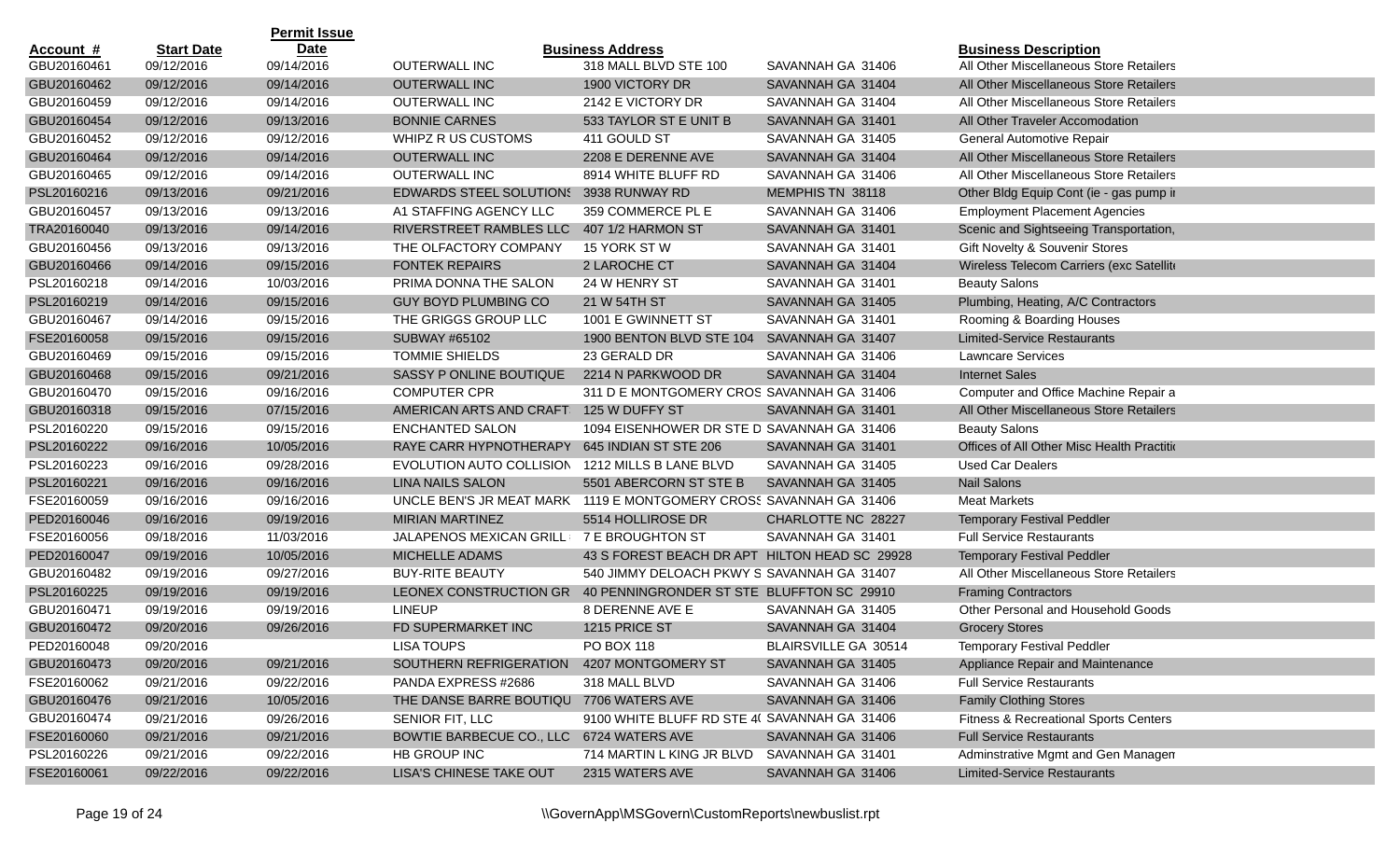| Account # | Start Date | Permit Issue Date | Business Address | | | Business Description |
|---|---|---|---|---|---|---|
| GBU20160461 | 09/12/2016 | 09/14/2016 | OUTERWALL INC | 318 MALL BLVD STE 100 | SAVANNAH GA 31406 | All Other Miscellaneous Store Retailers |
| GBU20160462 | 09/12/2016 | 09/14/2016 | OUTERWALL INC | 1900 VICTORY DR | SAVANNAH GA 31404 | All Other Miscellaneous Store Retailers |
| GBU20160459 | 09/12/2016 | 09/14/2016 | OUTERWALL INC | 2142 E VICTORY DR | SAVANNAH GA 31404 | All Other Miscellaneous Store Retailers |
| GBU20160454 | 09/12/2016 | 09/13/2016 | BONNIE CARNES | 533 TAYLOR ST E UNIT B | SAVANNAH GA 31401 | All Other Traveler Accomodation |
| GBU20160452 | 09/12/2016 | 09/12/2016 | WHIPZ R US CUSTOMS | 411 GOULD ST | SAVANNAH GA 31405 | General Automotive Repair |
| GBU20160464 | 09/12/2016 | 09/14/2016 | OUTERWALL INC | 2208 E DERENNE AVE | SAVANNAH GA 31404 | All Other Miscellaneous Store Retailers |
| GBU20160465 | 09/12/2016 | 09/14/2016 | OUTERWALL INC | 8914 WHITE BLUFF RD | SAVANNAH GA 31406 | All Other Miscellaneous Store Retailers |
| PSL20160216 | 09/13/2016 | 09/21/2016 | EDWARDS STEEL SOLUTIONS | 3938 RUNWAY RD | MEMPHIS TN 38118 | Other Bldg Equip Cont (ie - gas pump i |
| GBU20160457 | 09/13/2016 | 09/13/2016 | A1 STAFFING AGENCY LLC | 359 COMMERCE PL E | SAVANNAH GA 31406 | Employment Placement Agencies |
| TRA20160040 | 09/13/2016 | 09/14/2016 | RIVERSTREET RAMBLES LLC | 407 1/2 HARMON ST | SAVANNAH GA 31401 | Scenic and Sightseeing Transportation, |
| GBU20160456 | 09/13/2016 | 09/13/2016 | THE OLFACTORY COMPANY | 15 YORK ST W | SAVANNAH GA 31401 | Gift Novelty & Souvenir Stores |
| GBU20160466 | 09/14/2016 | 09/15/2016 | FONTEK REPAIRS | 2 LAROCHE CT | SAVANNAH GA 31404 | Wireless Telecom Carriers (exc Satellit |
| PSL20160218 | 09/14/2016 | 10/03/2016 | PRIMA DONNA THE SALON | 24 W HENRY ST | SAVANNAH GA 31401 | Beauty Salons |
| PSL20160219 | 09/14/2016 | 09/15/2016 | GUY BOYD PLUMBING CO | 21 W 54TH ST | SAVANNAH GA 31405 | Plumbing, Heating, A/C Contractors |
| GBU20160467 | 09/14/2016 | 09/15/2016 | THE GRIGGS GROUP LLC | 1001 E GWINNETT ST | SAVANNAH GA 31401 | Rooming & Boarding Houses |
| FSE20160058 | 09/15/2016 | 09/15/2016 | SUBWAY #65102 | 1900 BENTON BLVD STE 104 | SAVANNAH GA 31407 | Limited-Service Restaurants |
| GBU20160469 | 09/15/2016 | 09/15/2016 | TOMMIE SHIELDS | 23 GERALD DR | SAVANNAH GA 31406 | Lawncare Services |
| GBU20160468 | 09/15/2016 | 09/21/2016 | SASSY P ONLINE BOUTIQUE | 2214 N PARKWOOD DR | SAVANNAH GA 31404 | Internet Sales |
| GBU20160470 | 09/15/2016 | 09/16/2016 | COMPUTER CPR | 311 D E MONTGOMERY CROS | SAVANNAH GA 31406 | Computer and Office Machine Repair a |
| GBU20160318 | 09/15/2016 | 07/15/2016 | AMERICAN ARTS AND CRAFT | 125 W DUFFY ST | SAVANNAH GA 31401 | All Other Miscellaneous Store Retailers |
| PSL20160220 | 09/15/2016 | 09/15/2016 | ENCHANTED SALON | 1094 EISENHOWER DR STE D | SAVANNAH GA 31406 | Beauty Salons |
| PSL20160222 | 09/16/2016 | 10/05/2016 | RAYE CARR HYPNOTHERAPY | 645 INDIAN ST STE 206 | SAVANNAH GA 31401 | Offices of All Other Misc Health Practiti |
| PSL20160223 | 09/16/2016 | 09/28/2016 | EVOLUTION AUTO COLLISION | 1212 MILLS B LANE BLVD | SAVANNAH GA 31405 | Used Car Dealers |
| PSL20160221 | 09/16/2016 | 09/16/2016 | LINA NAILS SALON | 5501 ABERCORN ST STE B | SAVANNAH GA 31405 | Nail Salons |
| FSE20160059 | 09/16/2016 | 09/16/2016 | UNCLE BEN'S JR MEAT MARK | 1119 E MONTGOMERY CROSS | SAVANNAH GA 31406 | Meat Markets |
| PED20160046 | 09/16/2016 | 09/19/2016 | MIRIAN MARTINEZ | 5514 HOLLIROSE DR | CHARLOTTE NC 28227 | Temporary Festival Peddler |
| FSE20160056 | 09/18/2016 | 11/03/2016 | JALAPENOS MEXICAN GRILL | 7 E BROUGHTON ST | SAVANNAH GA 31401 | Full Service Restaurants |
| PED20160047 | 09/19/2016 | 10/05/2016 | MICHELLE ADAMS | 43 S FOREST BEACH DR APT | HILTON HEAD SC 29928 | Temporary Festival Peddler |
| GBU20160482 | 09/19/2016 | 09/27/2016 | BUY-RITE BEAUTY | 540 JIMMY DELOACH PKWY S | SAVANNAH GA 31407 | All Other Miscellaneous Store Retailers |
| PSL20160225 | 09/19/2016 | 09/19/2016 | LEONEX CONSTRUCTION GR | 40 PENNINGRONDER ST STE | BLUFFTON SC 29910 | Framing Contractors |
| GBU20160471 | 09/19/2016 | 09/19/2016 | LINEUP | 8 DERENNE AVE E | SAVANNAH GA 31405 | Other Personal and Household Goods |
| GBU20160472 | 09/20/2016 | 09/26/2016 | FD SUPERMARKET INC | 1215 PRICE ST | SAVANNAH GA 31404 | Grocery Stores |
| PED20160048 | 09/20/2016 | | LISA TOUPS | PO BOX 118 | BLAIRSVILLE GA 30514 | Temporary Festival Peddler |
| GBU20160473 | 09/20/2016 | 09/21/2016 | SOUTHERN REFRIGERATION | 4207 MONTGOMERY ST | SAVANNAH GA 31405 | Appliance Repair and Maintenance |
| FSE20160062 | 09/21/2016 | 09/22/2016 | PANDA EXPRESS #2686 | 318 MALL BLVD | SAVANNAH GA 31406 | Full Service Restaurants |
| GBU20160476 | 09/21/2016 | 10/05/2016 | THE DANSE BARRE BOUTIQU | 7706 WATERS AVE | SAVANNAH GA 31406 | Family Clothing Stores |
| GBU20160474 | 09/21/2016 | 09/26/2016 | SENIOR FIT, LLC | 9100 WHITE BLUFF RD STE 4( | SAVANNAH GA 31406 | Fitness & Recreational Sports Centers |
| FSE20160060 | 09/21/2016 | 09/21/2016 | BOWTIE BARBECUE CO., LLC | 6724 WATERS AVE | SAVANNAH GA 31406 | Full Service Restaurants |
| PSL20160226 | 09/21/2016 | 09/22/2016 | HB GROUP INC | 714 MARTIN L KING JR BLVD | SAVANNAH GA 31401 | Adminstrative Mgmt and Gen Managem |
| FSE20160061 | 09/22/2016 | 09/22/2016 | LISA'S CHINESE TAKE OUT | 2315 WATERS AVE | SAVANNAH GA 31406 | Limited-Service Restaurants |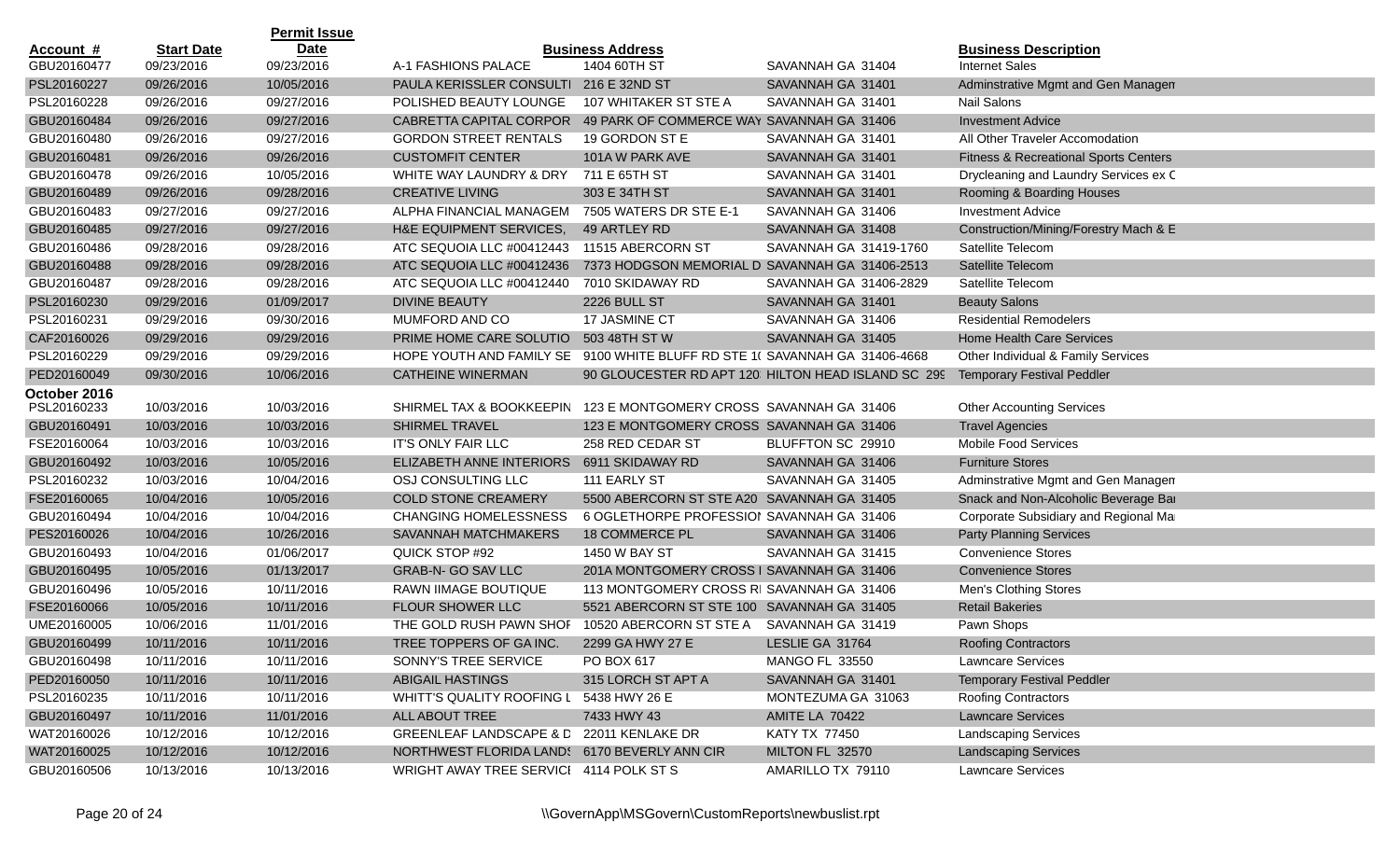| Account # | Start Date | Permit Issue Date | | Business Address | | Business Description |
|---|---|---|---|---|---|---|
| GBU20160477 | 09/23/2016 | 09/23/2016 | A-1 FASHIONS PALACE | 1404 60TH ST | SAVANNAH GA 31404 | Internet Sales |
| PSL20160227 | 09/26/2016 | 10/05/2016 | PAULA KERISSLER CONSULTI | 216 E 32ND ST | SAVANNAH GA 31401 | Adminstrative Mgmt and Gen Managem |
| PSL20160228 | 09/26/2016 | 09/27/2016 | POLISHED BEAUTY LOUNGE | 107 WHITAKER ST STE A | SAVANNAH GA 31401 | Nail Salons |
| GBU20160484 | 09/26/2016 | 09/27/2016 | CABRETTA CAPITAL CORPOR | 49 PARK OF COMMERCE WAY | SAVANNAH GA 31406 | Investment Advice |
| GBU20160480 | 09/26/2016 | 09/27/2016 | GORDON STREET RENTALS | 19 GORDON ST E | SAVANNAH GA 31401 | All Other Traveler Accomodation |
| GBU20160481 | 09/26/2016 | 09/26/2016 | CUSTOMFIT CENTER | 101A W PARK AVE | SAVANNAH GA 31401 | Fitness & Recreational Sports Centers |
| GBU20160478 | 09/26/2016 | 10/05/2016 | WHITE WAY LAUNDRY & DRY | 711 E 65TH ST | SAVANNAH GA 31401 | Drycleaning and Laundry Services ex C |
| GBU20160489 | 09/26/2016 | 09/28/2016 | CREATIVE LIVING | 303 E 34TH ST | SAVANNAH GA 31401 | Rooming & Boarding Houses |
| GBU20160483 | 09/27/2016 | 09/27/2016 | ALPHA FINANCIAL MANAGEM | 7505 WATERS DR STE E-1 | SAVANNAH GA 31406 | Investment Advice |
| GBU20160485 | 09/27/2016 | 09/27/2016 | H&E EQUIPMENT SERVICES, | 49 ARTLEY RD | SAVANNAH GA 31408 | Construction/Mining/Forestry Mach & E |
| GBU20160486 | 09/28/2016 | 09/28/2016 | ATC SEQUOIA LLC #00412443 | 11515 ABERCORN ST | SAVANNAH GA 31419-1760 | Satellite Telecom |
| GBU20160488 | 09/28/2016 | 09/28/2016 | ATC SEQUOIA LLC #00412436 | 7373 HODGSON MEMORIAL D | SAVANNAH GA 31406-2513 | Satellite Telecom |
| GBU20160487 | 09/28/2016 | 09/28/2016 | ATC SEQUOIA LLC #00412440 | 7010 SKIDAWAY RD | SAVANNAH GA 31406-2829 | Satellite Telecom |
| PSL20160230 | 09/29/2016 | 01/09/2017 | DIVINE BEAUTY | 2226 BULL ST | SAVANNAH GA 31401 | Beauty Salons |
| PSL20160231 | 09/29/2016 | 09/30/2016 | MUMFORD AND CO | 17 JASMINE CT | SAVANNAH GA 31406 | Residential Remodelers |
| CAF20160026 | 09/29/2016 | 09/29/2016 | PRIME HOME CARE SOLUTIO | 503 48TH ST W | SAVANNAH GA 31405 | Home Health Care Services |
| PSL20160229 | 09/29/2016 | 09/29/2016 | HOPE YOUTH AND FAMILY SE | 9100 WHITE BLUFF RD STE 1( | SAVANNAH GA 31406-4668 | Other Individual & Family Services |
| PED20160049 | 09/30/2016 | 10/06/2016 | CATHEINE WINERMAN | 90 GLOUCESTER RD APT 120 | HILTON HEAD ISLAND SC 299 | Temporary Festival Peddler |
| **October 2016** | | | | | | |
| PSL20160233 | 10/03/2016 | 10/03/2016 | SHIRMEL TAX & BOOKKEEPIN | 123 E MONTGOMERY CROSS | SAVANNAH GA 31406 | Other Accounting Services |
| GBU20160491 | 10/03/2016 | 10/03/2016 | SHIRMEL TRAVEL | 123 E MONTGOMERY CROSS | SAVANNAH GA 31406 | Travel Agencies |
| FSE20160064 | 10/03/2016 | 10/03/2016 | IT'S ONLY FAIR LLC | 258 RED CEDAR ST | BLUFFTON SC 29910 | Mobile Food Services |
| GBU20160492 | 10/03/2016 | 10/05/2016 | ELIZABETH ANNE INTERIORS | 6911 SKIDAWAY RD | SAVANNAH GA 31406 | Furniture Stores |
| PSL20160232 | 10/03/2016 | 10/04/2016 | OSJ CONSULTING LLC | 111 EARLY ST | SAVANNAH GA 31405 | Adminstrative Mgmt and Gen Managem |
| FSE20160065 | 10/04/2016 | 10/05/2016 | COLD STONE CREAMERY | 5500 ABERCORN ST STE A20 | SAVANNAH GA 31405 | Snack and Non-Alcoholic Beverage Ba |
| GBU20160494 | 10/04/2016 | 10/04/2016 | CHANGING HOMELESSNESS | 6 OGLETHORPE PROFESSIOI | SAVANNAH GA 31406 | Corporate Subsidiary and Regional Ma |
| PES20160026 | 10/04/2016 | 10/26/2016 | SAVANNAH MATCHMAKERS | 18 COMMERCE PL | SAVANNAH GA 31406 | Party Planning Services |
| GBU20160493 | 10/04/2016 | 01/06/2017 | QUICK STOP #92 | 1450 W BAY ST | SAVANNAH GA 31415 | Convenience Stores |
| GBU20160495 | 10/05/2016 | 01/13/2017 | GRAB-N- GO SAV LLC | 201A MONTGOMERY CROSS I | SAVANNAH GA 31406 | Convenience Stores |
| GBU20160496 | 10/05/2016 | 10/11/2016 | RAWN IIMAGE BOUTIQUE | 113 MONTGOMERY CROSS RI | SAVANNAH GA 31406 | Men's Clothing Stores |
| FSE20160066 | 10/05/2016 | 10/11/2016 | FLOUR SHOWER LLC | 5521 ABERCORN ST STE 100 | SAVANNAH GA 31405 | Retail Bakeries |
| UME20160005 | 10/06/2016 | 11/01/2016 | THE GOLD RUSH PAWN SHOI | 10520 ABERCORN ST STE A | SAVANNAH GA 31419 | Pawn Shops |
| GBU20160499 | 10/11/2016 | 10/11/2016 | TREE TOPPERS OF GA INC. | 2299 GA HWY 27 E | LESLIE GA 31764 | Roofing Contractors |
| GBU20160498 | 10/11/2016 | 10/11/2016 | SONNY'S TREE SERVICE | PO BOX 617 | MANGO FL 33550 | Lawncare Services |
| PED20160050 | 10/11/2016 | 10/11/2016 | ABIGAIL HASTINGS | 315 LORCH ST APT A | SAVANNAH GA 31401 | Temporary Festival Peddler |
| PSL20160235 | 10/11/2016 | 10/11/2016 | WHITT'S QUALITY ROOFING L | 5438 HWY 26 E | MONTEZUMA GA 31063 | Roofing Contractors |
| GBU20160497 | 10/11/2016 | 11/01/2016 | ALL ABOUT TREE | 7433 HWY 43 | AMITE LA 70422 | Lawncare Services |
| WAT20160026 | 10/12/2016 | 10/12/2016 | GREENLEAF LANDSCAPE & D | 22011 KENLAKE DR | KATY TX 77450 | Landscaping Services |
| WAT20160025 | 10/12/2016 | 10/12/2016 | NORTHWEST FLORIDA LANDS | 6170 BEVERLY ANN CIR | MILTON FL 32570 | Landscaping Services |
| GBU20160506 | 10/13/2016 | 10/13/2016 | WRIGHT AWAY TREE SERVICI | 4114 POLK ST S | AMARILLO TX 79110 | Lawncare Services |

\\GovernApp\MSGovern\CustomReports\newbuslist.rpt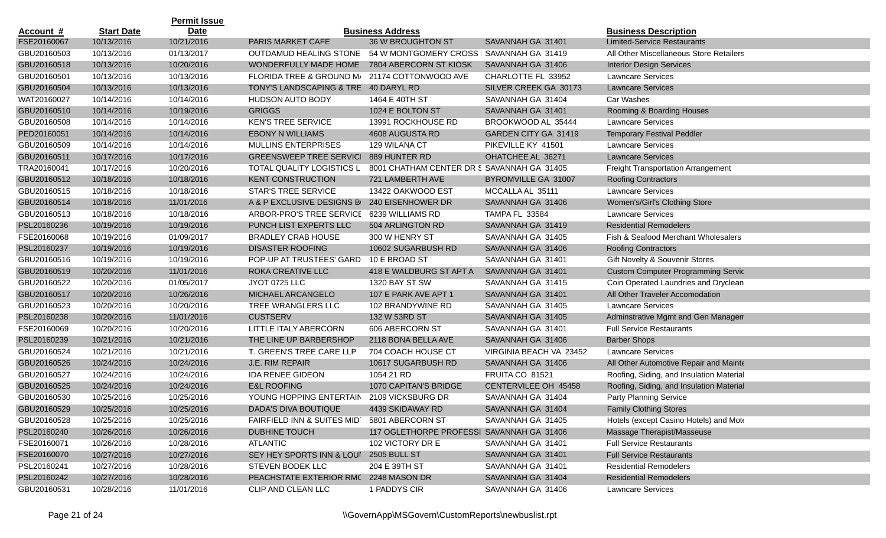| Account # | Start Date | Permit Issue Date | Business Address | | | Business Description |
|---|---|---|---|---|---|---|
| FSE20160067 | 10/13/2016 | 10/21/2016 | PARIS MARKET CAFE | 36 W BROUGHTON ST | SAVANNAH GA 31401 | Limited-Service Restaurants |
| GBU20160503 | 10/13/2016 | 01/13/2017 | OUTDAMUD HEALING STONE | 54 W MONTGOMERY CROSS | SAVANNAH GA 31419 | All Other Miscellaneous Store Retailers |
| GBU20160518 | 10/13/2016 | 10/20/2016 | WONDERFULLY MADE HOME | 7804 ABERCORN ST KIOSK | SAVANNAH GA 31406 | Interior Design Services |
| GBU20160501 | 10/13/2016 | 10/13/2016 | FLORIDA TREE & GROUND M/ | 21174 COTTONWOOD AVE | CHARLOTTE FL 33952 | Lawncare Services |
| GBU20160504 | 10/13/2016 | 10/13/2016 | TONY'S LANDSCAPING & TRE | 40 DARYL RD | SILVER CREEK GA 30173 | Lawncare Services |
| WAT20160027 | 10/14/2016 | 10/14/2016 | HUDSON AUTO BODY | 1464 E 40TH ST | SAVANNAH GA 31404 | Car Washes |
| GBU20160510 | 10/14/2016 | 10/19/2016 | GRIGGS | 1024 E BOLTON ST | SAVANNAH GA 31401 | Rooming & Boarding Houses |
| GBU20160508 | 10/14/2016 | 10/14/2016 | KEN'S TREE SERVICE | 13991 ROCKHOUSE RD | BROOKWOOD AL 35444 | Lawncare Services |
| PED20160051 | 10/14/2016 | 10/14/2016 | EBONY N WILLIAMS | 4608 AUGUSTA RD | GARDEN CITY GA 31419 | Temporary Festival Peddler |
| GBU20160509 | 10/14/2016 | 10/14/2016 | MULLINS ENTERPRISES | 129 WILANA CT | PIKEVILLE KY 41501 | Lawncare Services |
| GBU20160511 | 10/17/2016 | 10/17/2016 | GREENSWEEP TREE SERVIC | 889 HUNTER RD | OHATCHEE AL 36271 | Lawncare Services |
| TRA20160041 | 10/17/2016 | 10/20/2016 | TOTAL QUALITY LOGISTICS L | 8001 CHATHAM CENTER DR S | SAVANNAH GA 31405 | Freight Transportation Arrangement |
| GBU20160512 | 10/18/2016 | 10/18/2016 | KENT CONSTRUCTION | 721 LAMBERTH AVE | BYROMVILLE GA 31007 | Roofing Contractors |
| GBU20160515 | 10/18/2016 | 10/18/2016 | STAR'S TREE SERVICE | 13422 OAKWOOD EST | MCCALLA AL 35111 | Lawncare Services |
| GBU20160514 | 10/18/2016 | 11/01/2016 | A & P EXCLUSIVE DESIGNS B | 240 EISENHOWER DR | SAVANNAH GA 31406 | Women's/Girl's Clothing Store |
| GBU20160513 | 10/18/2016 | 10/18/2016 | ARBOR-PRO'S TREE SERVICE | 6239 WILLIAMS RD | TAMPA FL 33584 | Lawncare Services |
| PSL20160236 | 10/19/2016 | 10/19/2016 | PUNCH LIST EXPERTS LLC | 504 ARLINGTON RD | SAVANNAH GA 31419 | Residential Remodelers |
| FSE20160068 | 10/19/2016 | 01/09/2017 | BRADLEY CRAB HOUSE | 300 W HENRY ST | SAVANNAH GA 31405 | Fish & Seafood Merchant Wholesalers |
| PSL20160237 | 10/19/2016 | 10/19/2016 | DISASTER ROOFING | 10602 SUGARBUSH RD | SAVANNAH GA 31406 | Roofing Contractors |
| GBU20160516 | 10/19/2016 | 10/19/2016 | POP-UP AT TRUSTEES' GARD | 10 E BROAD ST | SAVANNAH GA 31401 | Gift Novelty & Souvenir Stores |
| GBU20160519 | 10/20/2016 | 11/01/2016 | ROKA CREATIVE LLC | 418 E WALDBURG ST APT A | SAVANNAH GA 31401 | Custom Computer Programming Servic |
| GBU20160522 | 10/20/2016 | 01/05/2017 | JYOT 0725 LLC | 1320 BAY ST SW | SAVANNAH GA 31415 | Coin Operated Laundries and Dryclean |
| GBU20160517 | 10/20/2016 | 10/26/2016 | MICHAEL ARCANGELO | 107 E PARK AVE APT 1 | SAVANNAH GA 31401 | All Other Traveler Accomodation |
| GBU20160523 | 10/20/2016 | 10/20/2016 | TREE WRANGLERS LLC | 102 BRANDYWINE RD | SAVANNAH GA 31405 | Lawncare Services |
| PSL20160238 | 10/20/2016 | 11/01/2016 | CUSTSERV | 132 W 53RD ST | SAVANNAH GA 31405 | Adminstrative Mgmt and Gen Managem |
| FSE20160069 | 10/20/2016 | 10/20/2016 | LITTLE ITALY ABERCORN | 606 ABERCORN ST | SAVANNAH GA 31401 | Full Service Restaurants |
| PSL20160239 | 10/21/2016 | 10/21/2016 | THE LINE UP BARBERSHOP | 2118 BONA BELLA AVE | SAVANNAH GA 31406 | Barber Shops |
| GBU20160524 | 10/21/2016 | 10/21/2016 | T. GREEN'S TREE CARE LLP | 704 COACH HOUSE CT | VIRGINIA BEACH VA 23452 | Lawncare Services |
| GBU20160526 | 10/24/2016 | 10/24/2016 | J.E. RIM REPAIR | 10617 SUGARBUSH RD | SAVANNAH GA 31406 | All Other Automotive Repair and Mainte |
| GBU20160527 | 10/24/2016 | 10/24/2016 | IDA RENEE GIDEON | 1054 21 RD | FRUITA CO 81521 | Roofing, Siding, and Insulation Material |
| GBU20160525 | 10/24/2016 | 10/24/2016 | E&L ROOFING | 1070 CAPITAN'S BRIDGE | CENTERVILEE OH 45458 | Roofing, Siding, and Insulation Material |
| GBU20160530 | 10/25/2016 | 10/25/2016 | YOUNG HOPPING ENTERTAIN | 2109 VICKSBURG DR | SAVANNAH GA 31404 | Party Planning Service |
| GBU20160529 | 10/25/2016 | 10/25/2016 | DADA'S DIVA BOUTIQUE | 4439 SKIDAWAY RD | SAVANNAH GA 31404 | Family Clothing Stores |
| GBU20160528 | 10/25/2016 | 10/25/2016 | FAIRFIELD INN & SUITES MID | 5801 ABERCORN ST | SAVANNAH GA 31405 | Hotels (except Casino Hotels) and Mot |
| PSL20160240 | 10/26/2016 | 10/26/2016 | DUBHINE TOUCH | 117 OGLETHORPE PROFESSI | SAVANNAH GA 31406 | Massage Therapist/Masseuse |
| FSE20160071 | 10/26/2016 | 10/28/2016 | ATLANTIC | 102 VICTORY DR E | SAVANNAH GA 31401 | Full Service Restaurants |
| FSE20160070 | 10/27/2016 | 10/27/2016 | SEY HEY SPORTS INN & LOUI | 2505 BULL ST | SAVANNAH GA 31401 | Full Service Restaurants |
| PSL20160241 | 10/27/2016 | 10/28/2016 | STEVEN BODEK LLC | 204 E 39TH ST | SAVANNAH GA 31401 | Residential Remodelers |
| PSL20160242 | 10/27/2016 | 10/28/2016 | PEACHSTATE EXTERIOR RMC | 2248 MASON DR | SAVANNAH GA 31404 | Residential Remodelers |
| GBU20160531 | 10/28/2016 | 11/01/2016 | CLIP AND CLEAN LLC | 1 PADDYS CIR | SAVANNAH GA 31406 | Lawncare Services |

\\GovernApp\MSGovern\CustomReports\newbuslist.rpt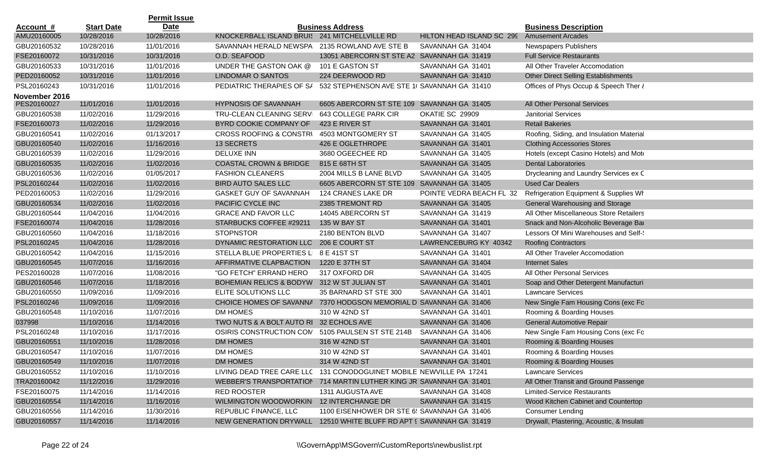| Account # | Start Date | Permit Issue Date | | Business Address | | Business Description |
|---|---|---|---|---|---|---|
| AMU20160005 | 10/28/2016 | 10/28/2016 | KNOCKERBALL ISLAND BRUIS | 241 MITCHELLVILLE RD | HILTON HEAD ISLAND SC 299 | Amusement Arcades |
| GBU20160532 | 10/28/2016 | 11/01/2016 | SAVANNAH HERALD NEWSPA | 2135 ROWLAND AVE STE B | SAVANNAH GA 31404 | Newspapers Publishers |
| FSE20160072 | 10/31/2016 | 10/31/2016 | O.D. SEAFOOD | 13051 ABERCORN ST STE A2 | SAVANNAH GA 31419 | Full Service Restaurants |
| GBU20160533 | 10/31/2016 | 11/01/2016 | UNDER THE GASTON OAK @ | 101 E GASTON ST | SAVANNAH GA 31401 | All Other Traveler Accomodation |
| PED20160052 | 10/31/2016 | 11/01/2016 | LINDOMAR O SANTOS | 224 DEERWOOD RD | SAVANNAH GA 31410 | Other Direct Selling Establishments |
| PSL20160243 | 10/31/2016 | 11/01/2016 | PEDIATRIC THERAPIES OF SA | 532 STEPHENSON AVE STE 1( | SAVANNAH GA 31410 | Offices of Phys Occup & Speech Ther & |
| **November 2016** | | | | | | |
| PES20160027 | 11/01/2016 | 11/01/2016 | HYPNOSIS OF SAVANNAH | 6605 ABERCORN ST STE 109 | SAVANNAH GA 31405 | All Other Personal Services |
| GBU20160538 | 11/02/2016 | 11/29/2016 | TRU-CLEAN CLEANING SERV | 643 COLLEGE PARK CIR | OKATIE SC 29909 | Janitorial Services |
| FSE20160073 | 11/02/2016 | 11/29/2016 | BYRD COOKIE COMPANY OF | 423 E RIVER ST | SAVANNAH GA 31401 | Retail Bakeries |
| GBU20160541 | 11/02/2016 | 01/13/2017 | CROSS ROOFING & CONSTRU | 4503 MONTGOMERY ST | SAVANNAH GA 31405 | Roofing, Siding, and Insulation Material |
| GBU20160540 | 11/02/2016 | 11/16/2016 | 13 SECRETS | 426 E OGLETHROPE | SAVANNAH GA 31401 | Clothing Accessories Stores |
| GBU20160539 | 11/02/2016 | 11/29/2016 | DELUXE INN | 3680 OGEECHEE RD | SAVANNAH GA 31405 | Hotels (except Casino Hotels) and Mote |
| GBU20160535 | 11/02/2016 | 11/02/2016 | COASTAL CROWN & BRIDGE | 815 E 68TH ST | SAVANNAH GA 31405 | Dental Laboratories |
| GBU20160536 | 11/02/2016 | 01/05/2017 | FASHION CLEANERS | 2004 MILLS B LANE BLVD | SAVANNAH GA 31405 | Drycleaning and Laundry Services ex C |
| PSL20160244 | 11/02/2016 | 11/02/2016 | BIRD AUTO SALES LLC | 6605 ABERCORN ST STE 109 | SAVANNAH GA 31405 | Used Car Dealers |
| PED20160053 | 11/02/2016 | 11/29/2016 | GASKET GUY OF SAVANNAH | 124 CRANES LAKE DR | POINTE VEDRA BEACH FL 32 | Refrigeration Equipment & Supplies Wh |
| GBU20160534 | 11/02/2016 | 11/02/2016 | PACIFIC CYCLE INC | 2385 TREMONT RD | SAVANNAH GA 31405 | General Warehousing and Storage |
| GBU20160544 | 11/04/2016 | 11/04/2016 | GRACE AND FAVOR LLC | 14045 ABERCORN ST | SAVANNAH GA 31419 | All Other Miscellaneous Store Retailers |
| FSE20160074 | 11/04/2016 | 11/28/2016 | STARBUCKS COFFEE #29211 | 135 W BAY ST | SAVANNAH GA 31401 | Snack and Non-Alcoholic Beverage Bar |
| GBU20160560 | 11/04/2016 | 11/18/2016 | STOPNSTOR | 2180 BENTON BLVD | SAVANNAH GA 31407 | Lessors Of Mini Warehouses and Self-S |
| PSL20160245 | 11/04/2016 | 11/28/2016 | DYNAMIC RESTORATION LLC | 206 E COURT ST | LAWRENCEBURG KY 40342 | Roofing Contractors |
| GBU20160542 | 11/04/2016 | 11/15/2016 | STELLA BLUE PROPERTIES L | 8 E 41ST ST | SAVANNAH GA 31401 | All Other Traveler Accomodation |
| GBU20160545 | 11/07/2016 | 11/16/2016 | AFFIRMATIVE CLAPBACTION | 1220 E 37TH ST | SAVANNAH GA 31404 | Internet Sales |
| PES20160028 | 11/07/2016 | 11/08/2016 | "GO FETCH" ERRAND HERO | 317 OXFORD DR | SAVANNAH GA 31405 | All Other Personal Services |
| GBU20160546 | 11/07/2016 | 11/18/2016 | BOHEMIAN RELICS & BODYW | 312 W ST JULIAN ST | SAVANNAH GA 31401 | Soap and Other Detergent Manufacturi |
| GBU20160550 | 11/09/2016 | 11/09/2016 | ELITE SOLUTIONS LLC | 35 BARNARD ST STE 300 | SAVANNAH GA 31401 | Lawncare Services |
| PSL20160246 | 11/09/2016 | 11/09/2016 | CHOICE HOMES OF SAVANNA | 7370 HODGSON MEMORIAL D | SAVANNAH GA 31406 | New Single Fam Housing Cons (exc Fo |
| GBU20160548 | 11/10/2016 | 11/07/2016 | DM HOMES | 310 W 42ND ST | SAVANNAH GA 31401 | Rooming & Boarding Houses |
| 037998 | 11/10/2016 | 11/14/2016 | TWO NUTS & A BOLT AUTO RI | 32 ECHOLS AVE | SAVANNAH GA 31406 | General Automotive Repair |
| PSL20160248 | 11/10/2016 | 11/17/2016 | OSIRIS CONSTRUCTION COM | 5105 PAULSEN ST STE 214B | SAVANNAH GA 31406 | New Single Fam Housing Cons (exc Fo |
| GBU20160551 | 11/10/2016 | 11/28/2016 | DM HOMES | 316 W 42ND ST | SAVANNAH GA 31401 | Rooming & Boarding Houses |
| GBU20160547 | 11/10/2016 | 11/07/2016 | DM HOMES | 310 W 42ND ST | SAVANNAH GA 31401 | Rooming & Boarding Houses |
| GBU20160549 | 11/10/2016 | 11/07/2016 | DM HOMES | 314 W 42ND ST | SAVANNAH GA 31401 | Rooming & Boarding Houses |
| GBU20160552 | 11/10/2016 | 11/10/2016 | LIVING DEAD TREE CARE LLC | 131 CONODOGUINET MOBILE | NEWVILLE PA 17241 | Lawncare Services |
| TRA20160042 | 11/12/2016 | 11/29/2016 | WEBBER'S TRANSPORTATION | 714 MARTIN LUTHER KING JR | SAVANNAH GA 31401 | All Other Transit and Ground Passenge |
| FSE20160075 | 11/14/2016 | 11/14/2016 | RED ROOSTER | 1311 AUGUSTA AVE | SAVANNAH GA 31408 | Limited-Service Restaurants |
| GBU20160554 | 11/14/2016 | 11/16/2016 | WILMINGTON WOODWORKIN | 12 INTERCHANGE DR | SAVANNAH GA 31415 | Wood Kitchen Cabinet and Countertop |
| GBU20160556 | 11/14/2016 | 11/30/2016 | REPUBLIC FINANCE, LLC | 1100 EISENHOWER DR STE 6! | SAVANNAH GA 31406 | Consumer Lending |
| GBU20160557 | 11/14/2016 | 11/14/2016 | NEW GENERATION DRYWALL | 12510 WHITE BLUFF RD APT ! | SAVANNAH GA 31419 | Drywall, Plastering, Acoustic, & Insulati |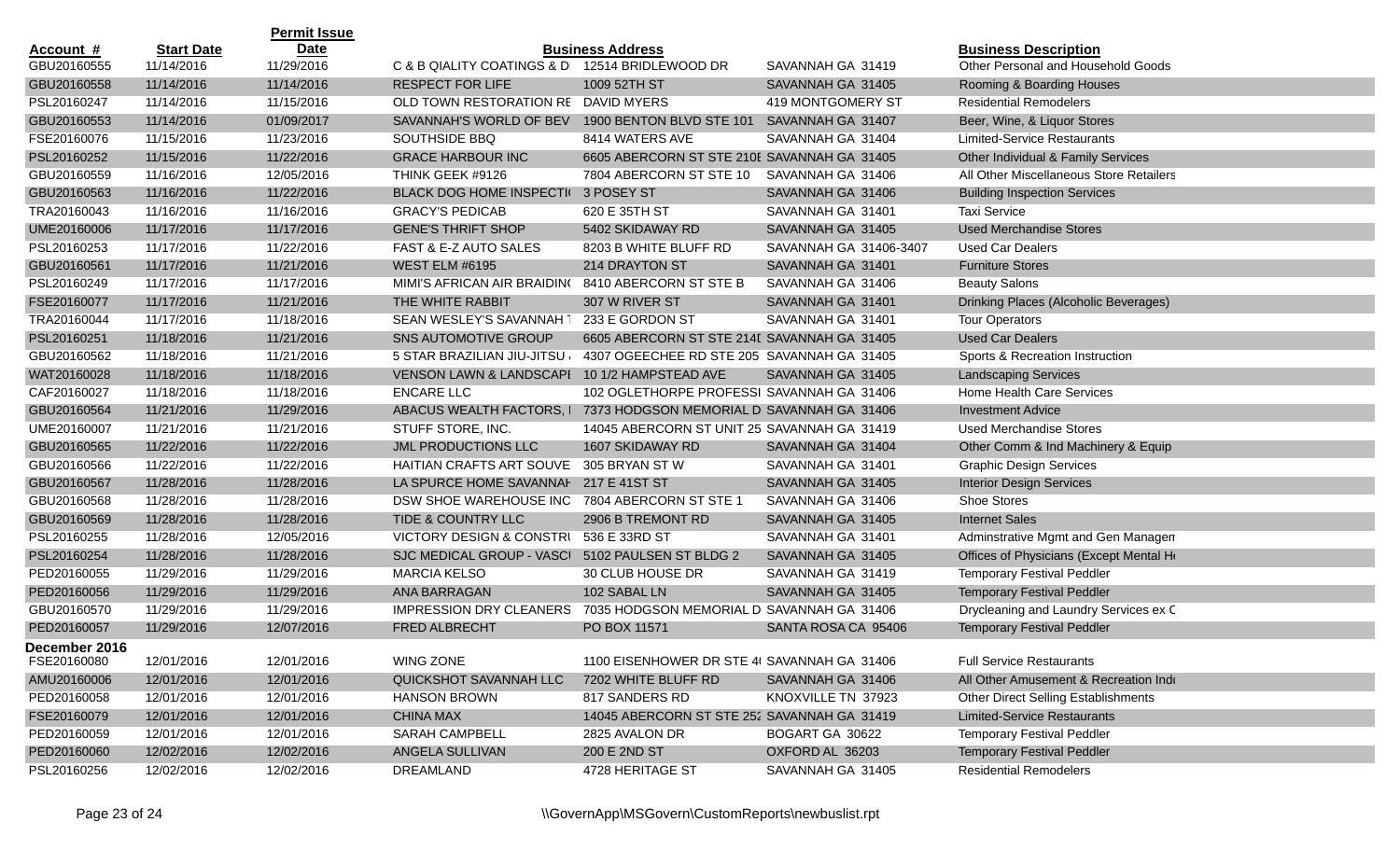| Account # | Start Date | Permit Issue Date | | Business Address | | Business Description |
|---|---|---|---|---|---|---|
| GBU20160555 | 11/14/2016 | 11/29/2016 | C & B QIALITY COATINGS & D | 12514 BRIDLEWOOD DR | SAVANNAH GA 31419 | Other Personal and Household Goods |
| GBU20160558 | 11/14/2016 | 11/14/2016 | RESPECT FOR LIFE | 1009 52TH ST | SAVANNAH GA 31405 | Rooming & Boarding Houses |
| PSL20160247 | 11/14/2016 | 11/15/2016 | OLD TOWN RESTORATION RE | DAVID MYERS | 419 MONTGOMERY ST | Residential Remodelers |
| GBU20160553 | 11/14/2016 | 01/09/2017 | SAVANNAH'S WORLD OF BEV | 1900 BENTON BLVD STE 101 | SAVANNAH GA 31407 | Beer, Wine, & Liquor Stores |
| FSE20160076 | 11/15/2016 | 11/23/2016 | SOUTHSIDE BBQ | 8414 WATERS AVE | SAVANNAH GA 31404 | Limited-Service Restaurants |
| PSL20160252 | 11/15/2016 | 11/22/2016 | GRACE HARBOUR INC | 6605 ABERCORN ST STE 210E | SAVANNAH GA 31405 | Other Individual & Family Services |
| GBU20160559 | 11/16/2016 | 12/05/2016 | THINK GEEK #9126 | 7804 ABERCORN ST STE 10 | SAVANNAH GA 31406 | All Other Miscellaneous Store Retailers |
| GBU20160563 | 11/16/2016 | 11/22/2016 | BLACK DOG HOME INSPECTI | 3 POSEY ST | SAVANNAH GA 31406 | Building Inspection Services |
| TRA20160043 | 11/16/2016 | 11/16/2016 | GRACY'S PEDICAB | 620 E 35TH ST | SAVANNAH GA 31401 | Taxi Service |
| UME20160006 | 11/17/2016 | 11/17/2016 | GENE'S THRIFT SHOP | 5402 SKIDAWAY RD | SAVANNAH GA 31405 | Used Merchandise Stores |
| PSL20160253 | 11/17/2016 | 11/22/2016 | FAST & E-Z AUTO SALES | 8203 B WHITE BLUFF RD | SAVANNAH GA 31406-3407 | Used Car Dealers |
| GBU20160561 | 11/17/2016 | 11/21/2016 | WEST ELM #6195 | 214 DRAYTON ST | SAVANNAH GA 31401 | Furniture Stores |
| PSL20160249 | 11/17/2016 | 11/17/2016 | MIMI'S AFRICAN AIR BRAIDIN | 8410 ABERCORN ST STE B | SAVANNAH GA 31406 | Beauty Salons |
| FSE20160077 | 11/17/2016 | 11/21/2016 | THE WHITE RABBIT | 307 W RIVER ST | SAVANNAH GA 31401 | Drinking Places (Alcoholic Beverages) |
| TRA20160044 | 11/17/2016 | 11/18/2016 | SEAN WESLEY'S SAVANNAH T | 233 E GORDON ST | SAVANNAH GA 31401 | Tour Operators |
| PSL20160251 | 11/18/2016 | 11/21/2016 | SNS AUTOMOTIVE GROUP | 6605 ABERCORN ST STE 214I | SAVANNAH GA 31405 | Used Car Dealers |
| GBU20160562 | 11/18/2016 | 11/21/2016 | 5 STAR BRAZILIAN JIU-JITSU | 4307 OGEECHEE RD STE 205 | SAVANNAH GA 31405 | Sports & Recreation Instruction |
| WAT20160028 | 11/18/2016 | 11/18/2016 | VENSON LAWN & LANDSCAPI | 10 1/2 HAMPSTEAD AVE | SAVANNAH GA 31405 | Landscaping Services |
| CAF20160027 | 11/18/2016 | 11/18/2016 | ENCARE LLC | 102 OGLETHORPE PROFESSI | SAVANNAH GA 31406 | Home Health Care Services |
| GBU20160564 | 11/21/2016 | 11/29/2016 | ABACUS WEALTH FACTORS, I | 7373 HODGSON MEMORIAL D | SAVANNAH GA 31406 | Investment Advice |
| UME20160007 | 11/21/2016 | 11/21/2016 | STUFF STORE, INC. | 14045 ABERCORN ST UNIT 25 | SAVANNAH GA 31419 | Used Merchandise Stores |
| GBU20160565 | 11/22/2016 | 11/22/2016 | JML PRODUCTIONS LLC | 1607 SKIDAWAY RD | SAVANNAH GA 31404 | Other Comm & Ind Machinery & Equip |
| GBU20160566 | 11/22/2016 | 11/22/2016 | HAITIAN CRAFTS ART SOUVE | 305 BRYAN ST W | SAVANNAH GA 31401 | Graphic Design Services |
| GBU20160567 | 11/28/2016 | 11/28/2016 | LA SPURCE HOME SAVANNAH | 217 E 41ST ST | SAVANNAH GA 31405 | Interior Design Services |
| GBU20160568 | 11/28/2016 | 11/28/2016 | DSW SHOE WAREHOUSE INC | 7804 ABERCORN ST STE 1 | SAVANNAH GA 31406 | Shoe Stores |
| GBU20160569 | 11/28/2016 | 11/28/2016 | TIDE & COUNTRY LLC | 2906 B TREMONT RD | SAVANNAH GA 31405 | Internet Sales |
| PSL20160255 | 11/28/2016 | 12/05/2016 | VICTORY DESIGN & CONSTRU | 536 E 33RD ST | SAVANNAH GA 31401 | Adminstrative Mgmt and Gen Managen |
| PSL20160254 | 11/28/2016 | 11/28/2016 | SJC MEDICAL GROUP - VASCU | 5102 PAULSEN ST BLDG 2 | SAVANNAH GA 31405 | Offices of Physicians (Except Mental He |
| PED20160055 | 11/29/2016 | 11/29/2016 | MARCIA KELSO | 30 CLUB HOUSE DR | SAVANNAH GA 31419 | Temporary Festival Peddler |
| PED20160056 | 11/29/2016 | 11/29/2016 | ANA BARRAGAN | 102 SABAL LN | SAVANNAH GA 31405 | Temporary Festival Peddler |
| GBU20160570 | 11/29/2016 | 11/29/2016 | IMPRESSION DRY CLEANERS | 7035 HODGSON MEMORIAL D | SAVANNAH GA 31406 | Drycleaning and Laundry Services ex C |
| PED20160057 | 11/29/2016 | 12/07/2016 | FRED ALBRECHT | PO BOX 11571 | SANTA ROSA CA 95406 | Temporary Festival Peddler |
| **December 2016** | | | | | | |
| FSE20160080 | 12/01/2016 | 12/01/2016 | WING ZONE | 1100 EISENHOWER DR STE 40 | SAVANNAH GA 31406 | Full Service Restaurants |
| AMU20160006 | 12/01/2016 | 12/01/2016 | QUICKSHOT SAVANNAH LLC | 7202 WHITE BLUFF RD | SAVANNAH GA 31406 | All Other Amusement & Recreation Indu |
| PED20160058 | 12/01/2016 | 12/01/2016 | HANSON BROWN | 817 SANDERS RD | KNOXVILLE TN 37923 | Other Direct Selling Establishments |
| FSE20160079 | 12/01/2016 | 12/01/2016 | CHINA MAX | 14045 ABERCORN ST STE 252 | SAVANNAH GA 31419 | Limited-Service Restaurants |
| PED20160059 | 12/01/2016 | 12/01/2016 | SARAH CAMPBELL | 2825 AVALON DR | BOGART GA 30622 | Temporary Festival Peddler |
| PED20160060 | 12/02/2016 | 12/02/2016 | ANGELA SULLIVAN | 200 E 2ND ST | OXFORD AL 36203 | Temporary Festival Peddler |
| PSL20160256 | 12/02/2016 | 12/02/2016 | DREAMLAND | 4728 HERITAGE ST | SAVANNAH GA 31405 | Residential Remodelers |

\\GovernApp\MSGovern\CustomReports\newbuslist.rpt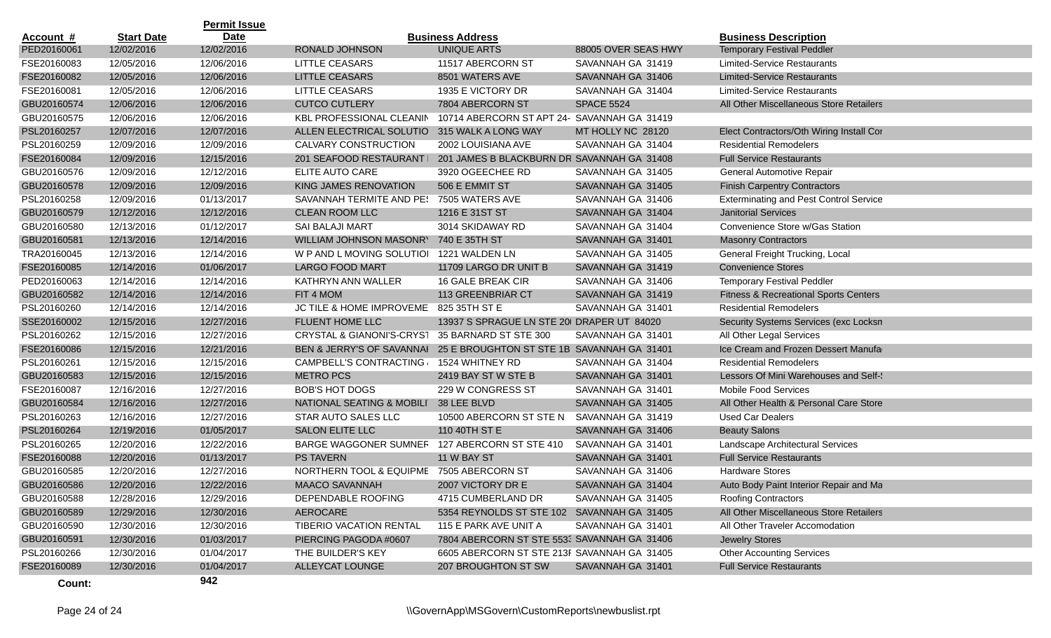| Account # | Start Date | Permit Issue Date | | Business Address | | Business Description |
|---|---|---|---|---|---|---|
| PED20160061 | 12/02/2016 | 12/02/2016 | RONALD JOHNSON | UNIQUE ARTS | 88005 OVER SEAS HWY | Temporary Festival Peddler |
| FSE20160083 | 12/05/2016 | 12/06/2016 | LITTLE CEASARS | 11517 ABERCORN ST | SAVANNAH GA 31419 | Limited-Service Restaurants |
| FSE20160082 | 12/05/2016 | 12/06/2016 | LITTLE CEASARS | 8501 WATERS AVE | SAVANNAH GA 31406 | Limited-Service Restaurants |
| FSE20160081 | 12/05/2016 | 12/06/2016 | LITTLE CEASARS | 1935 E VICTORY DR | SAVANNAH GA 31404 | Limited-Service Restaurants |
| GBU20160574 | 12/06/2016 | 12/06/2016 | CUTCO CUTLERY | 7804 ABERCORN ST | SPACE 5524 | All Other Miscellaneous Store Retailers |
| GBU20160575 | 12/06/2016 | 12/06/2016 | KBL PROFESSIONAL CLEANIN | 10714 ABERCORN ST APT 24- | SAVANNAH GA 31419 | |
| PSL20160257 | 12/07/2016 | 12/07/2016 | ALLEN ELECTRICAL SOLUTIO | 315 WALK A LONG WAY | MT HOLLY NC 28120 | Elect Contractors/Oth Wiring Install Cor |
| PSL20160259 | 12/09/2016 | 12/09/2016 | CALVARY CONSTRUCTION | 2002 LOUISIANA AVE | SAVANNAH GA 31404 | Residential Remodelers |
| FSE20160084 | 12/09/2016 | 12/15/2016 | 201 SEAFOOD RESTAURANT | 201 JAMES B BLACKBURN DR | SAVANNAH GA 31408 | Full Service Restaurants |
| GBU20160576 | 12/09/2016 | 12/12/2016 | ELITE AUTO CARE | 3920 OGEECHEE RD | SAVANNAH GA 31405 | General Automotive Repair |
| GBU20160578 | 12/09/2016 | 12/09/2016 | KING JAMES RENOVATION | 506 E EMMIT ST | SAVANNAH GA 31405 | Finish Carpentry Contractors |
| PSL20160258 | 12/09/2016 | 01/13/2017 | SAVANNAH TERMITE AND PES | 7505 WATERS AVE | SAVANNAH GA 31406 | Exterminating and Pest Control Service |
| GBU20160579 | 12/12/2016 | 12/12/2016 | CLEAN ROOM LLC | 1216 E 31ST ST | SAVANNAH GA 31404 | Janitorial Services |
| GBU20160580 | 12/13/2016 | 01/12/2017 | SAI BALAJI MART | 3014 SKIDAWAY RD | SAVANNAH GA 31404 | Convenience Store w/Gas Station |
| GBU20160581 | 12/13/2016 | 12/14/2016 | WILLIAM JOHNSON MASONRY | 740 E 35TH ST | SAVANNAH GA 31401 | Masonry Contractors |
| TRA20160045 | 12/13/2016 | 12/14/2016 | W P AND L MOVING SOLUTIOI | 1221 WALDEN LN | SAVANNAH GA 31405 | General Freight Trucking, Local |
| FSE20160085 | 12/14/2016 | 01/06/2017 | LARGO FOOD MART | 11709 LARGO DR UNIT B | SAVANNAH GA 31419 | Convenience Stores |
| PED20160063 | 12/14/2016 | 12/14/2016 | KATHRYN ANN WALLER | 16 GALE BREAK CIR | SAVANNAH GA 31406 | Temporary Festival Peddler |
| GBU20160582 | 12/14/2016 | 12/14/2016 | FIT 4 MOM | 113 GREENBRIAR CT | SAVANNAH GA 31419 | Fitness & Recreational Sports Centers |
| PSL20160260 | 12/14/2016 | 12/14/2016 | JC TILE & HOME IMPROVEME | 825 35TH ST E | SAVANNAH GA 31401 | Residential Remodelers |
| SSE20160002 | 12/15/2016 | 12/27/2016 | FLUENT HOME LLC | 13937 S SPRAGUE LN STE 20 | DRAPER UT 84020 | Security Systems Services (exc Locksn |
| PSL20160262 | 12/15/2016 | 12/27/2016 | CRYSTAL & GIANONI'S-CRYST | 35 BARNARD ST STE 300 | SAVANNAH GA 31401 | All Other Legal Services |
| FSE20160086 | 12/15/2016 | 12/21/2016 | BEN & JERRY'S OF SAVANNAI | 25 E BROUGHTON ST STE 1B | SAVANNAH GA 31401 | Ice Cream and Frozen Dessert Manufa |
| PSL20160261 | 12/15/2016 | 12/15/2016 | CAMPBELL'S CONTRACTING | 1524 WHITNEY RD | SAVANNAH GA 31404 | Residential Remodelers |
| GBU20160583 | 12/15/2016 | 12/15/2016 | METRO PCS | 2419 BAY ST W STE B | SAVANNAH GA 31401 | Lessors Of Mini Warehouses and Self-S |
| FSE20160087 | 12/16/2016 | 12/27/2016 | BOB'S HOT DOGS | 229 W CONGRESS ST | SAVANNAH GA 31401 | Mobile Food Services |
| GBU20160584 | 12/16/2016 | 12/27/2016 | NATIONAL SEATING & MOBILI | 38 LEE BLVD | SAVANNAH GA 31405 | All Other Health & Personal Care Store |
| PSL20160263 | 12/16/2016 | 12/27/2016 | STAR AUTO SALES LLC | 10500 ABERCORN ST STE N | SAVANNAH GA 31419 | Used Car Dealers |
| PSL20160264 | 12/19/2016 | 01/05/2017 | SALON ELITE LLC | 110 40TH ST E | SAVANNAH GA 31406 | Beauty Salons |
| PSL20160265 | 12/20/2016 | 12/22/2016 | BARGE WAGGONER SUMNER | 127 ABERCORN ST STE 410 | SAVANNAH GA 31401 | Landscape Architectural Services |
| FSE20160088 | 12/20/2016 | 01/13/2017 | PS TAVERN | 11 W BAY ST | SAVANNAH GA 31401 | Full Service Restaurants |
| GBU20160585 | 12/20/2016 | 12/27/2016 | NORTHERN TOOL & EQUIPME | 7505 ABERCORN ST | SAVANNAH GA 31406 | Hardware Stores |
| GBU20160586 | 12/20/2016 | 12/22/2016 | MAACO SAVANNAH | 2007 VICTORY DR E | SAVANNAH GA 31404 | Auto Body Paint Interior Repair and Ma |
| GBU20160588 | 12/28/2016 | 12/29/2016 | DEPENDABLE ROOFING | 4715 CUMBERLAND DR | SAVANNAH GA 31405 | Roofing Contractors |
| GBU20160589 | 12/29/2016 | 12/30/2016 | AEROCARE | 5354 REYNOLDS ST STE 102 | SAVANNAH GA 31405 | All Other Miscellaneous Store Retailers |
| GBU20160590 | 12/30/2016 | 12/30/2016 | TIBERIO VACATION RENTAL | 115 E PARK AVE UNIT A | SAVANNAH GA 31401 | All Other Traveler Accomodation |
| GBU20160591 | 12/30/2016 | 01/03/2017 | PIERCING PAGODA #0607 | 7804 ABERCORN ST STE 553 | SAVANNAH GA 31406 | Jewelry Stores |
| PSL20160266 | 12/30/2016 | 01/04/2017 | THE BUILDER'S KEY | 6605 ABERCORN ST STE 213F | SAVANNAH GA 31405 | Other Accounting Services |
| FSE20160089 | 12/30/2016 | 01/04/2017 | ALLEYCAT LOUNGE | 207 BROUGHTON ST SW | SAVANNAH GA 31401 | Full Service Restaurants |

**Count:** 942

\\GovernApp\MSGovern\CustomReports\newbuslist.rpt